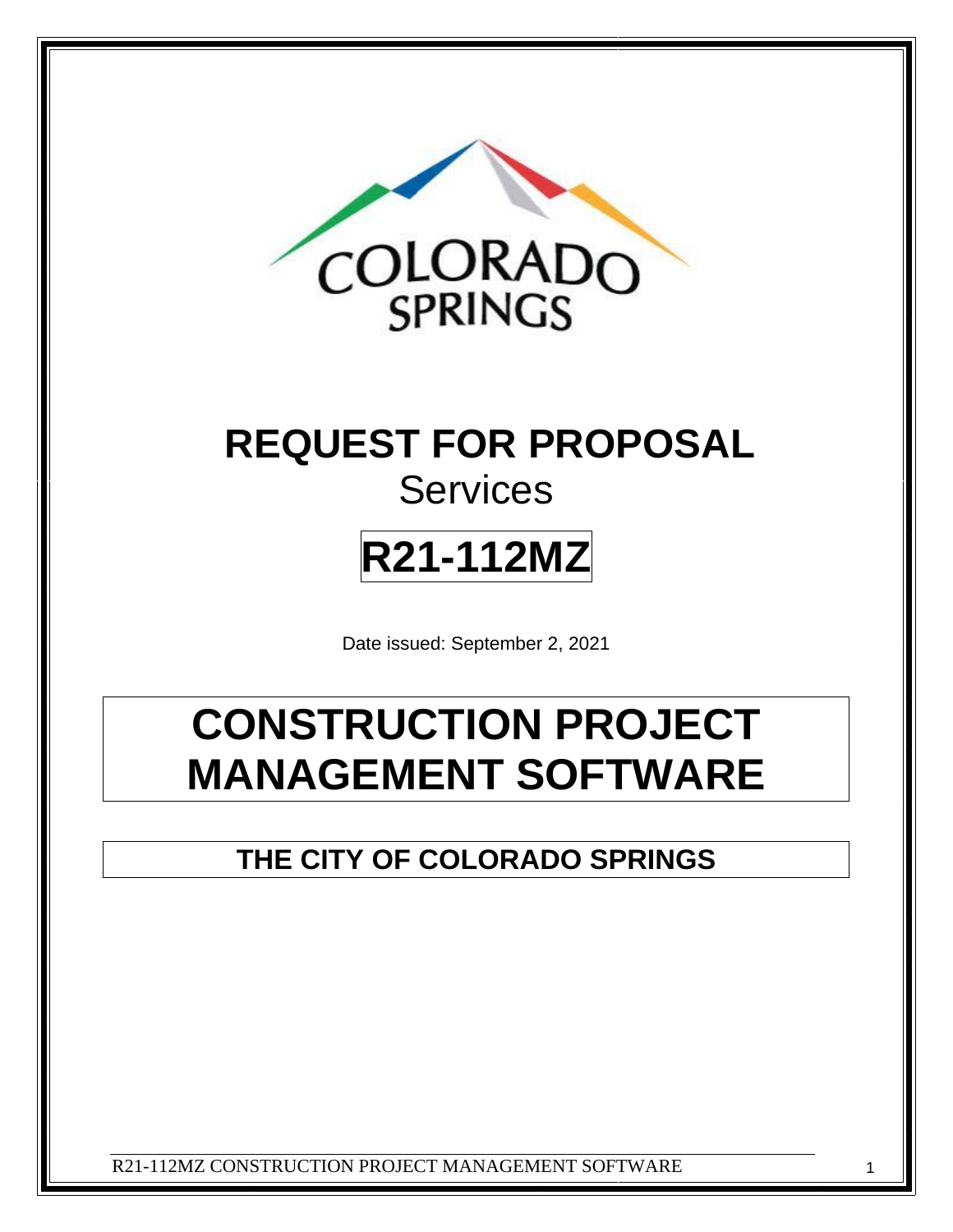COLORADO SPRINGS

# REQUEST FOR PROPOSAL

Services

# R21-112MZ

Date issued: September 2, 2021

# CONSTRUCTION PROJECT MANAGEMENT SOFTWARE

## THE CITY OF COLORADO SPRINGS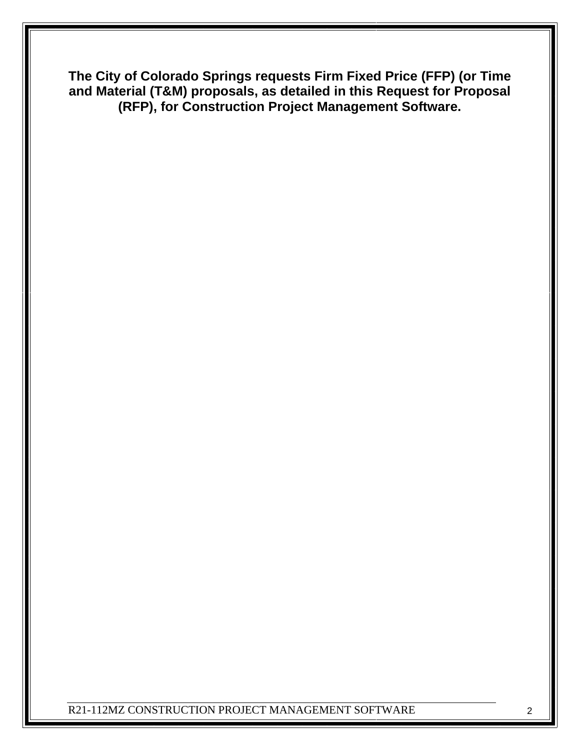**The City of Colorado Springs requests Firm Fixed Price (FFP) (or Time and Material (T&M) proposals, as detailed in this Request for Proposal (RFP), for Construction Project Management Software.**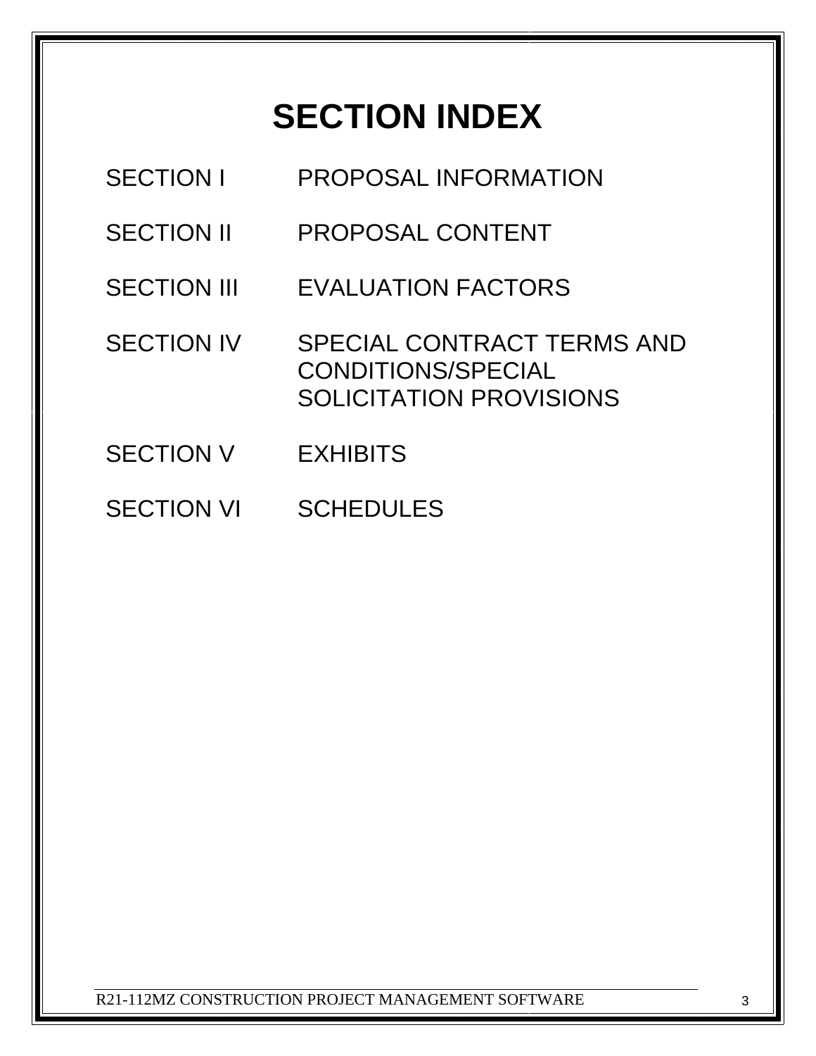# SECTION INDEX

| | |
|---|---|
| SECTION I | PROPOSAL INFORMATION |
| SECTION II | PROPOSAL CONTENT |
| SECTION III | EVALUATION FACTORS |
| SECTION IV | SPECIAL CONTRACT TERMS AND CONDITIONS/SPECIAL SOLICITATION PROVISIONS |
| SECTION V | EXHIBITS |
| SECTION VI | SCHEDULES |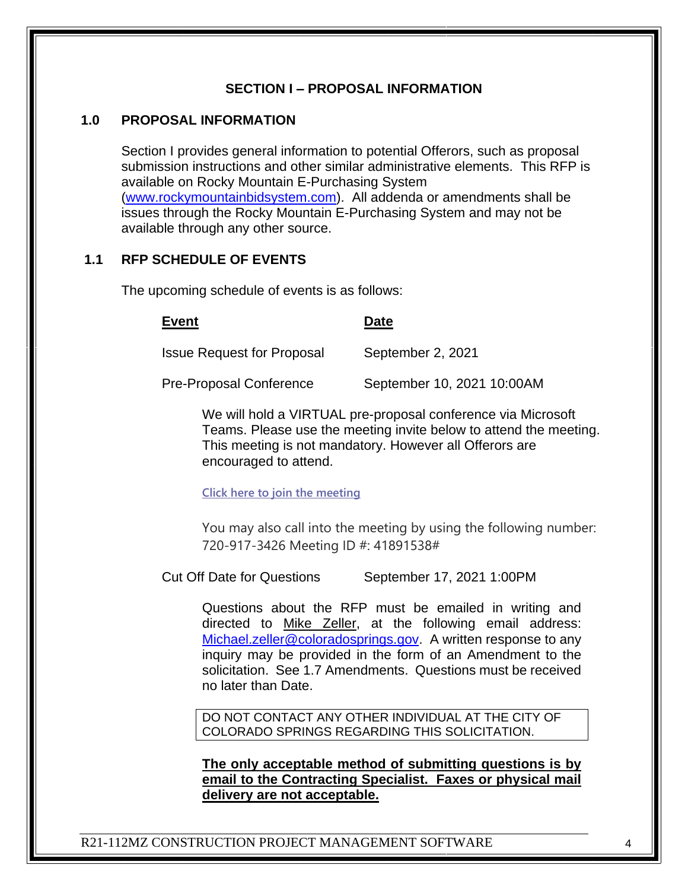## SECTION I – PROPOSAL INFORMATION

### 1.0 PROPOSAL INFORMATION

Section I provides general information to potential Offerors, such as proposal submission instructions and other similar administrative elements. This RFP is available on Rocky Mountain E-Purchasing System (www.rockymountainbidsystem.com). All addenda or amendments shall be issues through the Rocky Mountain E-Purchasing System and may not be available through any other source.

### 1.1 RFP SCHEDULE OF EVENTS

The upcoming schedule of events is as follows:

| Event | Date |
|---|---|
| Issue Request for Proposal | September 2, 2021 |
| Pre-Proposal Conference | September 10, 2021 10:00AM |

We will hold a VIRTUAL pre-proposal conference via Microsoft Teams. Please use the meeting invite below to attend the meeting. This meeting is not mandatory. However all Offerors are encouraged to attend.

Click here to join the meeting

You may also call into the meeting by using the following number: 720-917-3426 Meeting ID #: 41891538#

| | |
|---|---|
| Cut Off Date for Questions | September 17, 2021 1:00PM |

Questions about the RFP must be emailed in writing and directed to Mike Zeller, at the following email address: Michael.zeller@coloradosprings.gov. A written response to any inquiry may be provided in the form of an Amendment to the solicitation. See 1.7 Amendments. Questions must be received no later than Date.

DO NOT CONTACT ANY OTHER INDIVIDUAL AT THE CITY OF COLORADO SPRINGS REGARDING THIS SOLICITATION.

**The only acceptable method of submitting questions is by email to the Contracting Specialist. Faxes or physical mail delivery are not acceptable.**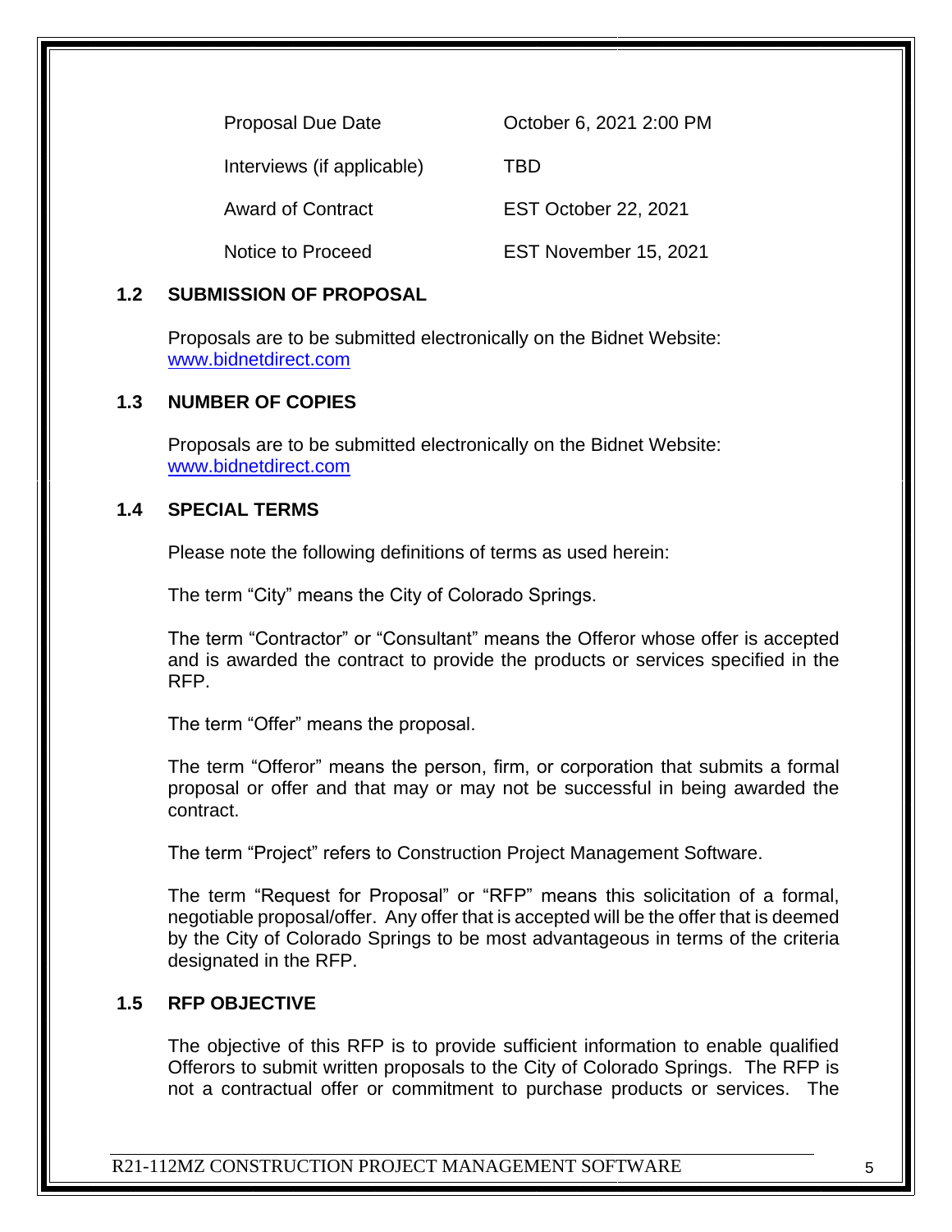| | |
|---|---|
| Proposal Due Date | October 6, 2021 2:00 PM |
| Interviews (if applicable) | TBD |
| Award of Contract | EST October 22, 2021 |
| Notice to Proceed | EST November 15, 2021 |

## 1.2 SUBMISSION OF PROPOSAL

Proposals are to be submitted electronically on the Bidnet Website: www.bidnetdirect.com

## 1.3 NUMBER OF COPIES

Proposals are to be submitted electronically on the Bidnet Website: www.bidnetdirect.com

## 1.4 SPECIAL TERMS

Please note the following definitions of terms as used herein:

The term "City" means the City of Colorado Springs.

The term "Contractor" or "Consultant" means the Offeror whose offer is accepted and is awarded the contract to provide the products or services specified in the RFP.

The term "Offer" means the proposal.

The term "Offeror" means the person, firm, or corporation that submits a formal proposal or offer and that may or may not be successful in being awarded the contract.

The term "Project" refers to Construction Project Management Software.

The term "Request for Proposal" or "RFP" means this solicitation of a formal, negotiable proposal/offer. Any offer that is accepted will be the offer that is deemed by the City of Colorado Springs to be most advantageous in terms of the criteria designated in the RFP.

## 1.5 RFP OBJECTIVE

The objective of this RFP is to provide sufficient information to enable qualified Offerors to submit written proposals to the City of Colorado Springs. The RFP is not a contractual offer or commitment to purchase products or services. The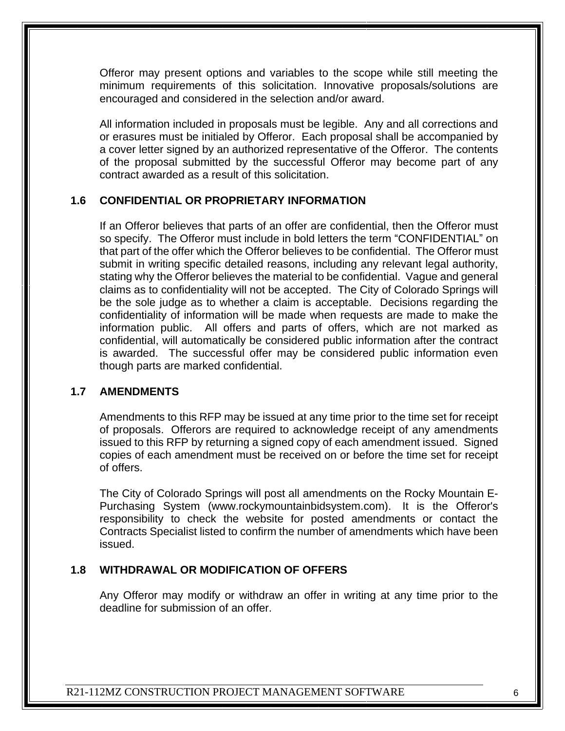Offeror may present options and variables to the scope while still meeting the minimum requirements of this solicitation. Innovative proposals/solutions are encouraged and considered in the selection and/or award.

All information included in proposals must be legible. Any and all corrections and or erasures must be initialed by Offeror. Each proposal shall be accompanied by a cover letter signed by an authorized representative of the Offeror. The contents of the proposal submitted by the successful Offeror may become part of any contract awarded as a result of this solicitation.

### 1.6 CONFIDENTIAL OR PROPRIETARY INFORMATION

If an Offeror believes that parts of an offer are confidential, then the Offeror must so specify. The Offeror must include in bold letters the term “CONFIDENTIAL” on that part of the offer which the Offeror believes to be confidential. The Offeror must submit in writing specific detailed reasons, including any relevant legal authority, stating why the Offeror believes the material to be confidential. Vague and general claims as to confidentiality will not be accepted. The City of Colorado Springs will be the sole judge as to whether a claim is acceptable. Decisions regarding the confidentiality of information will be made when requests are made to make the information public. All offers and parts of offers, which are not marked as confidential, will automatically be considered public information after the contract is awarded. The successful offer may be considered public information even though parts are marked confidential.

### 1.7 AMENDMENTS

Amendments to this RFP may be issued at any time prior to the time set for receipt of proposals. Offerors are required to acknowledge receipt of any amendments issued to this RFP by returning a signed copy of each amendment issued. Signed copies of each amendment must be received on or before the time set for receipt of offers.

The City of Colorado Springs will post all amendments on the Rocky Mountain E-Purchasing System (www.rockymountainbidsystem.com). It is the Offeror's responsibility to check the website for posted amendments or contact the Contracts Specialist listed to confirm the number of amendments which have been issued.

### 1.8 WITHDRAWAL OR MODIFICATION OF OFFERS

Any Offeror may modify or withdraw an offer in writing at any time prior to the deadline for submission of an offer.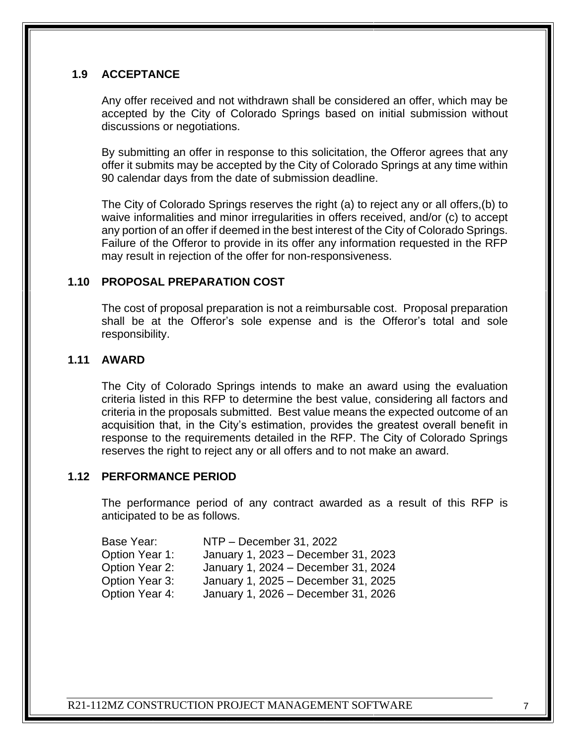## 1.9 ACCEPTANCE

Any offer received and not withdrawn shall be considered an offer, which may be accepted by the City of Colorado Springs based on initial submission without discussions or negotiations.

By submitting an offer in response to this solicitation, the Offeror agrees that any offer it submits may be accepted by the City of Colorado Springs at any time within 90 calendar days from the date of submission deadline.

The City of Colorado Springs reserves the right (a) to reject any or all offers,(b) to waive informalities and minor irregularities in offers received, and/or (c) to accept any portion of an offer if deemed in the best interest of the City of Colorado Springs. Failure of the Offeror to provide in its offer any information requested in the RFP may result in rejection of the offer for non-responsiveness.

## 1.10 PROPOSAL PREPARATION COST

The cost of proposal preparation is not a reimbursable cost. Proposal preparation shall be at the Offeror's sole expense and is the Offeror's total and sole responsibility.

## 1.11 AWARD

The City of Colorado Springs intends to make an award using the evaluation criteria listed in this RFP to determine the best value, considering all factors and criteria in the proposals submitted. Best value means the expected outcome of an acquisition that, in the City's estimation, provides the greatest overall benefit in response to the requirements detailed in the RFP. The City of Colorado Springs reserves the right to reject any or all offers and to not make an award.

## 1.12 PERFORMANCE PERIOD

The performance period of any contract awarded as a result of this RFP is anticipated to be as follows.

| | |
|---|---|
| Base Year: | NTP – December 31, 2022 |
| Option Year 1: | January 1, 2023 – December 31, 2023 |
| Option Year 2: | January 1, 2024 – December 31, 2024 |
| Option Year 3: | January 1, 2025 – December 31, 2025 |
| Option Year 4: | January 1, 2026 – December 31, 2026 |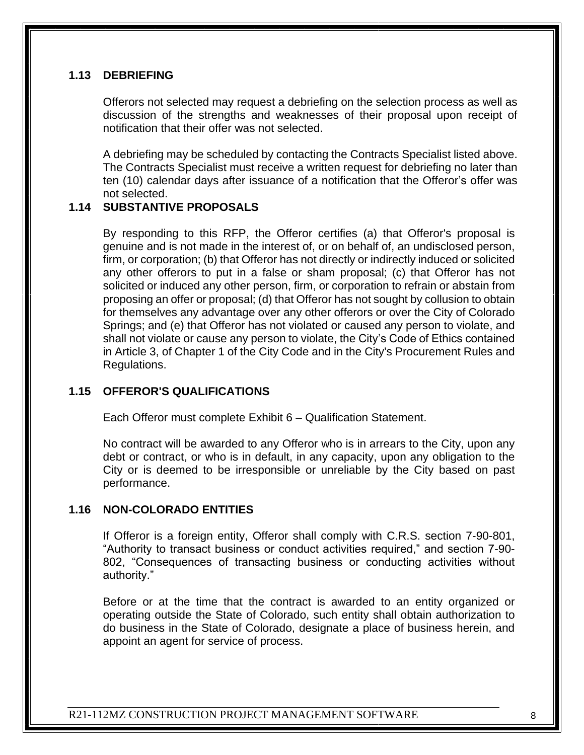### 1.13 DEBRIEFING

Offerors not selected may request a debriefing on the selection process as well as discussion of the strengths and weaknesses of their proposal upon receipt of notification that their offer was not selected.

A debriefing may be scheduled by contacting the Contracts Specialist listed above. The Contracts Specialist must receive a written request for debriefing no later than ten (10) calendar days after issuance of a notification that the Offeror's offer was not selected.

### 1.14 SUBSTANTIVE PROPOSALS

By responding to this RFP, the Offeror certifies (a) that Offeror's proposal is genuine and is not made in the interest of, or on behalf of, an undisclosed person, firm, or corporation; (b) that Offeror has not directly or indirectly induced or solicited any other offerors to put in a false or sham proposal; (c) that Offeror has not solicited or induced any other person, firm, or corporation to refrain or abstain from proposing an offer or proposal; (d) that Offeror has not sought by collusion to obtain for themselves any advantage over any other offerors or over the City of Colorado Springs; and (e) that Offeror has not violated or caused any person to violate, and shall not violate or cause any person to violate, the City's Code of Ethics contained in Article 3, of Chapter 1 of the City Code and in the City's Procurement Rules and Regulations.

### 1.15 OFFEROR'S QUALIFICATIONS

Each Offeror must complete Exhibit 6 – Qualification Statement.

No contract will be awarded to any Offeror who is in arrears to the City, upon any debt or contract, or who is in default, in any capacity, upon any obligation to the City or is deemed to be irresponsible or unreliable by the City based on past performance.

### 1.16 NON-COLORADO ENTITIES

If Offeror is a foreign entity, Offeror shall comply with C.R.S. section 7-90-801, "Authority to transact business or conduct activities required," and section 7-90-802, "Consequences of transacting business or conducting activities without authority."

Before or at the time that the contract is awarded to an entity organized or operating outside the State of Colorado, such entity shall obtain authorization to do business in the State of Colorado, designate a place of business herein, and appoint an agent for service of process.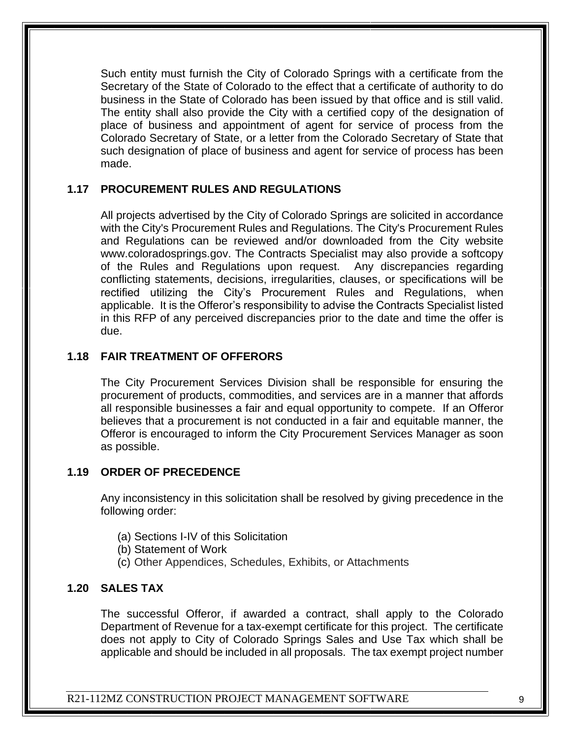Such entity must furnish the City of Colorado Springs with a certificate from the Secretary of the State of Colorado to the effect that a certificate of authority to do business in the State of Colorado has been issued by that office and is still valid. The entity shall also provide the City with a certified copy of the designation of place of business and appointment of agent for service of process from the Colorado Secretary of State, or a letter from the Colorado Secretary of State that such designation of place of business and agent for service of process has been made.

## 1.17 PROCUREMENT RULES AND REGULATIONS

All projects advertised by the City of Colorado Springs are solicited in accordance with the City's Procurement Rules and Regulations. The City's Procurement Rules and Regulations can be reviewed and/or downloaded from the City website www.coloradosprings.gov. The Contracts Specialist may also provide a softcopy of the Rules and Regulations upon request. Any discrepancies regarding conflicting statements, decisions, irregularities, clauses, or specifications will be rectified utilizing the City's Procurement Rules and Regulations, when applicable. It is the Offeror's responsibility to advise the Contracts Specialist listed in this RFP of any perceived discrepancies prior to the date and time the offer is due.

## 1.18 FAIR TREATMENT OF OFFERORS

The City Procurement Services Division shall be responsible for ensuring the procurement of products, commodities, and services are in a manner that affords all responsible businesses a fair and equal opportunity to compete. If an Offeror believes that a procurement is not conducted in a fair and equitable manner, the Offeror is encouraged to inform the City Procurement Services Manager as soon as possible.

## 1.19 ORDER OF PRECEDENCE

Any inconsistency in this solicitation shall be resolved by giving precedence in the following order:

(a) Sections I-IV of this Solicitation
(b) Statement of Work
(c) Other Appendices, Schedules, Exhibits, or Attachments

## 1.20 SALES TAX

The successful Offeror, if awarded a contract, shall apply to the Colorado Department of Revenue for a tax-exempt certificate for this project. The certificate does not apply to City of Colorado Springs Sales and Use Tax which shall be applicable and should be included in all proposals. The tax exempt project number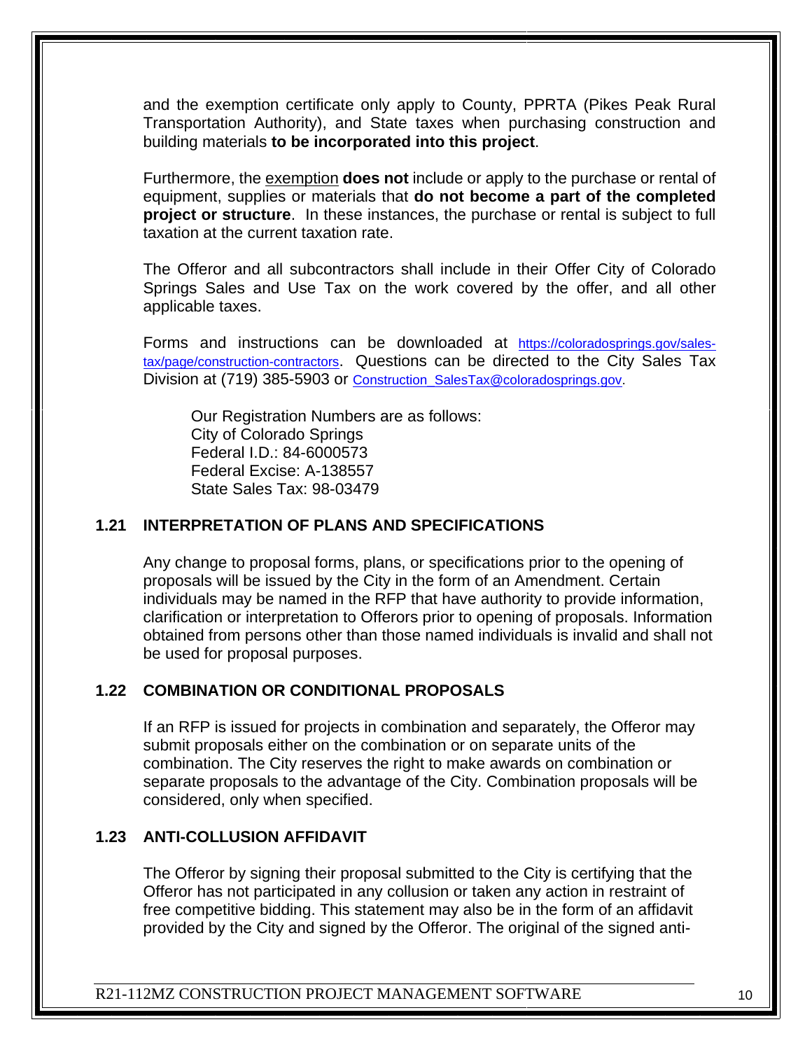and the exemption certificate only apply to County, PPRTA (Pikes Peak Rural Transportation Authority), and State taxes when purchasing construction and building materials **to be incorporated into this project**.

Furthermore, the exemption **does not** include or apply to the purchase or rental of equipment, supplies or materials that **do not become a part of the completed project or structure**. In these instances, the purchase or rental is subject to full taxation at the current taxation rate.

The Offeror and all subcontractors shall include in their Offer City of Colorado Springs Sales and Use Tax on the work covered by the offer, and all other applicable taxes.

Forms and instructions can be downloaded at https://coloradosprings.gov/sales-tax/page/construction-contractors. Questions can be directed to the City Sales Tax Division at (719) 385-5903 or Construction_SalesTax@coloradosprings.gov.

Our Registration Numbers are as follows:
City of Colorado Springs
Federal I.D.: 84-6000573
Federal Excise: A-138557
State Sales Tax: 98-03479

## 1.21 INTERPRETATION OF PLANS AND SPECIFICATIONS

Any change to proposal forms, plans, or specifications prior to the opening of proposals will be issued by the City in the form of an Amendment. Certain individuals may be named in the RFP that have authority to provide information, clarification or interpretation to Offerors prior to opening of proposals. Information obtained from persons other than those named individuals is invalid and shall not be used for proposal purposes.

## 1.22 COMBINATION OR CONDITIONAL PROPOSALS

If an RFP is issued for projects in combination and separately, the Offeror may submit proposals either on the combination or on separate units of the combination. The City reserves the right to make awards on combination or separate proposals to the advantage of the City. Combination proposals will be considered, only when specified.

## 1.23 ANTI-COLLUSION AFFIDAVIT

The Offeror by signing their proposal submitted to the City is certifying that the Offeror has not participated in any collusion or taken any action in restraint of free competitive bidding. This statement may also be in the form of an affidavit provided by the City and signed by the Offeror. The original of the signed anti-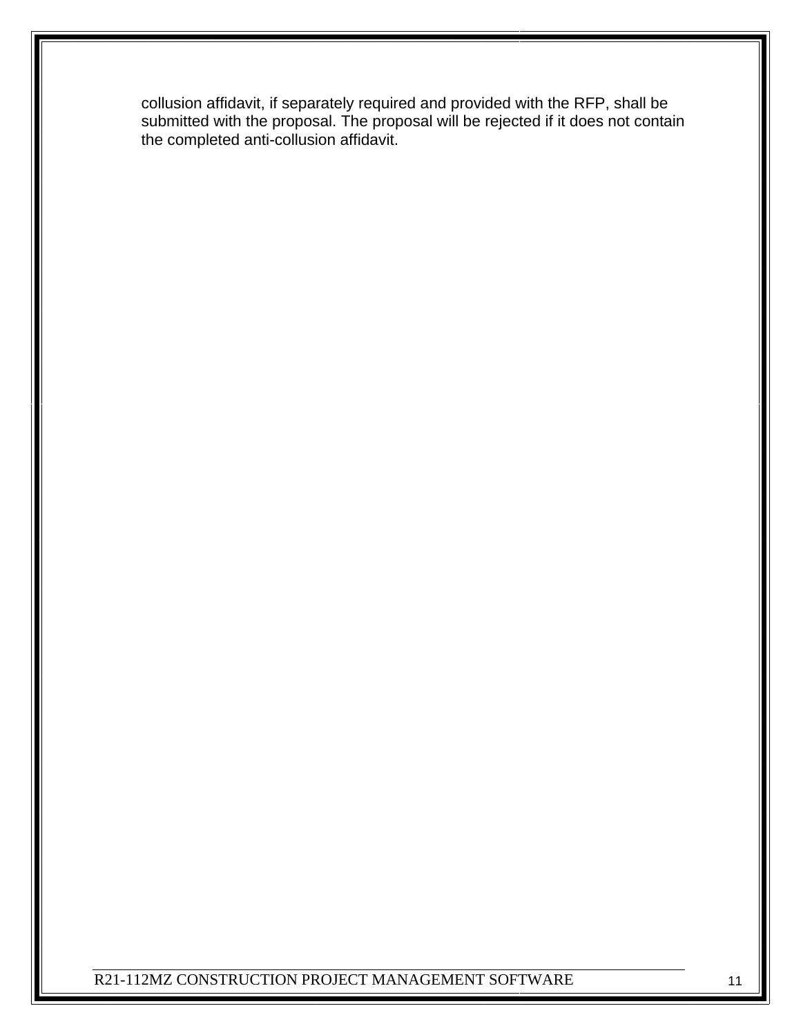collusion affidavit, if separately required and provided with the RFP, shall be submitted with the proposal. The proposal will be rejected if it does not contain the completed anti-collusion affidavit.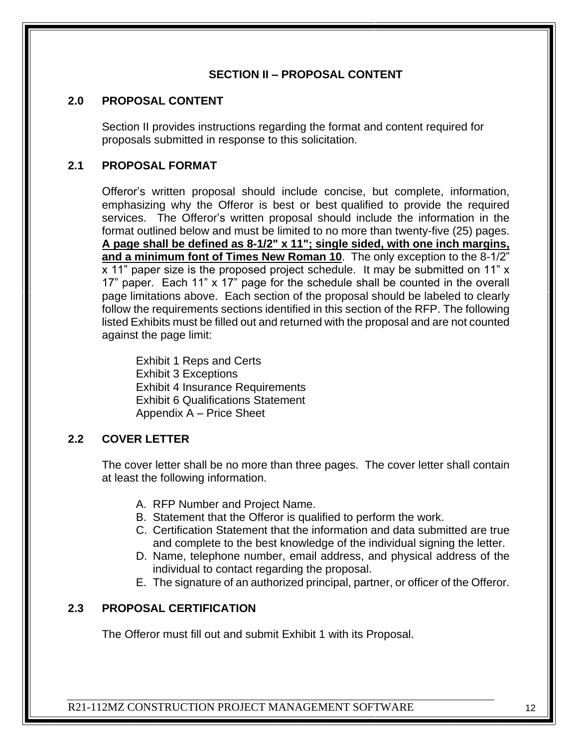## SECTION II – PROPOSAL CONTENT

### 2.0 PROPOSAL CONTENT

Section II provides instructions regarding the format and content required for proposals submitted in response to this solicitation.

### 2.1 PROPOSAL FORMAT

Offeror's written proposal should include concise, but complete, information, emphasizing why the Offeror is best or best qualified to provide the required services. The Offeror's written proposal should include the information in the format outlined below and must be limited to no more than twenty-five (25) pages. **<u>A page shall be defined as 8-1/2" x 11"; single sided, with one inch margins, and a minimum font of Times New Roman 10</u>**. The only exception to the 8-1/2" x 11" paper size is the proposed project schedule. It may be submitted on 11" x 17" paper. Each 11" x 17" page for the schedule shall be counted in the overall page limitations above. Each section of the proposal should be labeled to clearly follow the requirements sections identified in this section of the RFP. The following listed Exhibits must be filled out and returned with the proposal and are not counted against the page limit:

Exhibit 1 Reps and Certs
Exhibit 3 Exceptions
Exhibit 4 Insurance Requirements
Exhibit 6 Qualifications Statement
Appendix A – Price Sheet

### 2.2 COVER LETTER

The cover letter shall be no more than three pages. The cover letter shall contain at least the following information.

A. RFP Number and Project Name.
B. Statement that the Offeror is qualified to perform the work.
C. Certification Statement that the information and data submitted are true and complete to the best knowledge of the individual signing the letter.
D. Name, telephone number, email address, and physical address of the individual to contact regarding the proposal.
E. The signature of an authorized principal, partner, or officer of the Offeror.

### 2.3 PROPOSAL CERTIFICATION

The Offeror must fill out and submit Exhibit 1 with its Proposal.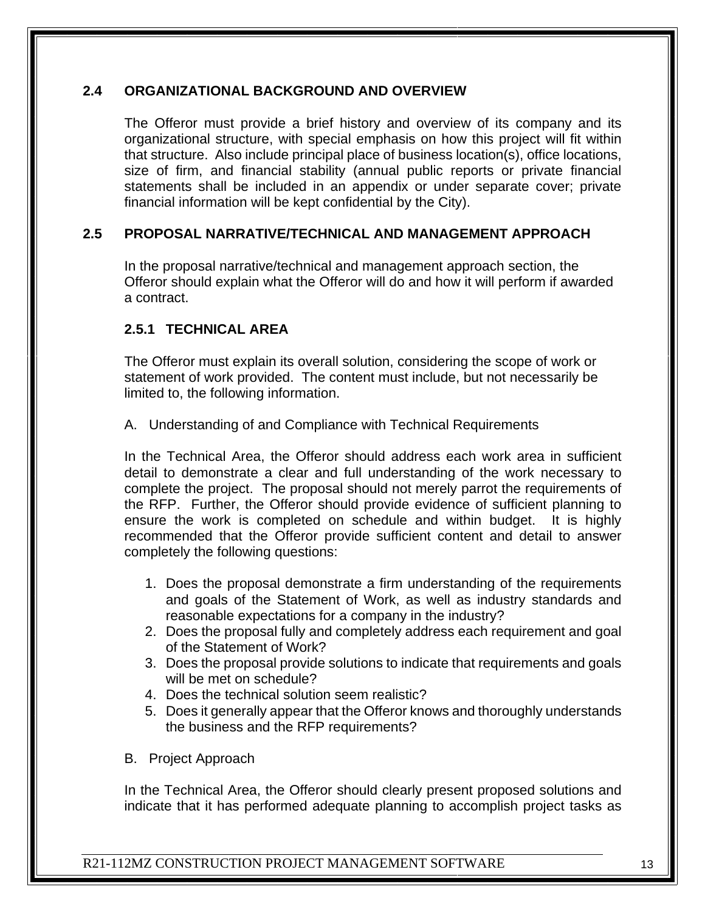## 2.4 ORGANIZATIONAL BACKGROUND AND OVERVIEW

The Offeror must provide a brief history and overview of its company and its organizational structure, with special emphasis on how this project will fit within that structure. Also include principal place of business location(s), office locations, size of firm, and financial stability (annual public reports or private financial statements shall be included in an appendix or under separate cover; private financial information will be kept confidential by the City).

## 2.5 PROPOSAL NARRATIVE/TECHNICAL AND MANAGEMENT APPROACH

In the proposal narrative/technical and management approach section, the Offeror should explain what the Offeror will do and how it will perform if awarded a contract.

### 2.5.1 TECHNICAL AREA

The Offeror must explain its overall solution, considering the scope of work or statement of work provided. The content must include, but not necessarily be limited to, the following information.

A. Understanding of and Compliance with Technical Requirements

In the Technical Area, the Offeror should address each work area in sufficient detail to demonstrate a clear and full understanding of the work necessary to complete the project. The proposal should not merely parrot the requirements of the RFP. Further, the Offeror should provide evidence of sufficient planning to ensure the work is completed on schedule and within budget. It is highly recommended that the Offeror provide sufficient content and detail to answer completely the following questions:

1. Does the proposal demonstrate a firm understanding of the requirements and goals of the Statement of Work, as well as industry standards and reasonable expectations for a company in the industry?
2. Does the proposal fully and completely address each requirement and goal of the Statement of Work?
3. Does the proposal provide solutions to indicate that requirements and goals will be met on schedule?
4. Does the technical solution seem realistic?
5. Does it generally appear that the Offeror knows and thoroughly understands the business and the RFP requirements?

B. Project Approach

In the Technical Area, the Offeror should clearly present proposed solutions and indicate that it has performed adequate planning to accomplish project tasks as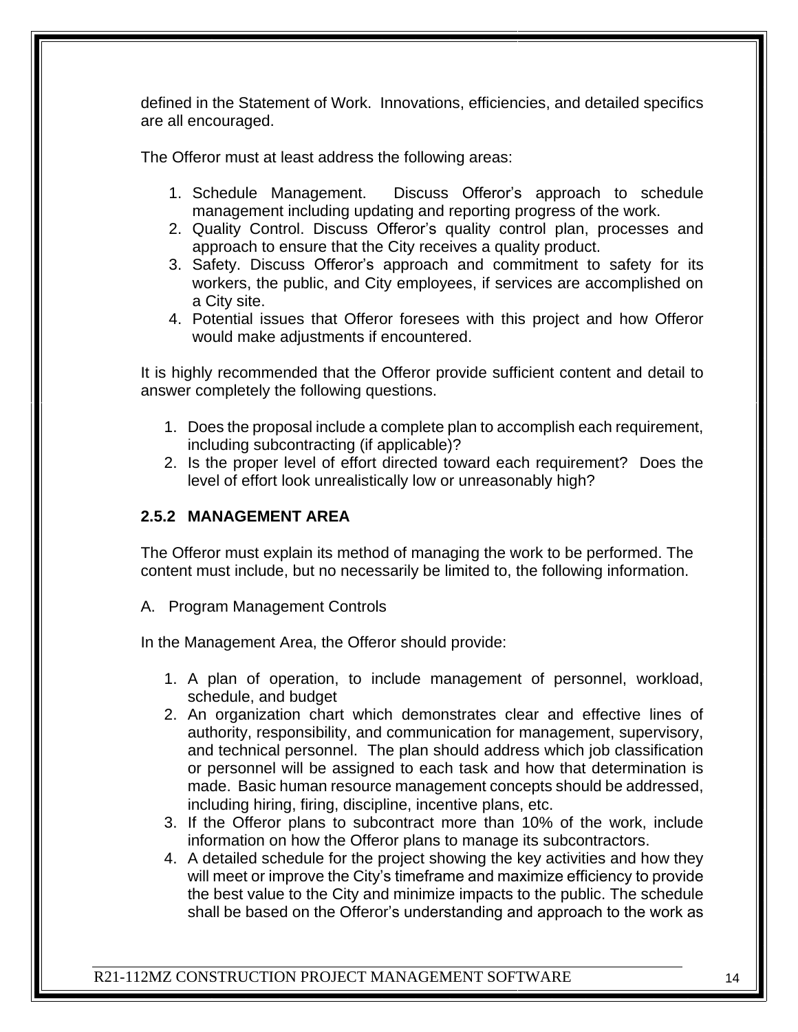defined in the Statement of Work. Innovations, efficiencies, and detailed specifics are all encouraged.

The Offeror must at least address the following areas:

1. Schedule Management. Discuss Offeror's approach to schedule management including updating and reporting progress of the work.
2. Quality Control. Discuss Offeror's quality control plan, processes and approach to ensure that the City receives a quality product.
3. Safety. Discuss Offeror's approach and commitment to safety for its workers, the public, and City employees, if services are accomplished on a City site.
4. Potential issues that Offeror foresees with this project and how Offeror would make adjustments if encountered.

It is highly recommended that the Offeror provide sufficient content and detail to answer completely the following questions.

1. Does the proposal include a complete plan to accomplish each requirement, including subcontracting (if applicable)?
2. Is the proper level of effort directed toward each requirement? Does the level of effort look unrealistically low or unreasonably high?

### 2.5.2 MANAGEMENT AREA

The Offeror must explain its method of managing the work to be performed. The content must include, but no necessarily be limited to, the following information.

A. Program Management Controls

In the Management Area, the Offeror should provide:

1. A plan of operation, to include management of personnel, workload, schedule, and budget
2. An organization chart which demonstrates clear and effective lines of authority, responsibility, and communication for management, supervisory, and technical personnel. The plan should address which job classification or personnel will be assigned to each task and how that determination is made. Basic human resource management concepts should be addressed, including hiring, firing, discipline, incentive plans, etc.
3. If the Offeror plans to subcontract more than 10% of the work, include information on how the Offeror plans to manage its subcontractors.
4. A detailed schedule for the project showing the key activities and how they will meet or improve the City's timeframe and maximize efficiency to provide the best value to the City and minimize impacts to the public. The schedule shall be based on the Offeror's understanding and approach to the work as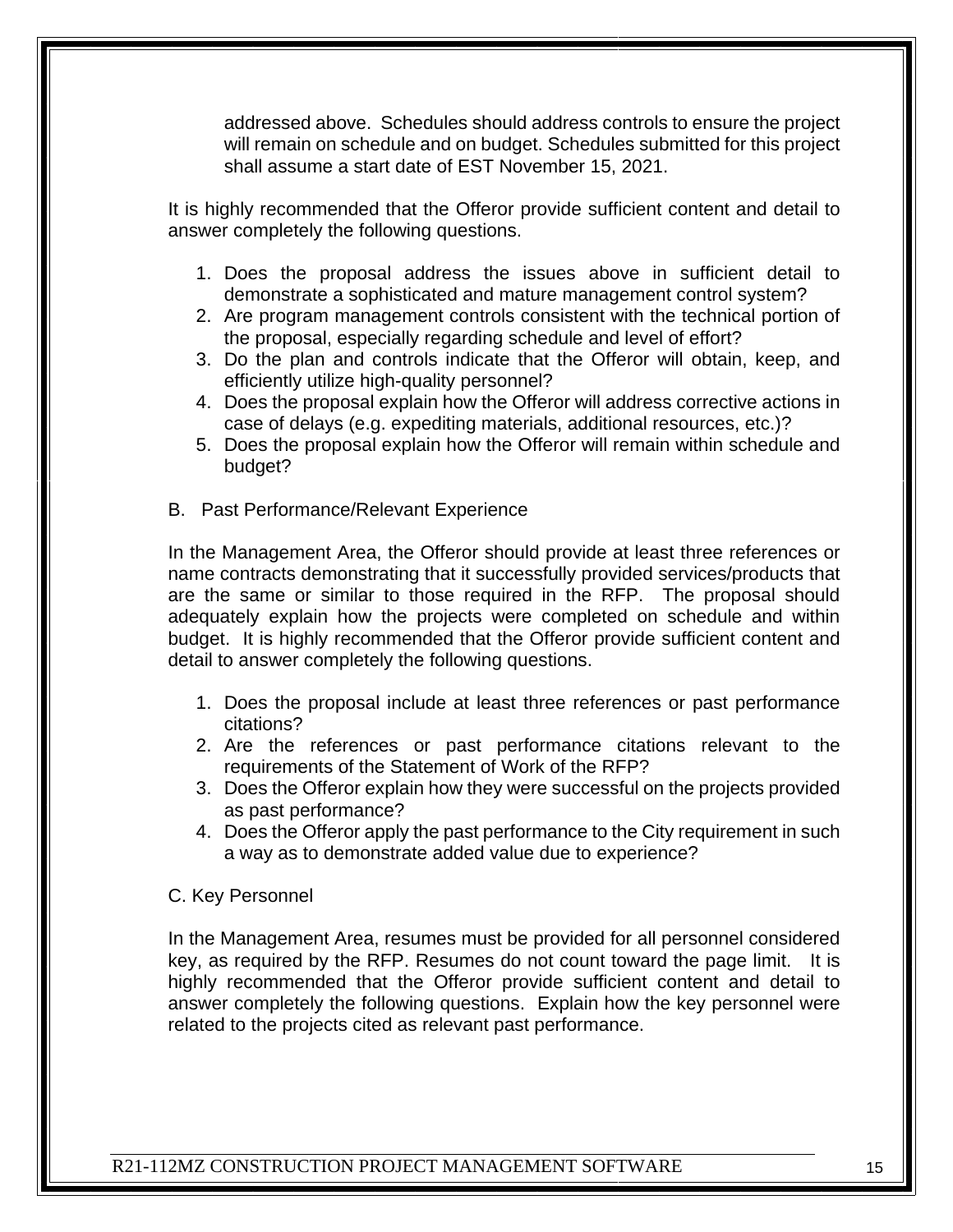addressed above. Schedules should address controls to ensure the project will remain on schedule and on budget. Schedules submitted for this project shall assume a start date of EST November 15, 2021.

It is highly recommended that the Offeror provide sufficient content and detail to answer completely the following questions.

1. Does the proposal address the issues above in sufficient detail to demonstrate a sophisticated and mature management control system?
2. Are program management controls consistent with the technical portion of the proposal, especially regarding schedule and level of effort?
3. Do the plan and controls indicate that the Offeror will obtain, keep, and efficiently utilize high-quality personnel?
4. Does the proposal explain how the Offeror will address corrective actions in case of delays (e.g. expediting materials, additional resources, etc.)?
5. Does the proposal explain how the Offeror will remain within schedule and budget?

B. Past Performance/Relevant Experience

In the Management Area, the Offeror should provide at least three references or name contracts demonstrating that it successfully provided services/products that are the same or similar to those required in the RFP. The proposal should adequately explain how the projects were completed on schedule and within budget. It is highly recommended that the Offeror provide sufficient content and detail to answer completely the following questions.

1. Does the proposal include at least three references or past performance citations?
2. Are the references or past performance citations relevant to the requirements of the Statement of Work of the RFP?
3. Does the Offeror explain how they were successful on the projects provided as past performance?
4. Does the Offeror apply the past performance to the City requirement in such a way as to demonstrate added value due to experience?

C. Key Personnel

In the Management Area, resumes must be provided for all personnel considered key, as required by the RFP. Resumes do not count toward the page limit. It is highly recommended that the Offeror provide sufficient content and detail to answer completely the following questions. Explain how the key personnel were related to the projects cited as relevant past performance.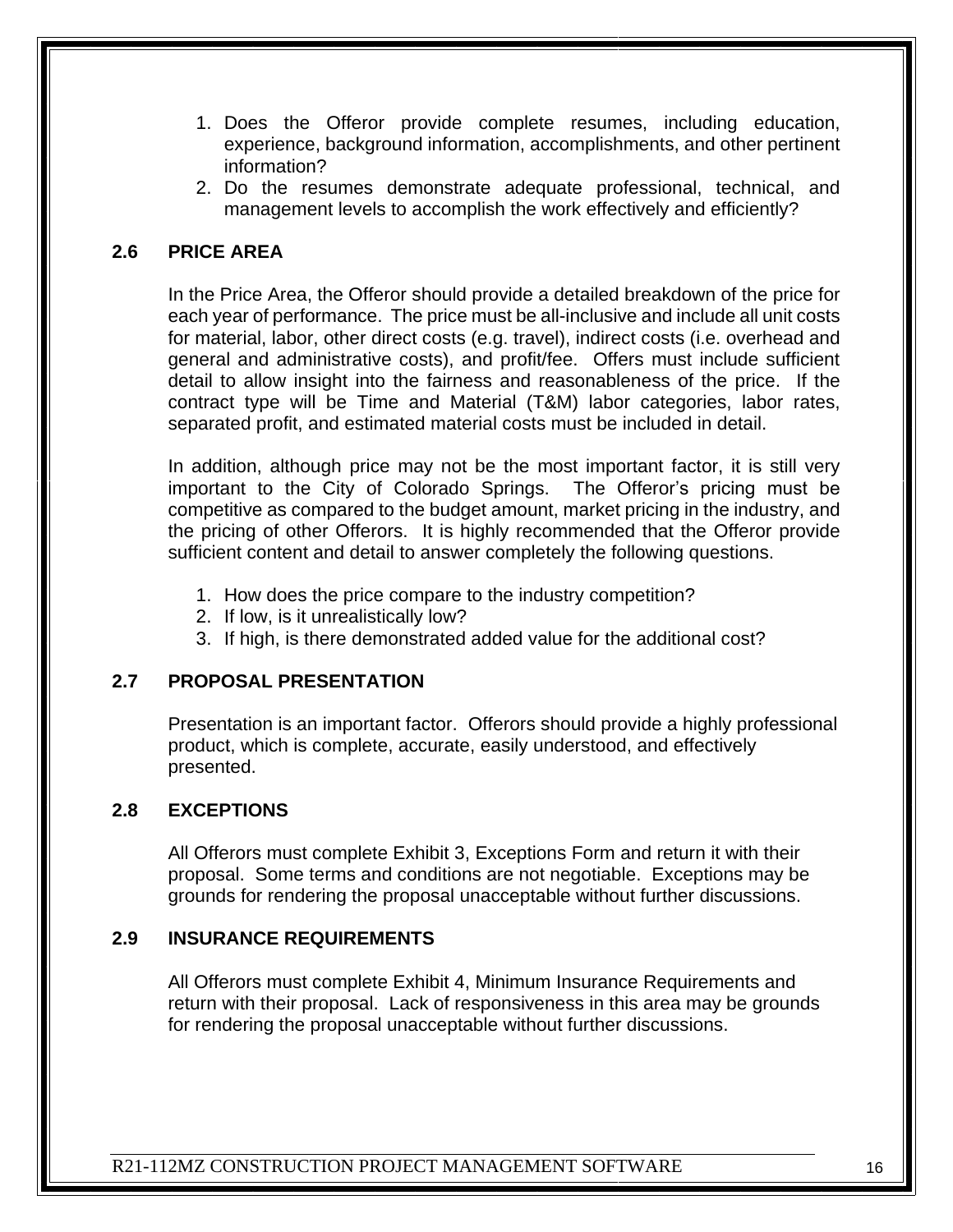1. Does the Offeror provide complete resumes, including education, experience, background information, accomplishments, and other pertinent information?
2. Do the resumes demonstrate adequate professional, technical, and management levels to accomplish the work effectively and efficiently?

### 2.6 PRICE AREA

In the Price Area, the Offeror should provide a detailed breakdown of the price for each year of performance. The price must be all-inclusive and include all unit costs for material, labor, other direct costs (e.g. travel), indirect costs (i.e. overhead and general and administrative costs), and profit/fee. Offers must include sufficient detail to allow insight into the fairness and reasonableness of the price. If the contract type will be Time and Material (T&M) labor categories, labor rates, separated profit, and estimated material costs must be included in detail.

In addition, although price may not be the most important factor, it is still very important to the City of Colorado Springs. The Offeror's pricing must be competitive as compared to the budget amount, market pricing in the industry, and the pricing of other Offerors. It is highly recommended that the Offeror provide sufficient content and detail to answer completely the following questions.

1. How does the price compare to the industry competition?
2. If low, is it unrealistically low?
3. If high, is there demonstrated added value for the additional cost?

### 2.7 PROPOSAL PRESENTATION

Presentation is an important factor. Offerors should provide a highly professional product, which is complete, accurate, easily understood, and effectively presented.

### 2.8 EXCEPTIONS

All Offerors must complete Exhibit 3, Exceptions Form and return it with their proposal. Some terms and conditions are not negotiable. Exceptions may be grounds for rendering the proposal unacceptable without further discussions.

### 2.9 INSURANCE REQUIREMENTS

All Offerors must complete Exhibit 4, Minimum Insurance Requirements and return with their proposal. Lack of responsiveness in this area may be grounds for rendering the proposal unacceptable without further discussions.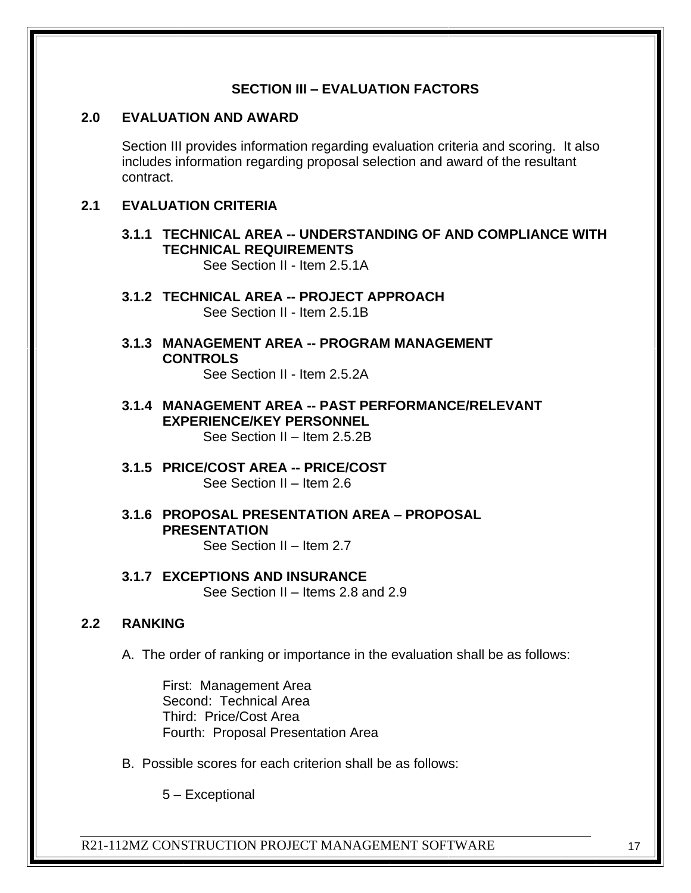## SECTION III – EVALUATION FACTORS

### 2.0 EVALUATION AND AWARD

Section III provides information regarding evaluation criteria and scoring. It also includes information regarding proposal selection and award of the resultant contract.

### 2.1 EVALUATION CRITERIA

**3.1.1 TECHNICAL AREA -- UNDERSTANDING OF AND COMPLIANCE WITH TECHNICAL REQUIREMENTS**

See Section II - Item 2.5.1A

**3.1.2 TECHNICAL AREA -- PROJECT APPROACH**

See Section II - Item 2.5.1B

**3.1.3 MANAGEMENT AREA -- PROGRAM MANAGEMENT CONTROLS**

See Section II - Item 2.5.2A

**3.1.4 MANAGEMENT AREA -- PAST PERFORMANCE/RELEVANT EXPERIENCE/KEY PERSONNEL**

See Section II – Item 2.5.2B

**3.1.5 PRICE/COST AREA -- PRICE/COST**

See Section II – Item 2.6

**3.1.6 PROPOSAL PRESENTATION AREA – PROPOSAL PRESENTATION**

See Section II – Item 2.7

**3.1.7 EXCEPTIONS AND INSURANCE**

See Section II – Items 2.8 and 2.9

### 2.2 RANKING

A. The order of ranking or importance in the evaluation shall be as follows:

First: Management Area
Second: Technical Area
Third: Price/Cost Area
Fourth: Proposal Presentation Area

B. Possible scores for each criterion shall be as follows:

5 – Exceptional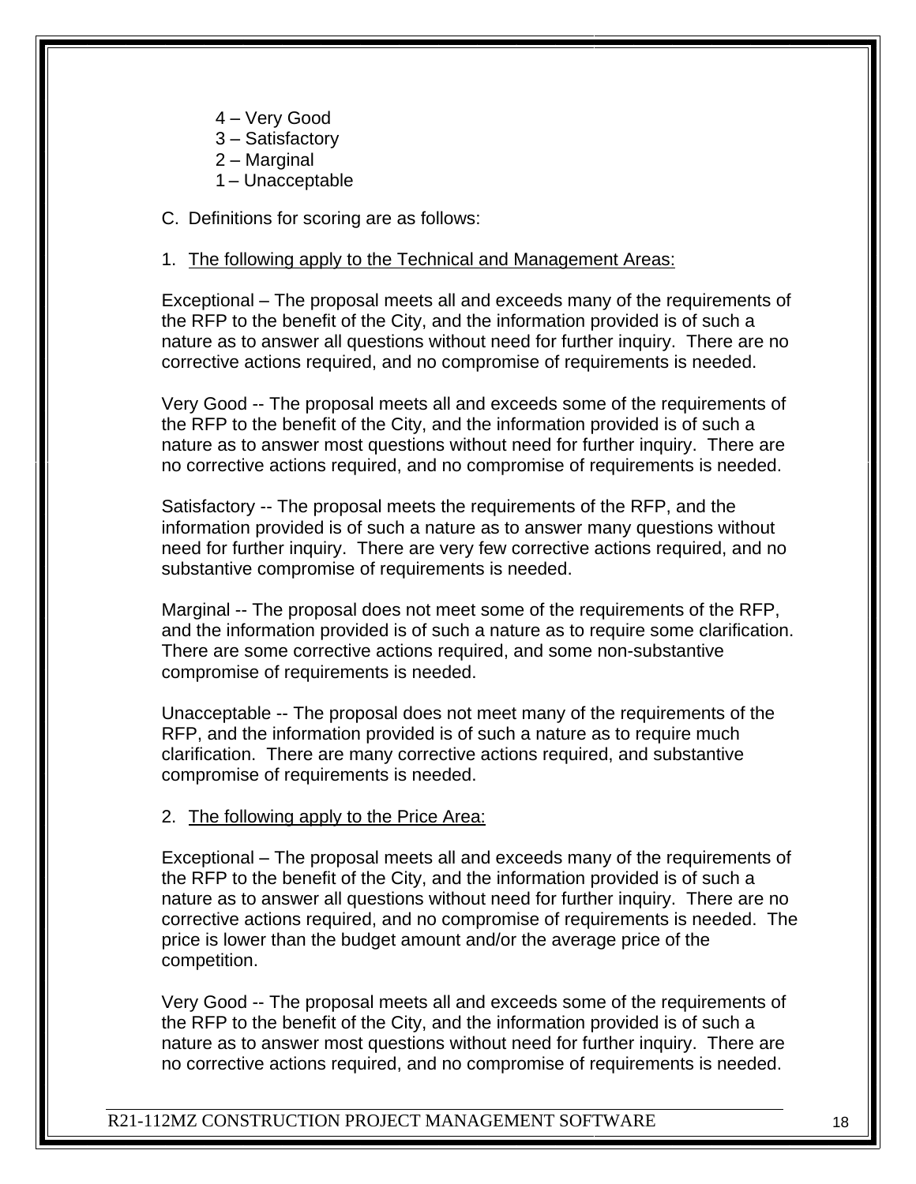4 – Very Good
3 – Satisfactory
2 – Marginal
1 – Unacceptable

C. Definitions for scoring are as follows:

1. <u>The following apply to the Technical and Management Areas:</u>

Exceptional – The proposal meets all and exceeds many of the requirements of the RFP to the benefit of the City, and the information provided is of such a nature as to answer all questions without need for further inquiry. There are no corrective actions required, and no compromise of requirements is needed.

Very Good -- The proposal meets all and exceeds some of the requirements of the RFP to the benefit of the City, and the information provided is of such a nature as to answer most questions without need for further inquiry. There are no corrective actions required, and no compromise of requirements is needed.

Satisfactory -- The proposal meets the requirements of the RFP, and the information provided is of such a nature as to answer many questions without need for further inquiry. There are very few corrective actions required, and no substantive compromise of requirements is needed.

Marginal -- The proposal does not meet some of the requirements of the RFP, and the information provided is of such a nature as to require some clarification. There are some corrective actions required, and some non-substantive compromise of requirements is needed.

Unacceptable -- The proposal does not meet many of the requirements of the RFP, and the information provided is of such a nature as to require much clarification. There are many corrective actions required, and substantive compromise of requirements is needed.

2. <u>The following apply to the Price Area:</u>

Exceptional – The proposal meets all and exceeds many of the requirements of the RFP to the benefit of the City, and the information provided is of such a nature as to answer all questions without need for further inquiry. There are no corrective actions required, and no compromise of requirements is needed. The price is lower than the budget amount and/or the average price of the competition.

Very Good -- The proposal meets all and exceeds some of the requirements of the RFP to the benefit of the City, and the information provided is of such a nature as to answer most questions without need for further inquiry. There are no corrective actions required, and no compromise of requirements is needed.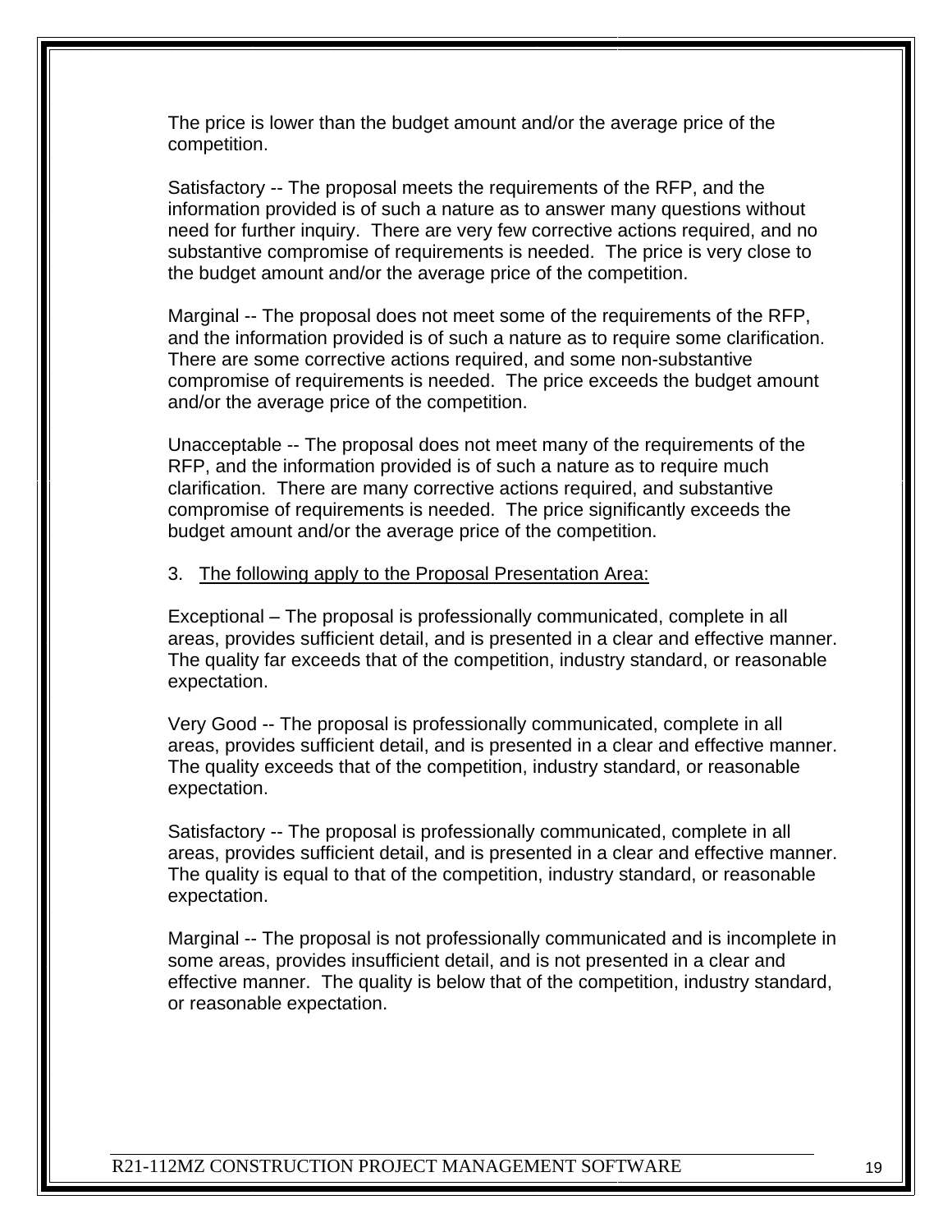The price is lower than the budget amount and/or the average price of the competition.

Satisfactory -- The proposal meets the requirements of the RFP, and the information provided is of such a nature as to answer many questions without need for further inquiry. There are very few corrective actions required, and no substantive compromise of requirements is needed. The price is very close to the budget amount and/or the average price of the competition.

Marginal -- The proposal does not meet some of the requirements of the RFP, and the information provided is of such a nature as to require some clarification. There are some corrective actions required, and some non-substantive compromise of requirements is needed. The price exceeds the budget amount and/or the average price of the competition.

Unacceptable -- The proposal does not meet many of the requirements of the RFP, and the information provided is of such a nature as to require much clarification. There are many corrective actions required, and substantive compromise of requirements is needed. The price significantly exceeds the budget amount and/or the average price of the competition.

3. <u>The following apply to the Proposal Presentation Area:</u>

Exceptional – The proposal is professionally communicated, complete in all areas, provides sufficient detail, and is presented in a clear and effective manner. The quality far exceeds that of the competition, industry standard, or reasonable expectation.

Very Good -- The proposal is professionally communicated, complete in all areas, provides sufficient detail, and is presented in a clear and effective manner. The quality exceeds that of the competition, industry standard, or reasonable expectation.

Satisfactory -- The proposal is professionally communicated, complete in all areas, provides sufficient detail, and is presented in a clear and effective manner. The quality is equal to that of the competition, industry standard, or reasonable expectation.

Marginal -- The proposal is not professionally communicated and is incomplete in some areas, provides insufficient detail, and is not presented in a clear and effective manner. The quality is below that of the competition, industry standard, or reasonable expectation.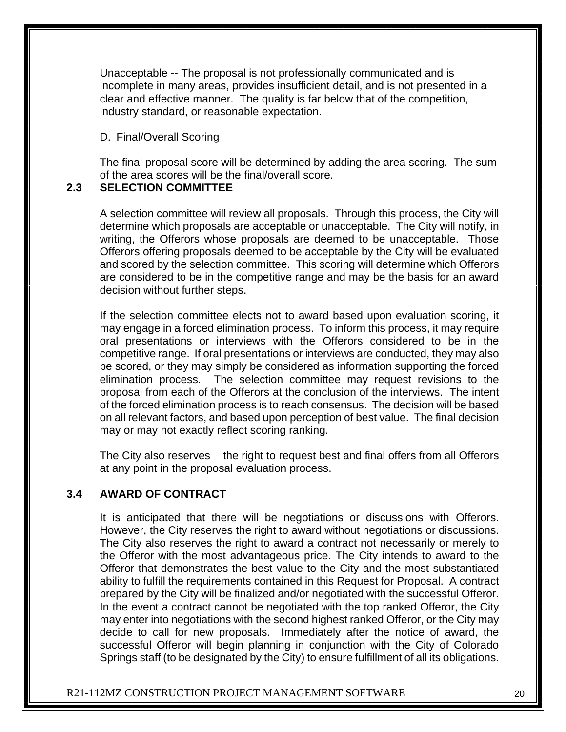Unacceptable -- The proposal is not professionally communicated and is incomplete in many areas, provides insufficient detail, and is not presented in a clear and effective manner. The quality is far below that of the competition, industry standard, or reasonable expectation.

D. Final/Overall Scoring

The final proposal score will be determined by adding the area scoring. The sum of the area scores will be the final/overall score.

## 2.3 SELECTION COMMITTEE

A selection committee will review all proposals. Through this process, the City will determine which proposals are acceptable or unacceptable. The City will notify, in writing, the Offerors whose proposals are deemed to be unacceptable. Those Offerors offering proposals deemed to be acceptable by the City will be evaluated and scored by the selection committee. This scoring will determine which Offerors are considered to be in the competitive range and may be the basis for an award decision without further steps.

If the selection committee elects not to award based upon evaluation scoring, it may engage in a forced elimination process. To inform this process, it may require oral presentations or interviews with the Offerors considered to be in the competitive range. If oral presentations or interviews are conducted, they may also be scored, or they may simply be considered as information supporting the forced elimination process. The selection committee may request revisions to the proposal from each of the Offerors at the conclusion of the interviews. The intent of the forced elimination process is to reach consensus. The decision will be based on all relevant factors, and based upon perception of best value. The final decision may or may not exactly reflect scoring ranking.

The City also reserves the right to request best and final offers from all Offerors at any point in the proposal evaluation process.

## 3.4 AWARD OF CONTRACT

It is anticipated that there will be negotiations or discussions with Offerors. However, the City reserves the right to award without negotiations or discussions. The City also reserves the right to award a contract not necessarily or merely to the Offeror with the most advantageous price. The City intends to award to the Offeror that demonstrates the best value to the City and the most substantiated ability to fulfill the requirements contained in this Request for Proposal. A contract prepared by the City will be finalized and/or negotiated with the successful Offeror. In the event a contract cannot be negotiated with the top ranked Offeror, the City may enter into negotiations with the second highest ranked Offeror, or the City may decide to call for new proposals. Immediately after the notice of award, the successful Offeror will begin planning in conjunction with the City of Colorado Springs staff (to be designated by the City) to ensure fulfillment of all its obligations.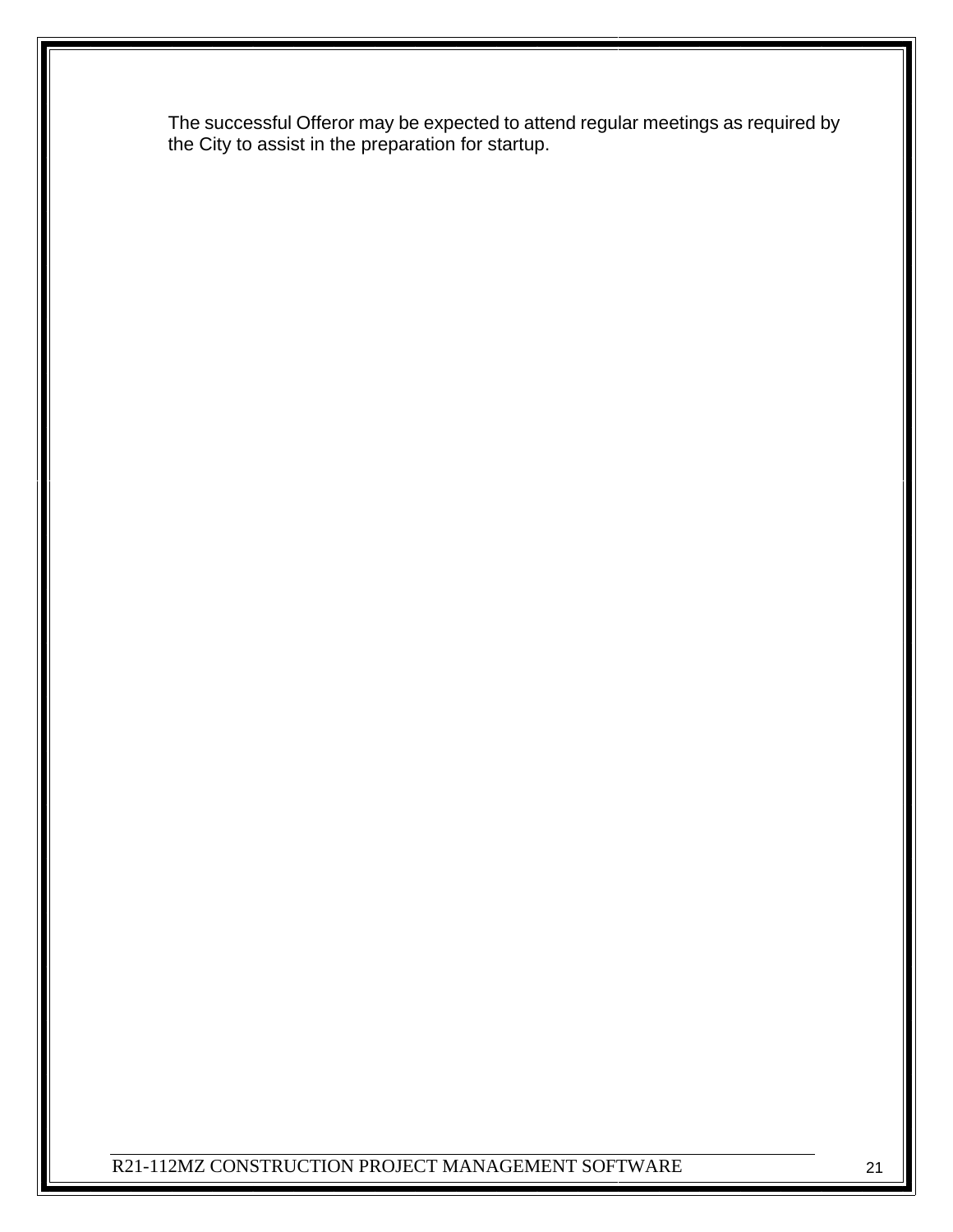The successful Offeror may be expected to attend regular meetings as required by the City to assist in the preparation for startup.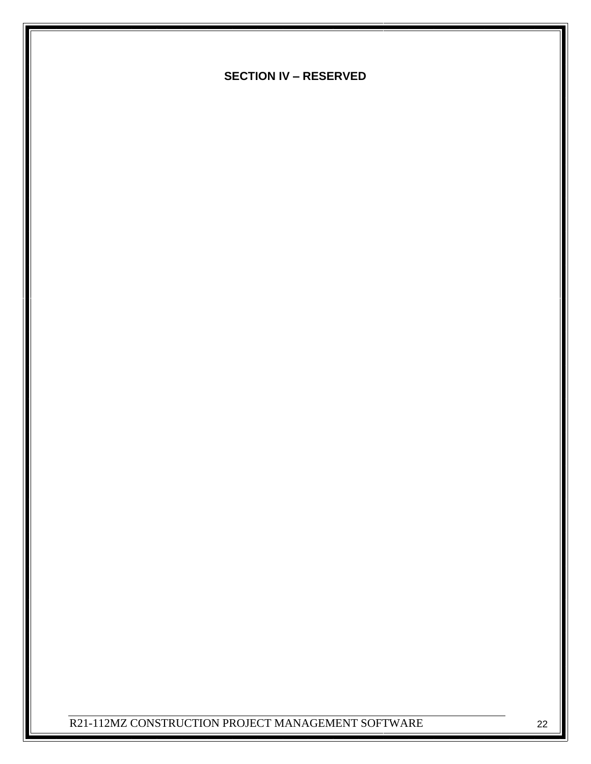# SECTION IV – RESERVED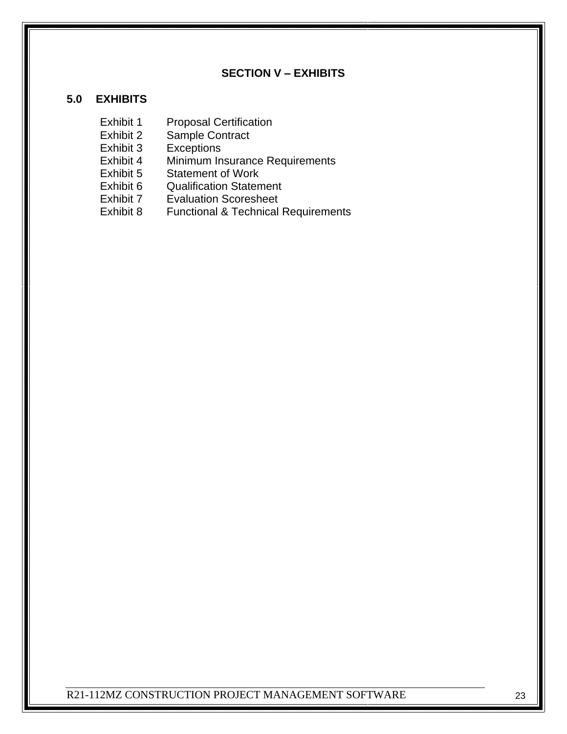# SECTION V – EXHIBITS

## 5.0 EXHIBITS

Exhibit 1 Proposal Certification
Exhibit 2 Sample Contract
Exhibit 3 Exceptions
Exhibit 4 Minimum Insurance Requirements
Exhibit 5 Statement of Work
Exhibit 6 Qualification Statement
Exhibit 7 Evaluation Scoresheet
Exhibit 8 Functional & Technical Requirements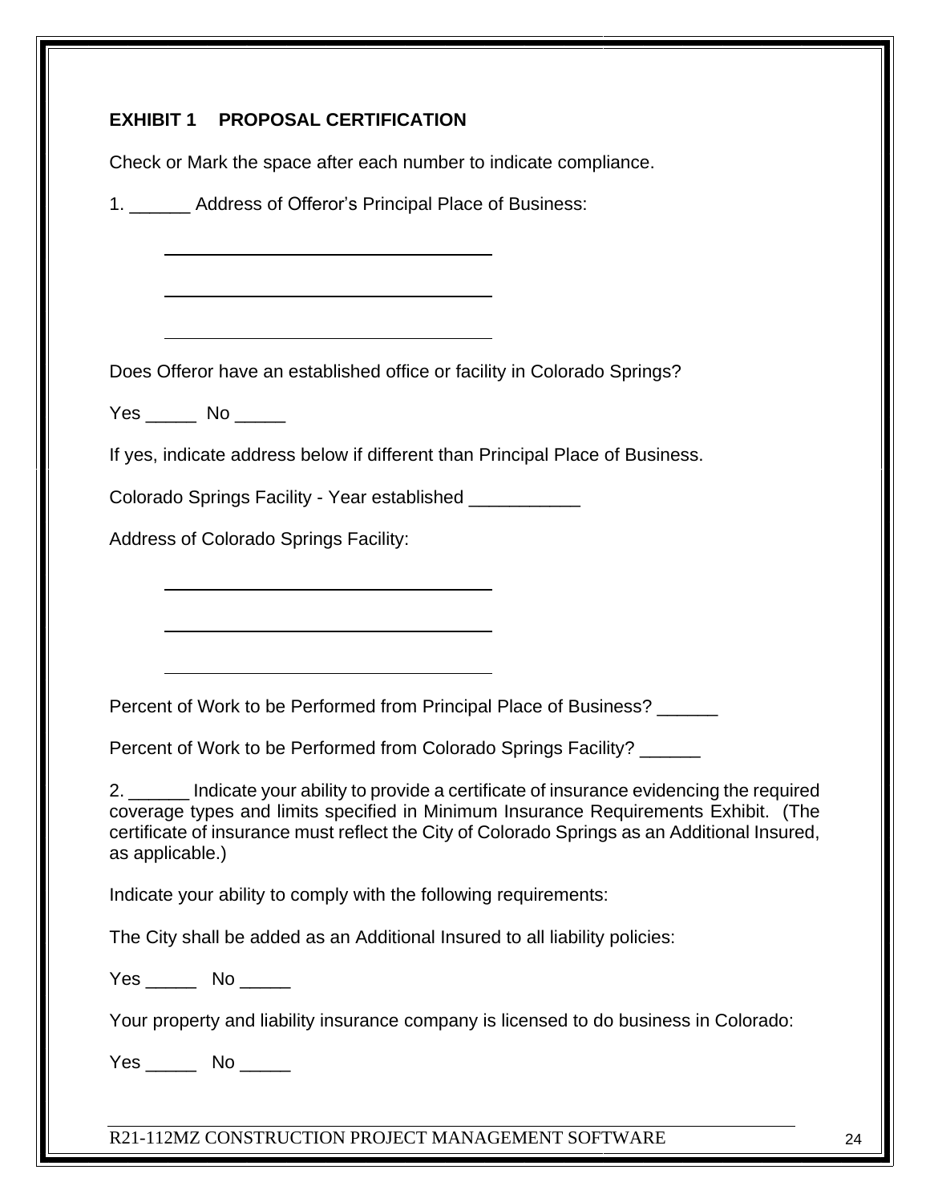**EXHIBIT 1 PROPOSAL CERTIFICATION**

Check or Mark the space after each number to indicate compliance.

1. ______ Address of Offeror's Principal Place of Business:

_________________________________

_________________________________

_________________________________

Does Offeror have an established office or facility in Colorado Springs?

Yes _____ No _____

If yes, indicate address below if different than Principal Place of Business.

Colorado Springs Facility - Year established ___________

Address of Colorado Springs Facility:

_________________________________

_________________________________

_________________________________

Percent of Work to be Performed from Principal Place of Business? ______

Percent of Work to be Performed from Colorado Springs Facility? ______

2. ______ Indicate your ability to provide a certificate of insurance evidencing the required coverage types and limits specified in Minimum Insurance Requirements Exhibit. (The certificate of insurance must reflect the City of Colorado Springs as an Additional Insured, as applicable.)

Indicate your ability to comply with the following requirements:

The City shall be added as an Additional Insured to all liability policies:

Yes _____ No _____

Your property and liability insurance company is licensed to do business in Colorado:

Yes _____ No _____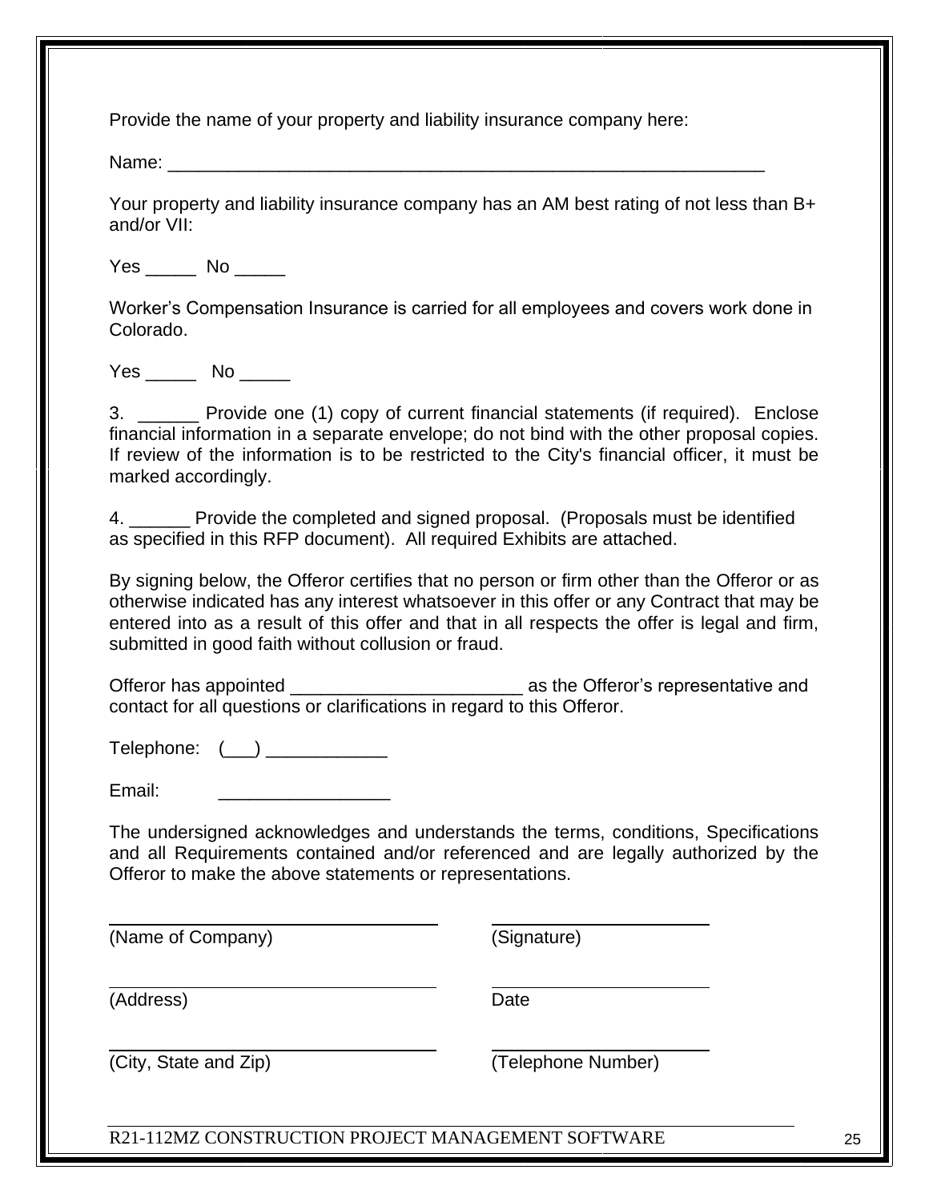Provide the name of your property and liability insurance company here:

Name: ____________________________________________________________

Your property and liability insurance company has an AM best rating of not less than B+ and/or VII:

Yes _____ No _____

Worker's Compensation Insurance is carried for all employees and covers work done in Colorado.

Yes _____ No _____

3. ______ Provide one (1) copy of current financial statements (if required). Enclose financial information in a separate envelope; do not bind with the other proposal copies. If review of the information is to be restricted to the City's financial officer, it must be marked accordingly.

4. ______ Provide the completed and signed proposal. (Proposals must be identified as specified in this RFP document). All required Exhibits are attached.

By signing below, the Offeror certifies that no person or firm other than the Offeror or as otherwise indicated has any interest whatsoever in this offer or any Contract that may be entered into as a result of this offer and that in all respects the offer is legal and firm, submitted in good faith without collusion or fraud.

Offeror has appointed _______________________ as the Offeror's representative and contact for all questions or clarifications in regard to this Offeror.

Telephone: (___) ____________

Email: _________________

The undersigned acknowledges and understands the terms, conditions, Specifications and all Requirements contained and/or referenced and are legally authorized by the Offeror to make the above statements or representations.

| | |
|---|---|
| ______________________________ | ____________________ |
| (Name of Company) | (Signature) |
| ______________________________ | ____________________ |
| (Address) | Date |
| ______________________________ | ____________________ |
| (City, State and Zip) | (Telephone Number) |

R21-112MZ CONSTRUCTION PROJECT MANAGEMENT SOFTWARE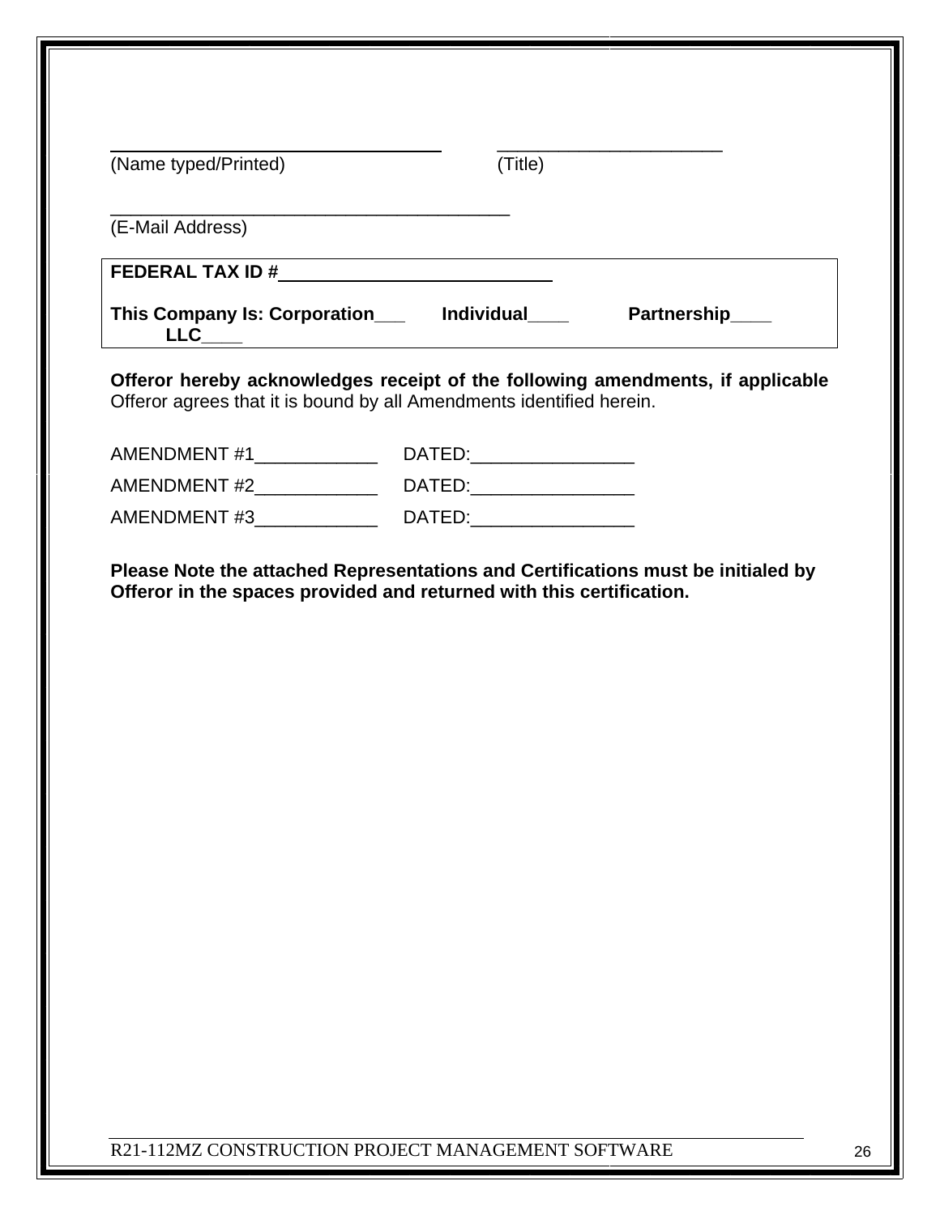\_\_\_\_\_\_\_\_\_\_\_\_\_\_\_\_\_\_\_\_\_\_\_\_\_\_\_\_\_\_\_\_\_\_\_\_ \_\_\_\_\_\_\_\_\_\_\_\_\_\_\_\_\_\_\_\_\_\_\_\_\_

(Name typed/Printed) (Title)

\_\_\_\_\_\_\_\_\_\_\_\_\_\_\_\_\_\_\_\_\_\_\_\_\_\_\_\_\_\_\_\_\_\_\_\_\_\_\_\_\_\_\_\_\_

(E-Mail Address)

**FEDERAL TAX ID #\_\_\_\_\_\_\_\_\_\_\_\_\_\_\_\_\_\_\_\_\_\_\_\_\_\_\_\_\_\_**

**This Company Is: Corporation\_\_\_ Individual\_\_\_\_ Partnership\_\_\_\_ LLC\_\_\_\_**

**Offeror hereby acknowledges receipt of the following amendments, if applicable** Offeror agrees that it is bound by all Amendments identified herein.

AMENDMENT #1\_\_\_\_\_\_\_\_\_\_\_\_ DATED:\_\_\_\_\_\_\_\_\_\_\_\_\_\_\_\_

AMENDMENT #2\_\_\_\_\_\_\_\_\_\_\_\_ DATED:\_\_\_\_\_\_\_\_\_\_\_\_\_\_\_\_

AMENDMENT #3\_\_\_\_\_\_\_\_\_\_\_\_ DATED:\_\_\_\_\_\_\_\_\_\_\_\_\_\_\_\_

**Please Note the attached Representations and Certifications must be initialed by Offeror in the spaces provided and returned with this certification.**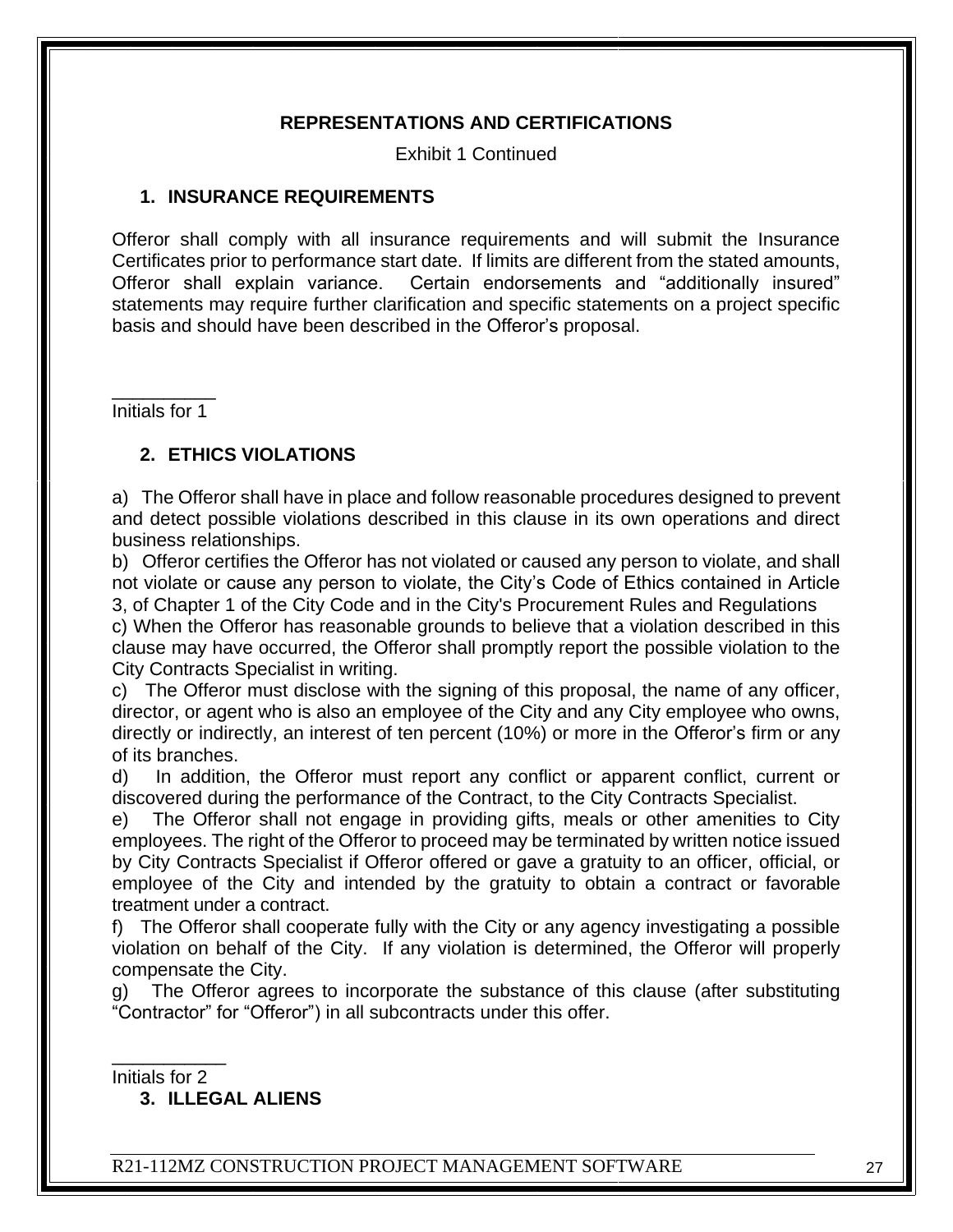**REPRESENTATIONS AND CERTIFICATIONS**

Exhibit 1 Continued

## 1. INSURANCE REQUIREMENTS

Offeror shall comply with all insurance requirements and will submit the Insurance Certificates prior to performance start date. If limits are different from the stated amounts, Offeror shall explain variance. Certain endorsements and "additionally insured" statements may require further clarification and specific statements on a project specific basis and should have been described in the Offeror's proposal.

__________
Initials for 1

## 2. ETHICS VIOLATIONS

a) The Offeror shall have in place and follow reasonable procedures designed to prevent and detect possible violations described in this clause in its own operations and direct business relationships.
b) Offeror certifies the Offeror has not violated or caused any person to violate, and shall not violate or cause any person to violate, the City's Code of Ethics contained in Article 3, of Chapter 1 of the City Code and in the City's Procurement Rules and Regulations
c) When the Offeror has reasonable grounds to believe that a violation described in this clause may have occurred, the Offeror shall promptly report the possible violation to the City Contracts Specialist in writing.
c) The Offeror must disclose with the signing of this proposal, the name of any officer, director, or agent who is also an employee of the City and any City employee who owns, directly or indirectly, an interest of ten percent (10%) or more in the Offeror's firm or any of its branches.
d) In addition, the Offeror must report any conflict or apparent conflict, current or discovered during the performance of the Contract, to the City Contracts Specialist.
e) The Offeror shall not engage in providing gifts, meals or other amenities to City employees. The right of the Offeror to proceed may be terminated by written notice issued by City Contracts Specialist if Offeror offered or gave a gratuity to an officer, official, or employee of the City and intended by the gratuity to obtain a contract or favorable treatment under a contract.
f) The Offeror shall cooperate fully with the City or any agency investigating a possible violation on behalf of the City. If any violation is determined, the Offeror will properly compensate the City.
g) The Offeror agrees to incorporate the substance of this clause (after substituting "Contractor" for "Offeror") in all subcontracts under this offer.

___________
Initials for 2

## 3. ILLEGAL ALIENS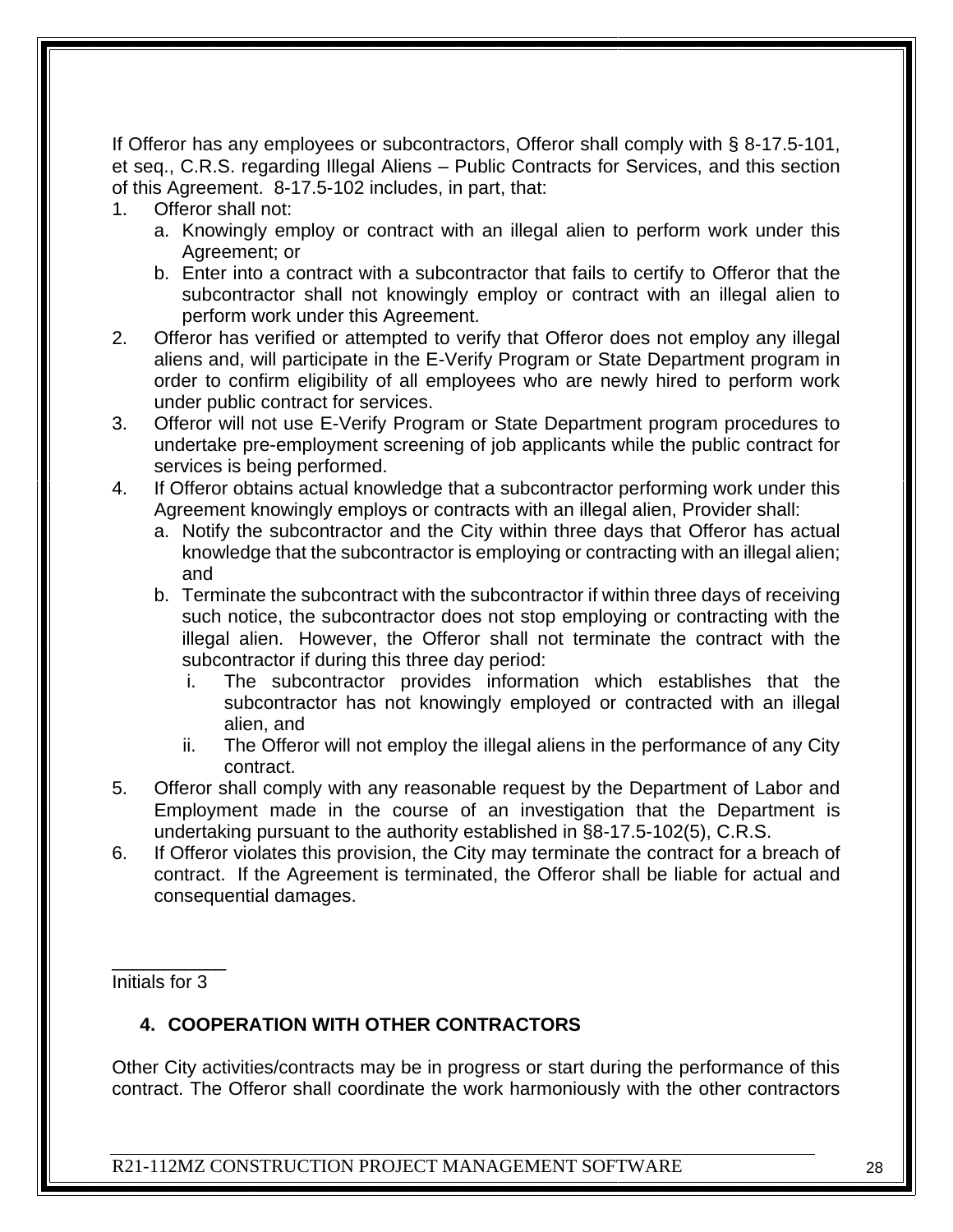If Offeror has any employees or subcontractors, Offeror shall comply with § 8-17.5-101, et seq., C.R.S. regarding Illegal Aliens – Public Contracts for Services, and this section of this Agreement. 8-17.5-102 includes, in part, that:

1. Offeror shall not:
   a. Knowingly employ or contract with an illegal alien to perform work under this Agreement; or
   b. Enter into a contract with a subcontractor that fails to certify to Offeror that the subcontractor shall not knowingly employ or contract with an illegal alien to perform work under this Agreement.
2. Offeror has verified or attempted to verify that Offeror does not employ any illegal aliens and, will participate in the E-Verify Program or State Department program in order to confirm eligibility of all employees who are newly hired to perform work under public contract for services.
3. Offeror will not use E-Verify Program or State Department program procedures to undertake pre-employment screening of job applicants while the public contract for services is being performed.
4. If Offeror obtains actual knowledge that a subcontractor performing work under this Agreement knowingly employs or contracts with an illegal alien, Provider shall:
   a. Notify the subcontractor and the City within three days that Offeror has actual knowledge that the subcontractor is employing or contracting with an illegal alien; and
   b. Terminate the subcontract with the subcontractor if within three days of receiving such notice, the subcontractor does not stop employing or contracting with the illegal alien. However, the Offeror shall not terminate the contract with the subcontractor if during this three day period:
      i. The subcontractor provides information which establishes that the subcontractor has not knowingly employed or contracted with an illegal alien, and
      ii. The Offeror will not employ the illegal aliens in the performance of any City contract.
5. Offeror shall comply with any reasonable request by the Department of Labor and Employment made in the course of an investigation that the Department is undertaking pursuant to the authority established in §8-17.5-102(5), C.R.S.
6. If Offeror violates this provision, the City may terminate the contract for a breach of contract. If the Agreement is terminated, the Offeror shall be liable for actual and consequential damages.

___________

Initials for 3

## 4. COOPERATION WITH OTHER CONTRACTORS

Other City activities/contracts may be in progress or start during the performance of this contract. The Offeror shall coordinate the work harmoniously with the other contractors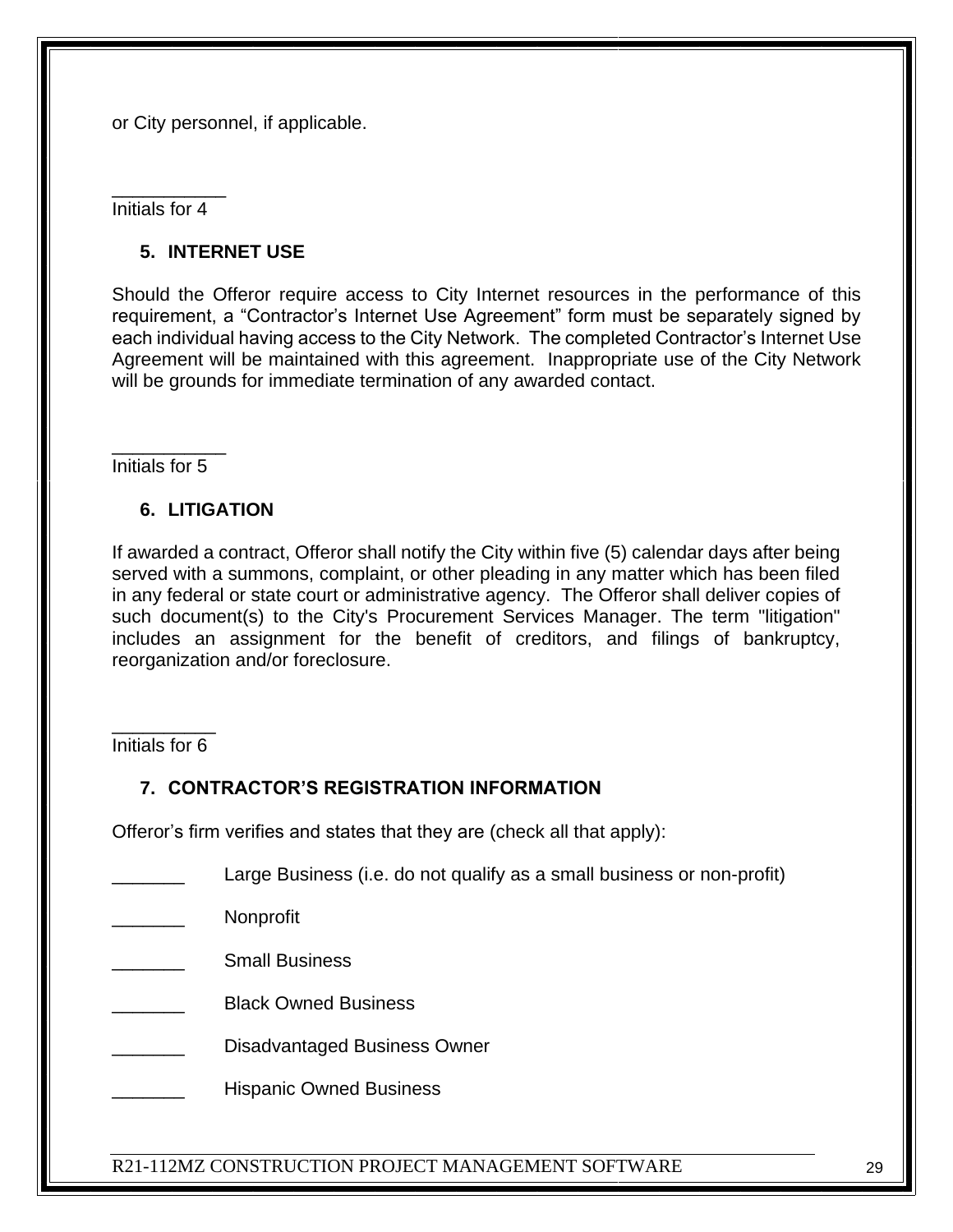or City personnel, if applicable.

___________
Initials for 4

### 5. INTERNET USE

Should the Offeror require access to City Internet resources in the performance of this requirement, a "Contractor's Internet Use Agreement" form must be separately signed by each individual having access to the City Network. The completed Contractor's Internet Use Agreement will be maintained with this agreement. Inappropriate use of the City Network will be grounds for immediate termination of any awarded contact.

___________
Initials for 5

### 6. LITIGATION

If awarded a contract, Offeror shall notify the City within five (5) calendar days after being served with a summons, complaint, or other pleading in any matter which has been filed in any federal or state court or administrative agency. The Offeror shall deliver copies of such document(s) to the City's Procurement Services Manager. The term "litigation" includes an assignment for the benefit of creditors, and filings of bankruptcy, reorganization and/or foreclosure.

__________
Initials for 6

### 7. CONTRACTOR'S REGISTRATION INFORMATION

Offeror's firm verifies and states that they are (check all that apply):

_______ Large Business (i.e. do not qualify as a small business or non-profit)

_______ Nonprofit

_______ Small Business

_______ Black Owned Business

_______ Disadvantaged Business Owner

_______ Hispanic Owned Business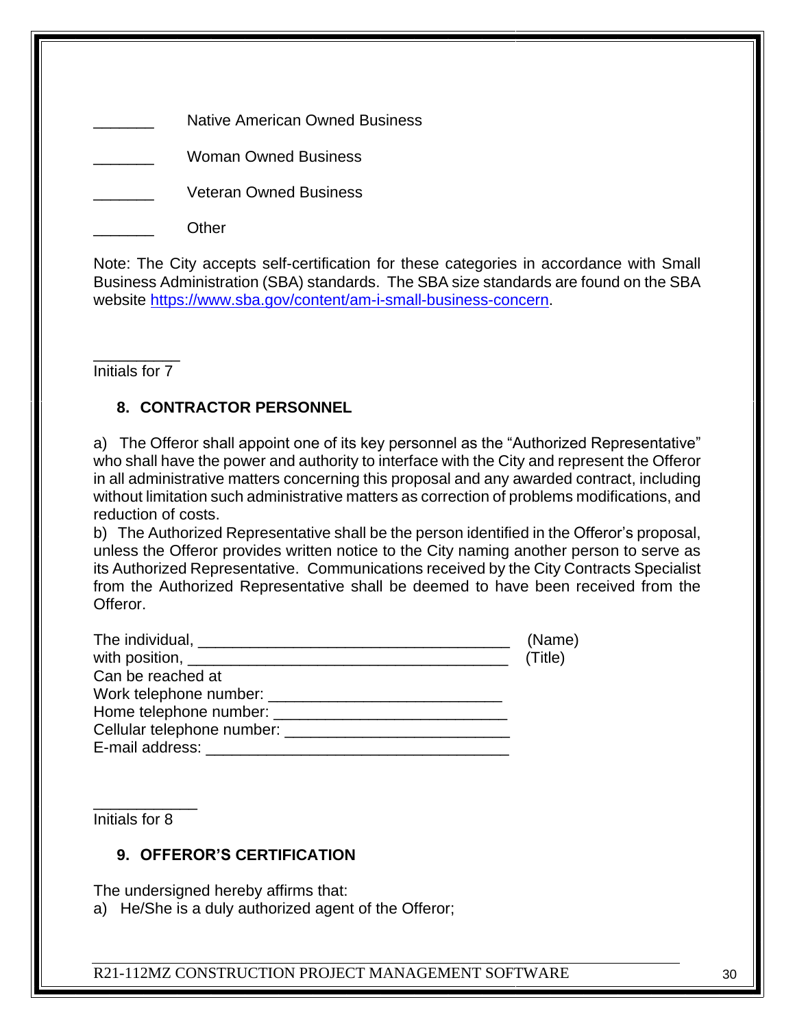_______ Native American Owned Business

_______ Woman Owned Business

_______ Veteran Owned Business

_______ Other

Note: The City accepts self-certification for these categories in accordance with Small Business Administration (SBA) standards. The SBA size standards are found on the SBA website https://www.sba.gov/content/am-i-small-business-concern.

__________
Initials for 7

## 8. CONTRACTOR PERSONNEL

a) The Offeror shall appoint one of its key personnel as the "Authorized Representative" who shall have the power and authority to interface with the City and represent the Offeror in all administrative matters concerning this proposal and any awarded contract, including without limitation such administrative matters as correction of problems modifications, and reduction of costs.
b) The Authorized Representative shall be the person identified in the Offeror's proposal, unless the Offeror provides written notice to the City naming another person to serve as its Authorized Representative. Communications received by the City Contracts Specialist from the Authorized Representative shall be deemed to have been received from the Offeror.

The individual, ___________________________________ (Name)
with position, ____________________________________ (Title)
Can be reached at
Work telephone number: ___________________________
Home telephone number: ___________________________
Cellular telephone number: _________________________
E-mail address: _________________________________

____________
Initials for 8

## 9. OFFEROR'S CERTIFICATION

The undersigned hereby affirms that:
a) He/She is a duly authorized agent of the Offeror;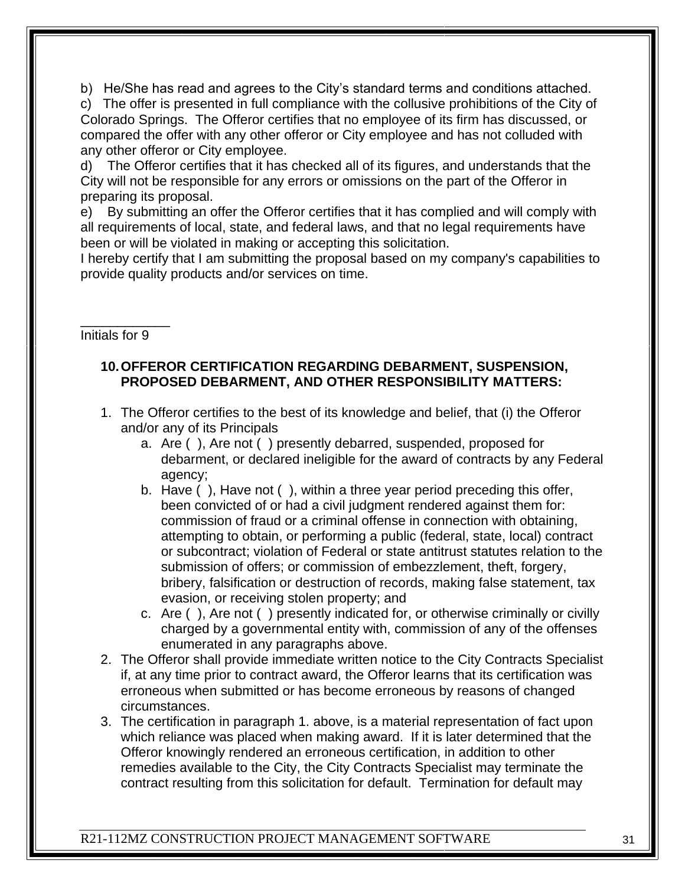b) He/She has read and agrees to the City's standard terms and conditions attached.
c) The offer is presented in full compliance with the collusive prohibitions of the City of Colorado Springs. The Offeror certifies that no employee of its firm has discussed, or compared the offer with any other offeror or City employee and has not colluded with any other offeror or City employee.
d) The Offeror certifies that it has checked all of its figures, and understands that the City will not be responsible for any errors or omissions on the part of the Offeror in preparing its proposal.
e) By submitting an offer the Offeror certifies that it has complied and will comply with all requirements of local, state, and federal laws, and that no legal requirements have been or will be violated in making or accepting this solicitation.
I hereby certify that I am submitting the proposal based on my company's capabilities to provide quality products and/or services on time.

____________
Initials for 9

**10. OFFEROR CERTIFICATION REGARDING DEBARMENT, SUSPENSION, PROPOSED DEBARMENT, AND OTHER RESPONSIBILITY MATTERS:**

1. The Offeror certifies to the best of its knowledge and belief, that (i) the Offeror and/or any of its Principals
   a. Are ( ), Are not ( ) presently debarred, suspended, proposed for debarment, or declared ineligible for the award of contracts by any Federal agency;
   b. Have ( ), Have not ( ), within a three year period preceding this offer, been convicted of or had a civil judgment rendered against them for: commission of fraud or a criminal offense in connection with obtaining, attempting to obtain, or performing a public (federal, state, local) contract or subcontract; violation of Federal or state antitrust statutes relation to the submission of offers; or commission of embezzlement, theft, forgery, bribery, falsification or destruction of records, making false statement, tax evasion, or receiving stolen property; and
   c. Are ( ), Are not ( ) presently indicated for, or otherwise criminally or civilly charged by a governmental entity with, commission of any of the offenses enumerated in any paragraphs above.
2. The Offeror shall provide immediate written notice to the City Contracts Specialist if, at any time prior to contract award, the Offeror learns that its certification was erroneous when submitted or has become erroneous by reasons of changed circumstances.
3. The certification in paragraph 1. above, is a material representation of fact upon which reliance was placed when making award. If it is later determined that the Offeror knowingly rendered an erroneous certification, in addition to other remedies available to the City, the City Contracts Specialist may terminate the contract resulting from this solicitation for default. Termination for default may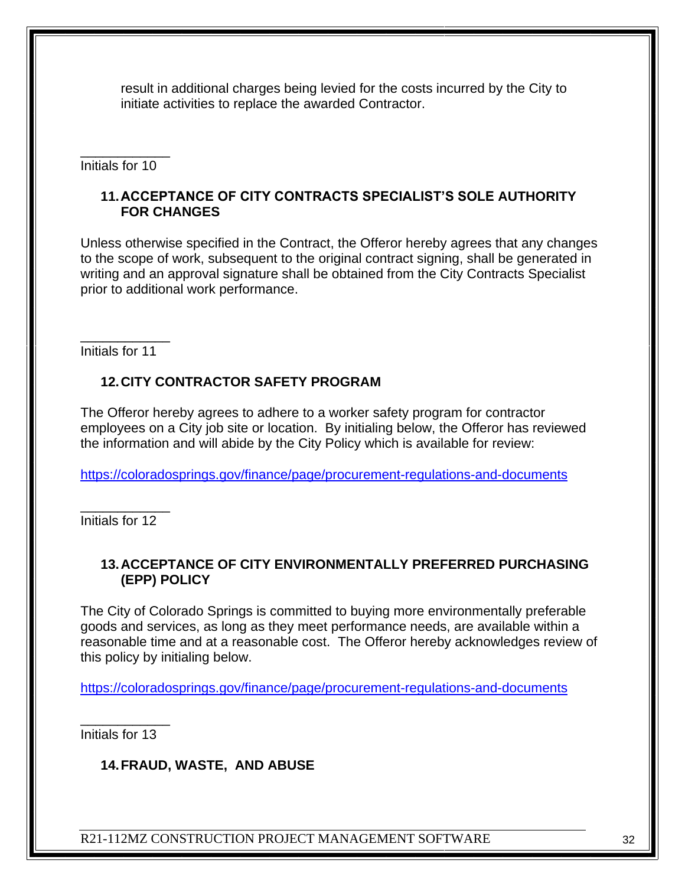result in additional charges being levied for the costs incurred by the City to initiate activities to replace the awarded Contractor.

____________
Initials for 10

### 11. ACCEPTANCE OF CITY CONTRACTS SPECIALIST'S SOLE AUTHORITY FOR CHANGES

Unless otherwise specified in the Contract, the Offeror hereby agrees that any changes to the scope of work, subsequent to the original contract signing, shall be generated in writing and an approval signature shall be obtained from the City Contracts Specialist prior to additional work performance.

____________
Initials for 11

### 12. CITY CONTRACTOR SAFETY PROGRAM

The Offeror hereby agrees to adhere to a worker safety program for contractor employees on a City job site or location. By initialing below, the Offeror has reviewed the information and will abide by the City Policy which is available for review:

https://coloradosprings.gov/finance/page/procurement-regulations-and-documents

____________
Initials for 12

### 13. ACCEPTANCE OF CITY ENVIRONMENTALLY PREFERRED PURCHASING (EPP) POLICY

The City of Colorado Springs is committed to buying more environmentally preferable goods and services, as long as they meet performance needs, are available within a reasonable time and at a reasonable cost. The Offeror hereby acknowledges review of this policy by initialing below.

https://coloradosprings.gov/finance/page/procurement-regulations-and-documents

____________
Initials for 13

### 14. FRAUD, WASTE, AND ABUSE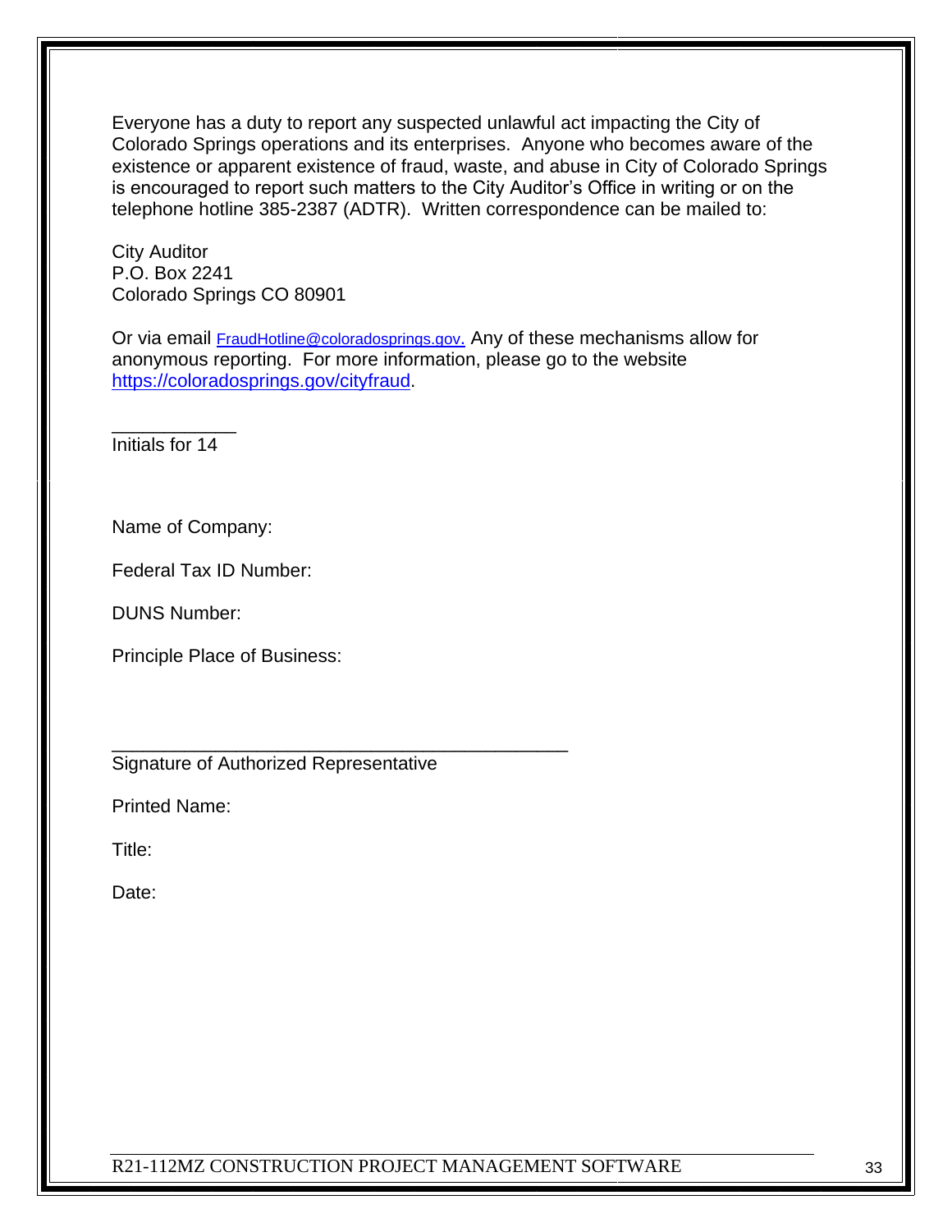Everyone has a duty to report any suspected unlawful act impacting the City of Colorado Springs operations and its enterprises. Anyone who becomes aware of the existence or apparent existence of fraud, waste, and abuse in City of Colorado Springs is encouraged to report such matters to the City Auditor's Office in writing or on the telephone hotline 385-2387 (ADTR). Written correspondence can be mailed to:

City Auditor
P.O. Box 2241
Colorado Springs CO 80901

Or via email FraudHotline@coloradosprings.gov. Any of these mechanisms allow for anonymous reporting. For more information, please go to the website https://coloradosprings.gov/cityfraud.

____________
Initials for 14

Name of Company:

Federal Tax ID Number:

DUNS Number:

Principle Place of Business:

_____________________________________________
Signature of Authorized Representative

Printed Name:

Title:

Date: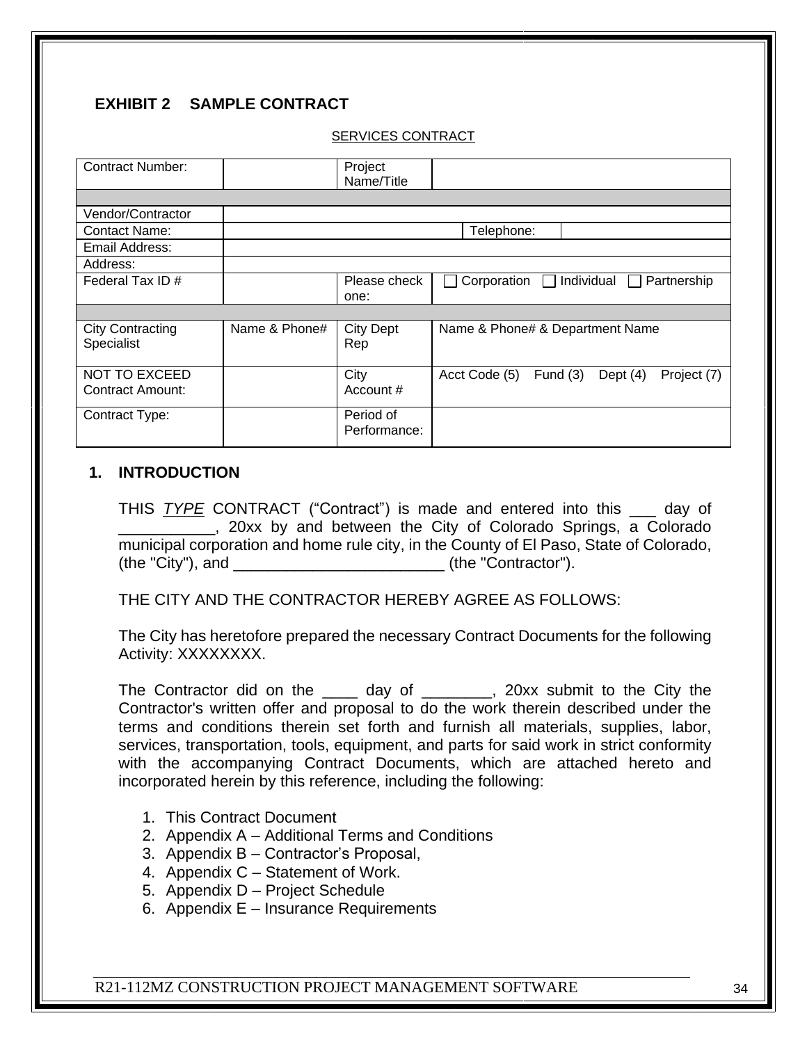## EXHIBIT 2 SAMPLE CONTRACT

SERVICES CONTRACT

| Contract Number: | | Project Name/Title | | | |
|---|---|---|---|---|---|
| | | | | | |
| Vendor/Contractor | | | | | |
| Contact Name: | | | Telephone: | | |
| Email Address: | | | | | |
| Address: | | | | | |
| Federal Tax ID # | | Please check one: | ☐ Corporation ☐ Individual ☐ Partnership | | |
| | | | | | |
| City Contracting Specialist | Name & Phone# | City Dept Rep | Name & Phone# & Department Name | | |
| NOT TO EXCEED Contract Amount: | | City Account # | Acct Code (5) Fund (3) Dept (4) Project (7) | | |
| Contract Type: | | Period of Performance: | | | |

### 1. INTRODUCTION

THIS *TYPE* CONTRACT ("Contract") is made and entered into this ___ day of ___________, 20xx by and between the City of Colorado Springs, a Colorado municipal corporation and home rule city, in the County of El Paso, State of Colorado, (the "City"), and ________________________ (the "Contractor").

THE CITY AND THE CONTRACTOR HEREBY AGREE AS FOLLOWS:

The City has heretofore prepared the necessary Contract Documents for the following Activity: XXXXXXXX.

The Contractor did on the ____ day of ________, 20xx submit to the City the Contractor's written offer and proposal to do the work therein described under the terms and conditions therein set forth and furnish all materials, supplies, labor, services, transportation, tools, equipment, and parts for said work in strict conformity with the accompanying Contract Documents, which are attached hereto and incorporated herein by this reference, including the following:

1. This Contract Document
2. Appendix A – Additional Terms and Conditions
3. Appendix B – Contractor's Proposal,
4. Appendix C – Statement of Work.
5. Appendix D – Project Schedule
6. Appendix E – Insurance Requirements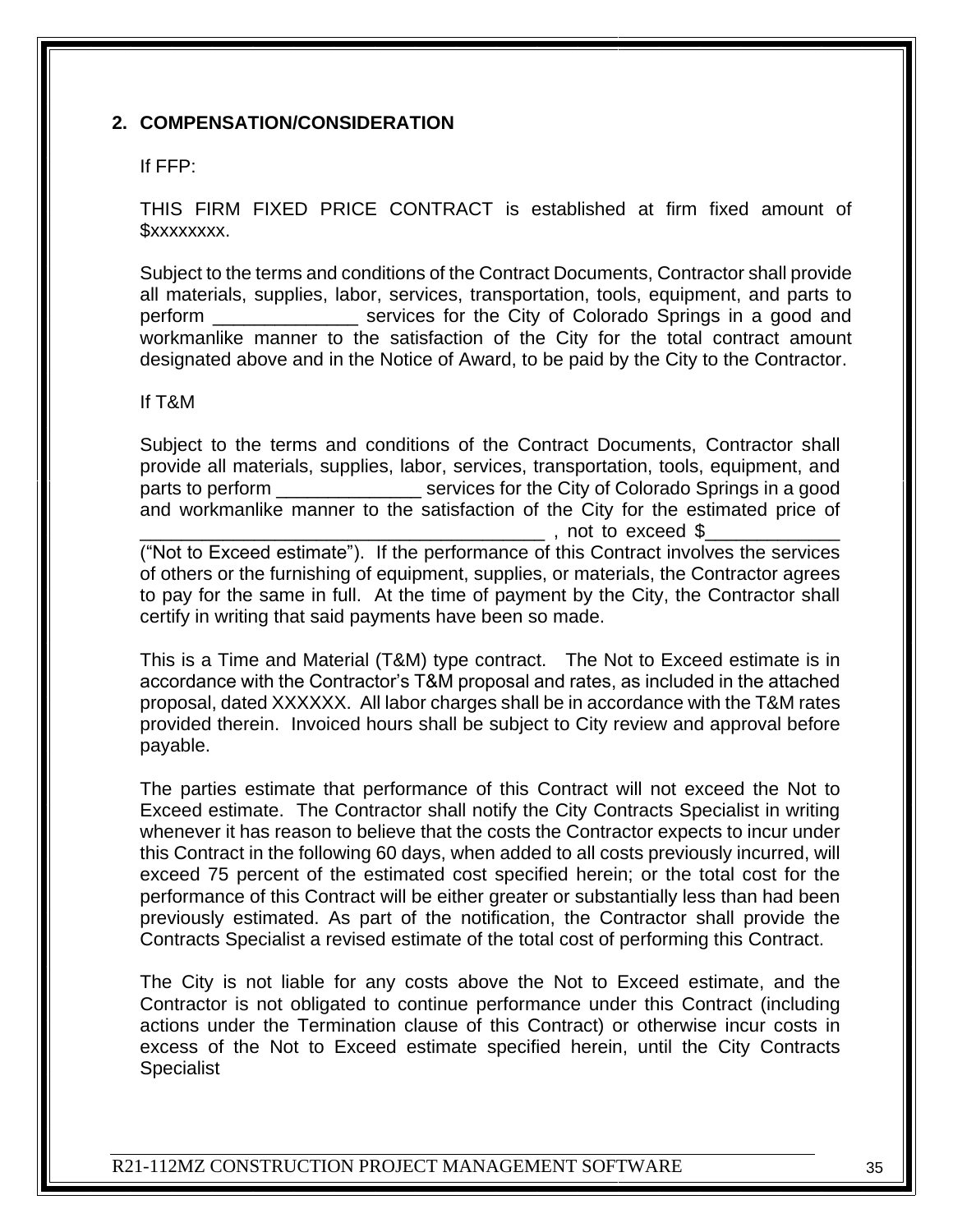## 2. COMPENSATION/CONSIDERATION

If FFP:

THIS FIRM FIXED PRICE CONTRACT is established at firm fixed amount of $xxxxxxxx.

Subject to the terms and conditions of the Contract Documents, Contractor shall provide all materials, supplies, labor, services, transportation, tools, equipment, and parts to perform ______________ services for the City of Colorado Springs in a good and workmanlike manner to the satisfaction of the City for the total contract amount designated above and in the Notice of Award, to be paid by the City to the Contractor.

If T&M

Subject to the terms and conditions of the Contract Documents, Contractor shall provide all materials, supplies, labor, services, transportation, tools, equipment, and parts to perform ______________ services for the City of Colorado Springs in a good and workmanlike manner to the satisfaction of the City for the estimated price of ________________________________________ , not to exceed $_____________ ("Not to Exceed estimate"). If the performance of this Contract involves the services of others or the furnishing of equipment, supplies, or materials, the Contractor agrees to pay for the same in full. At the time of payment by the City, the Contractor shall certify in writing that said payments have been so made.

This is a Time and Material (T&M) type contract. The Not to Exceed estimate is in accordance with the Contractor's T&M proposal and rates, as included in the attached proposal, dated XXXXXX. All labor charges shall be in accordance with the T&M rates provided therein. Invoiced hours shall be subject to City review and approval before payable.

The parties estimate that performance of this Contract will not exceed the Not to Exceed estimate. The Contractor shall notify the City Contracts Specialist in writing whenever it has reason to believe that the costs the Contractor expects to incur under this Contract in the following 60 days, when added to all costs previously incurred, will exceed 75 percent of the estimated cost specified herein; or the total cost for the performance of this Contract will be either greater or substantially less than had been previously estimated. As part of the notification, the Contractor shall provide the Contracts Specialist a revised estimate of the total cost of performing this Contract.

The City is not liable for any costs above the Not to Exceed estimate, and the Contractor is not obligated to continue performance under this Contract (including actions under the Termination clause of this Contract) or otherwise incur costs in excess of the Not to Exceed estimate specified herein, until the City Contracts Specialist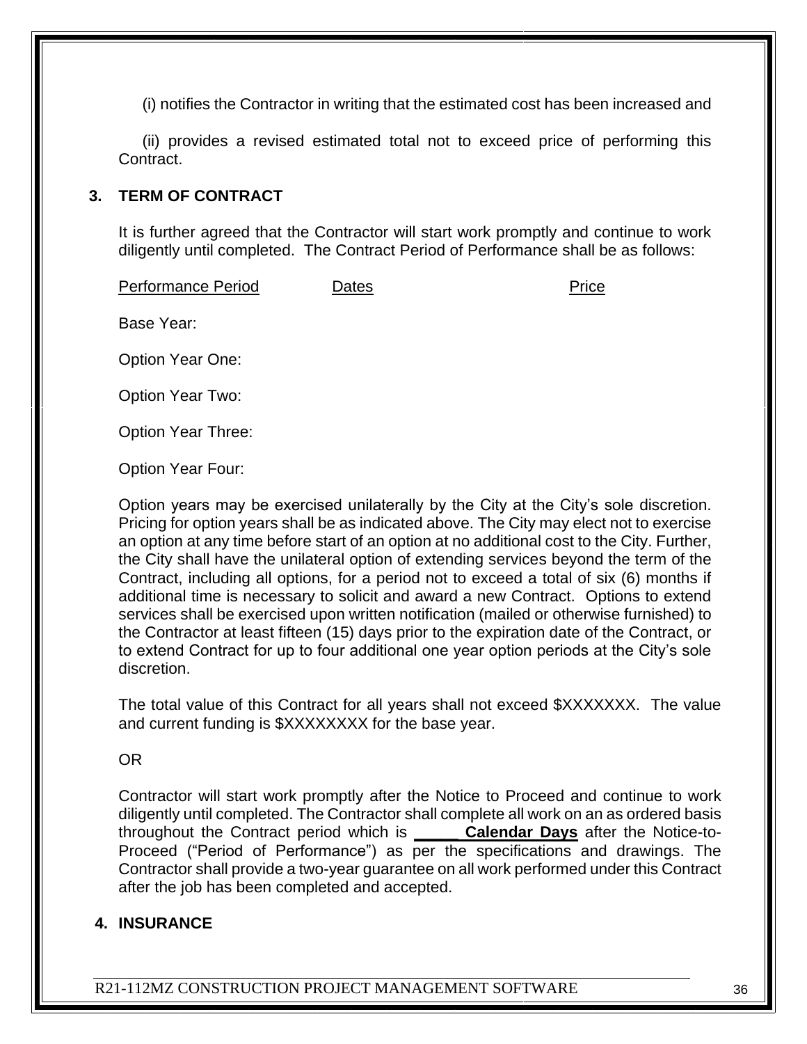(i) notifies the Contractor in writing that the estimated cost has been increased and

(ii) provides a revised estimated total not to exceed price of performing this Contract.

## 3. TERM OF CONTRACT

It is further agreed that the Contractor will start work promptly and continue to work diligently until completed. The Contract Period of Performance shall be as follows:

| Performance Period | Dates | Price |
|---|---|---|
| Base Year: | | |
| Option Year One: | | |
| Option Year Two: | | |
| Option Year Three: | | |
| Option Year Four: | | |

Option years may be exercised unilaterally by the City at the City's sole discretion. Pricing for option years shall be as indicated above. The City may elect not to exercise an option at any time before start of an option at no additional cost to the City. Further, the City shall have the unilateral option of extending services beyond the term of the Contract, including all options, for a period not to exceed a total of six (6) months if additional time is necessary to solicit and award a new Contract. Options to extend services shall be exercised upon written notification (mailed or otherwise furnished) to the Contractor at least fifteen (15) days prior to the expiration date of the Contract, or to extend Contract for up to four additional one year option periods at the City's sole discretion.

The total value of this Contract for all years shall not exceed $XXXXXXX. The value and current funding is $XXXXXXXX for the base year.

OR

Contractor will start work promptly after the Notice to Proceed and continue to work diligently until completed. The Contractor shall complete all work on an as ordered basis throughout the Contract period which is **______ Calendar Days** after the Notice-to-Proceed ("Period of Performance") as per the specifications and drawings. The Contractor shall provide a two-year guarantee on all work performed under this Contract after the job has been completed and accepted.

## 4. INSURANCE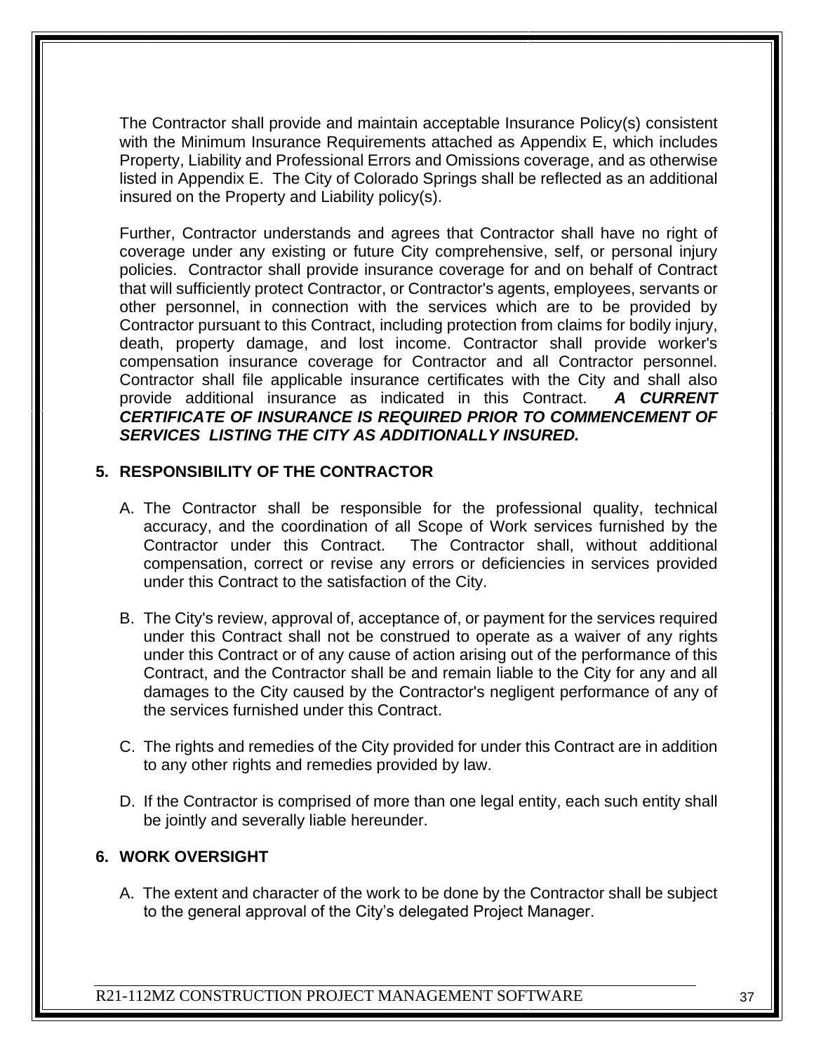The Contractor shall provide and maintain acceptable Insurance Policy(s) consistent with the Minimum Insurance Requirements attached as Appendix E, which includes Property, Liability and Professional Errors and Omissions coverage, and as otherwise listed in Appendix E. The City of Colorado Springs shall be reflected as an additional insured on the Property and Liability policy(s).

Further, Contractor understands and agrees that Contractor shall have no right of coverage under any existing or future City comprehensive, self, or personal injury policies. Contractor shall provide insurance coverage for and on behalf of Contract that will sufficiently protect Contractor, or Contractor's agents, employees, servants or other personnel, in connection with the services which are to be provided by Contractor pursuant to this Contract, including protection from claims for bodily injury, death, property damage, and lost income. Contractor shall provide worker's compensation insurance coverage for Contractor and all Contractor personnel. Contractor shall file applicable insurance certificates with the City and shall also provide additional insurance as indicated in this Contract. ***A CURRENT CERTIFICATE OF INSURANCE IS REQUIRED PRIOR TO COMMENCEMENT OF SERVICES LISTING THE CITY AS ADDITIONALLY INSURED.***

## 5. RESPONSIBILITY OF THE CONTRACTOR

A. The Contractor shall be responsible for the professional quality, technical accuracy, and the coordination of all Scope of Work services furnished by the Contractor under this Contract. The Contractor shall, without additional compensation, correct or revise any errors or deficiencies in services provided under this Contract to the satisfaction of the City.

B. The City's review, approval of, acceptance of, or payment for the services required under this Contract shall not be construed to operate as a waiver of any rights under this Contract or of any cause of action arising out of the performance of this Contract, and the Contractor shall be and remain liable to the City for any and all damages to the City caused by the Contractor's negligent performance of any of the services furnished under this Contract.

C. The rights and remedies of the City provided for under this Contract are in addition to any other rights and remedies provided by law.

D. If the Contractor is comprised of more than one legal entity, each such entity shall be jointly and severally liable hereunder.

## 6. WORK OVERSIGHT

A. The extent and character of the work to be done by the Contractor shall be subject to the general approval of the City's delegated Project Manager.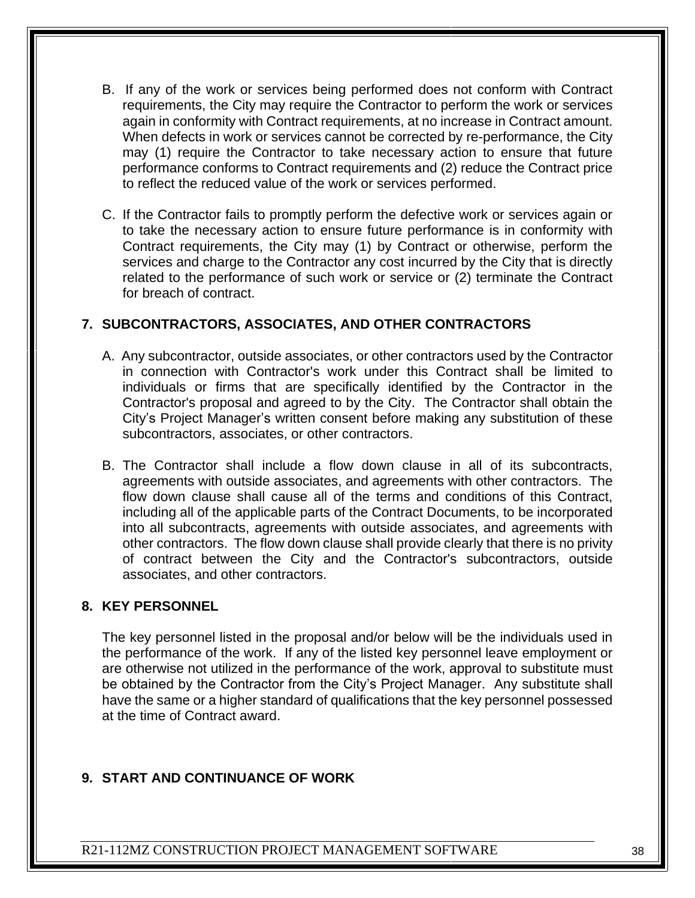B. If any of the work or services being performed does not conform with Contract requirements, the City may require the Contractor to perform the work or services again in conformity with Contract requirements, at no increase in Contract amount. When defects in work or services cannot be corrected by re-performance, the City may (1) require the Contractor to take necessary action to ensure that future performance conforms to Contract requirements and (2) reduce the Contract price to reflect the reduced value of the work or services performed.

C. If the Contractor fails to promptly perform the defective work or services again or to take the necessary action to ensure future performance is in conformity with Contract requirements, the City may (1) by Contract or otherwise, perform the services and charge to the Contractor any cost incurred by the City that is directly related to the performance of such work or service or (2) terminate the Contract for breach of contract.

## 7. SUBCONTRACTORS, ASSOCIATES, AND OTHER CONTRACTORS

A. Any subcontractor, outside associates, or other contractors used by the Contractor in connection with Contractor's work under this Contract shall be limited to individuals or firms that are specifically identified by the Contractor in the Contractor's proposal and agreed to by the City. The Contractor shall obtain the City's Project Manager's written consent before making any substitution of these subcontractors, associates, or other contractors.

B. The Contractor shall include a flow down clause in all of its subcontracts, agreements with outside associates, and agreements with other contractors. The flow down clause shall cause all of the terms and conditions of this Contract, including all of the applicable parts of the Contract Documents, to be incorporated into all subcontracts, agreements with outside associates, and agreements with other contractors. The flow down clause shall provide clearly that there is no privity of contract between the City and the Contractor's subcontractors, outside associates, and other contractors.

## 8. KEY PERSONNEL

The key personnel listed in the proposal and/or below will be the individuals used in the performance of the work. If any of the listed key personnel leave employment or are otherwise not utilized in the performance of the work, approval to substitute must be obtained by the Contractor from the City's Project Manager. Any substitute shall have the same or a higher standard of qualifications that the key personnel possessed at the time of Contract award.

## 9. START AND CONTINUANCE OF WORK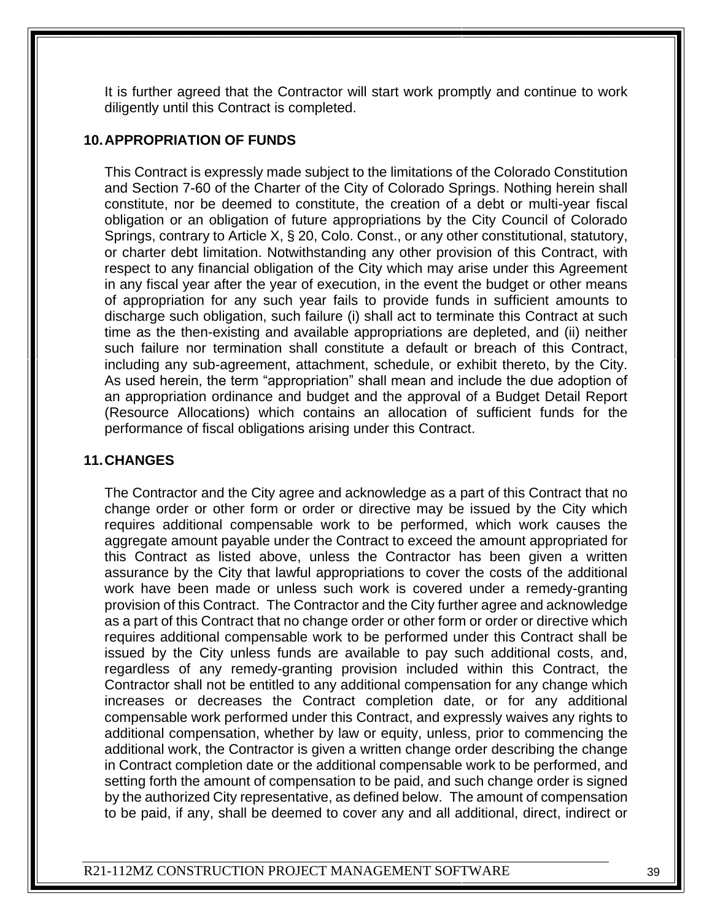It is further agreed that the Contractor will start work promptly and continue to work diligently until this Contract is completed.

## 10. APPROPRIATION OF FUNDS

This Contract is expressly made subject to the limitations of the Colorado Constitution and Section 7-60 of the Charter of the City of Colorado Springs. Nothing herein shall constitute, nor be deemed to constitute, the creation of a debt or multi-year fiscal obligation or an obligation of future appropriations by the City Council of Colorado Springs, contrary to Article X, § 20, Colo. Const., or any other constitutional, statutory, or charter debt limitation. Notwithstanding any other provision of this Contract, with respect to any financial obligation of the City which may arise under this Agreement in any fiscal year after the year of execution, in the event the budget or other means of appropriation for any such year fails to provide funds in sufficient amounts to discharge such obligation, such failure (i) shall act to terminate this Contract at such time as the then-existing and available appropriations are depleted, and (ii) neither such failure nor termination shall constitute a default or breach of this Contract, including any sub-agreement, attachment, schedule, or exhibit thereto, by the City. As used herein, the term "appropriation" shall mean and include the due adoption of an appropriation ordinance and budget and the approval of a Budget Detail Report (Resource Allocations) which contains an allocation of sufficient funds for the performance of fiscal obligations arising under this Contract.

## 11. CHANGES

The Contractor and the City agree and acknowledge as a part of this Contract that no change order or other form or order or directive may be issued by the City which requires additional compensable work to be performed, which work causes the aggregate amount payable under the Contract to exceed the amount appropriated for this Contract as listed above, unless the Contractor has been given a written assurance by the City that lawful appropriations to cover the costs of the additional work have been made or unless such work is covered under a remedy-granting provision of this Contract. The Contractor and the City further agree and acknowledge as a part of this Contract that no change order or other form or order or directive which requires additional compensable work to be performed under this Contract shall be issued by the City unless funds are available to pay such additional costs, and, regardless of any remedy-granting provision included within this Contract, the Contractor shall not be entitled to any additional compensation for any change which increases or decreases the Contract completion date, or for any additional compensable work performed under this Contract, and expressly waives any rights to additional compensation, whether by law or equity, unless, prior to commencing the additional work, the Contractor is given a written change order describing the change in Contract completion date or the additional compensable work to be performed, and setting forth the amount of compensation to be paid, and such change order is signed by the authorized City representative, as defined below. The amount of compensation to be paid, if any, shall be deemed to cover any and all additional, direct, indirect or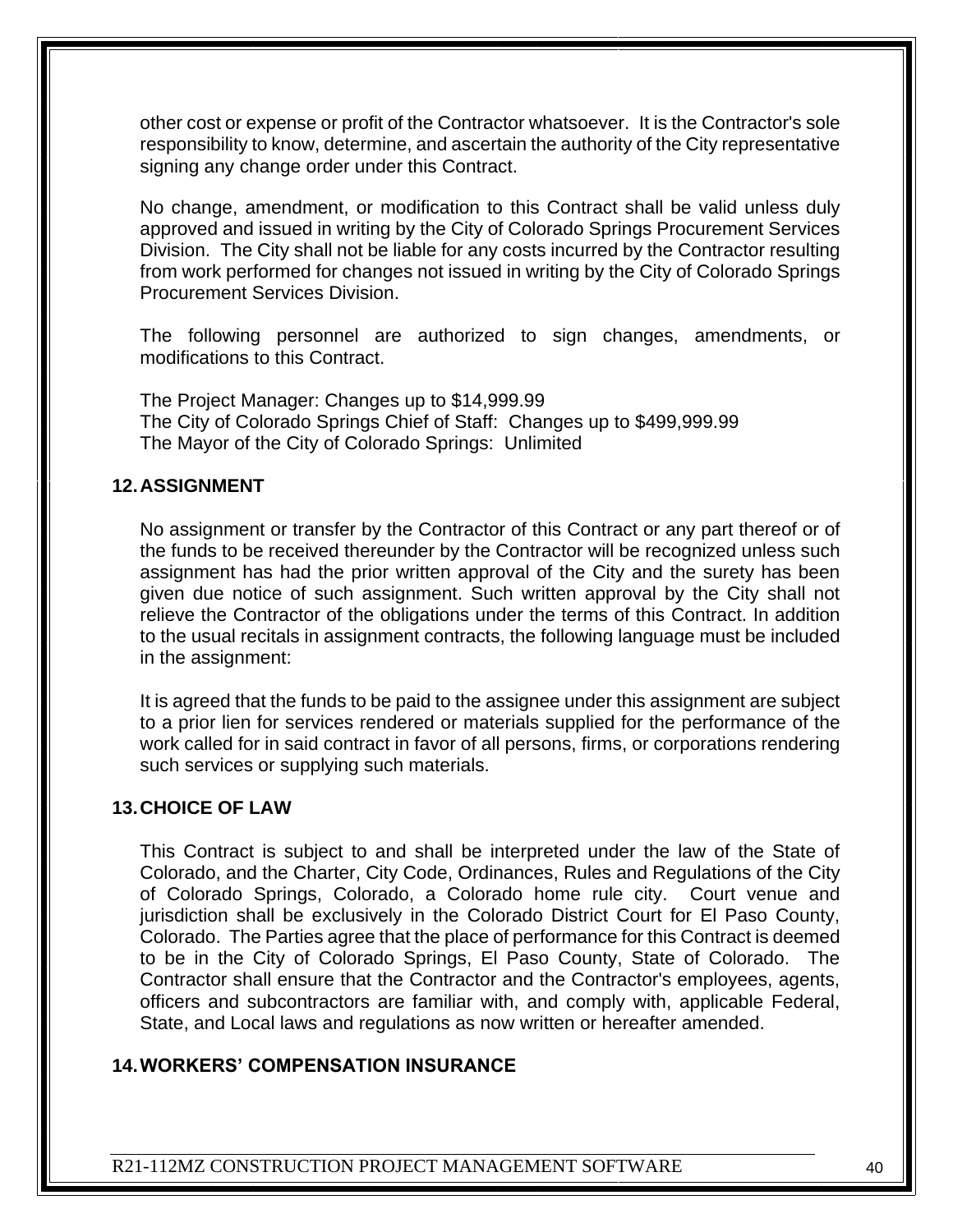other cost or expense or profit of the Contractor whatsoever. It is the Contractor's sole responsibility to know, determine, and ascertain the authority of the City representative signing any change order under this Contract.

No change, amendment, or modification to this Contract shall be valid unless duly approved and issued in writing by the City of Colorado Springs Procurement Services Division. The City shall not be liable for any costs incurred by the Contractor resulting from work performed for changes not issued in writing by the City of Colorado Springs Procurement Services Division.

The following personnel are authorized to sign changes, amendments, or modifications to this Contract.

The Project Manager: Changes up to $14,999.99
The City of Colorado Springs Chief of Staff: Changes up to $499,999.99
The Mayor of the City of Colorado Springs: Unlimited

## 12. ASSIGNMENT

No assignment or transfer by the Contractor of this Contract or any part thereof or of the funds to be received thereunder by the Contractor will be recognized unless such assignment has had the prior written approval of the City and the surety has been given due notice of such assignment. Such written approval by the City shall not relieve the Contractor of the obligations under the terms of this Contract. In addition to the usual recitals in assignment contracts, the following language must be included in the assignment:

It is agreed that the funds to be paid to the assignee under this assignment are subject to a prior lien for services rendered or materials supplied for the performance of the work called for in said contract in favor of all persons, firms, or corporations rendering such services or supplying such materials.

## 13. CHOICE OF LAW

This Contract is subject to and shall be interpreted under the law of the State of Colorado, and the Charter, City Code, Ordinances, Rules and Regulations of the City of Colorado Springs, Colorado, a Colorado home rule city. Court venue and jurisdiction shall be exclusively in the Colorado District Court for El Paso County, Colorado. The Parties agree that the place of performance for this Contract is deemed to be in the City of Colorado Springs, El Paso County, State of Colorado. The Contractor shall ensure that the Contractor and the Contractor's employees, agents, officers and subcontractors are familiar with, and comply with, applicable Federal, State, and Local laws and regulations as now written or hereafter amended.

## 14. WORKERS' COMPENSATION INSURANCE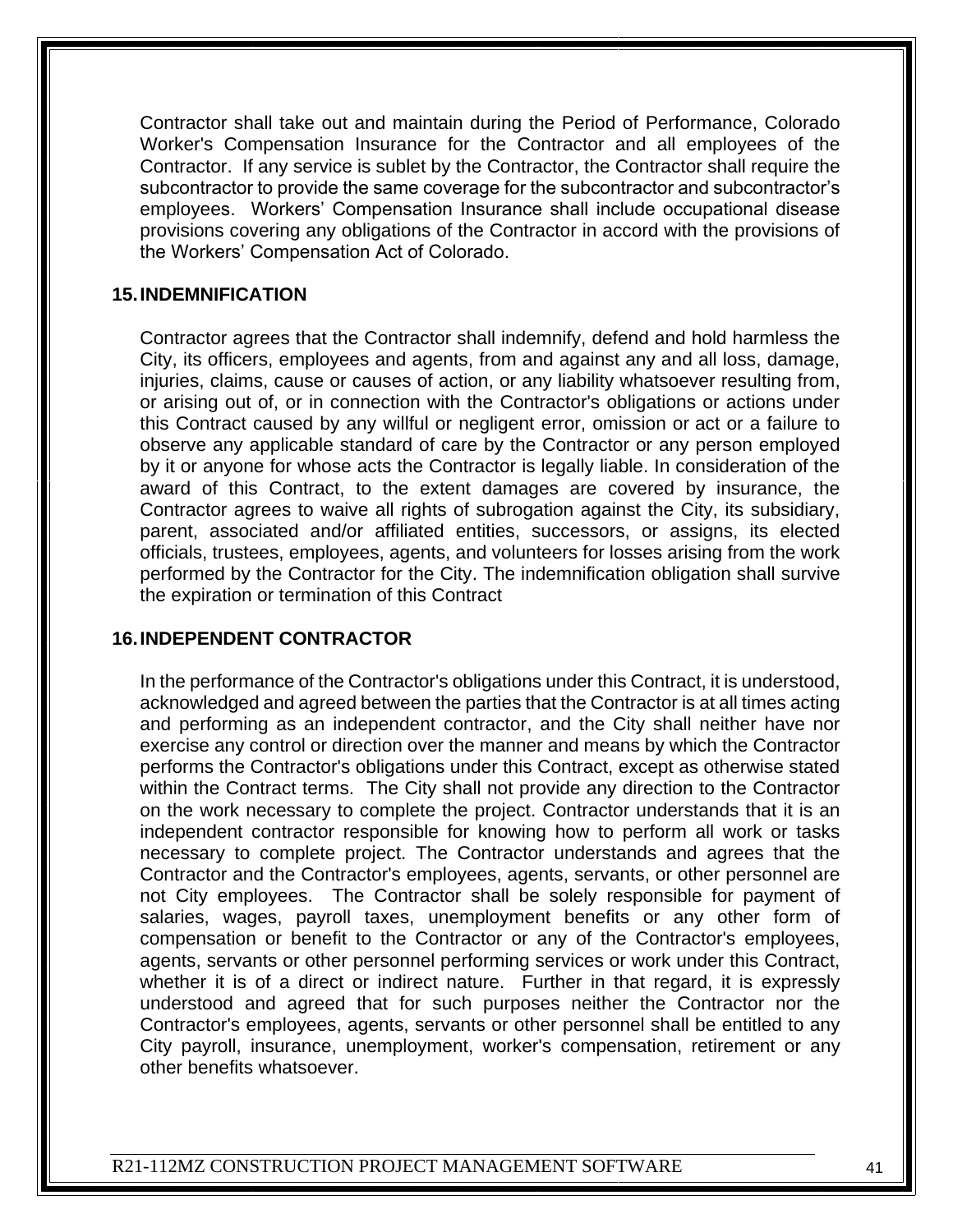Contractor shall take out and maintain during the Period of Performance, Colorado Worker's Compensation Insurance for the Contractor and all employees of the Contractor. If any service is sublet by the Contractor, the Contractor shall require the subcontractor to provide the same coverage for the subcontractor and subcontractor's employees. Workers' Compensation Insurance shall include occupational disease provisions covering any obligations of the Contractor in accord with the provisions of the Workers' Compensation Act of Colorado.

## 15. INDEMNIFICATION

Contractor agrees that the Contractor shall indemnify, defend and hold harmless the City, its officers, employees and agents, from and against any and all loss, damage, injuries, claims, cause or causes of action, or any liability whatsoever resulting from, or arising out of, or in connection with the Contractor's obligations or actions under this Contract caused by any willful or negligent error, omission or act or a failure to observe any applicable standard of care by the Contractor or any person employed by it or anyone for whose acts the Contractor is legally liable. In consideration of the award of this Contract, to the extent damages are covered by insurance, the Contractor agrees to waive all rights of subrogation against the City, its subsidiary, parent, associated and/or affiliated entities, successors, or assigns, its elected officials, trustees, employees, agents, and volunteers for losses arising from the work performed by the Contractor for the City. The indemnification obligation shall survive the expiration or termination of this Contract

## 16. INDEPENDENT CONTRACTOR

In the performance of the Contractor's obligations under this Contract, it is understood, acknowledged and agreed between the parties that the Contractor is at all times acting and performing as an independent contractor, and the City shall neither have nor exercise any control or direction over the manner and means by which the Contractor performs the Contractor's obligations under this Contract, except as otherwise stated within the Contract terms. The City shall not provide any direction to the Contractor on the work necessary to complete the project. Contractor understands that it is an independent contractor responsible for knowing how to perform all work or tasks necessary to complete project. The Contractor understands and agrees that the Contractor and the Contractor's employees, agents, servants, or other personnel are not City employees. The Contractor shall be solely responsible for payment of salaries, wages, payroll taxes, unemployment benefits or any other form of compensation or benefit to the Contractor or any of the Contractor's employees, agents, servants or other personnel performing services or work under this Contract, whether it is of a direct or indirect nature. Further in that regard, it is expressly understood and agreed that for such purposes neither the Contractor nor the Contractor's employees, agents, servants or other personnel shall be entitled to any City payroll, insurance, unemployment, worker's compensation, retirement or any other benefits whatsoever.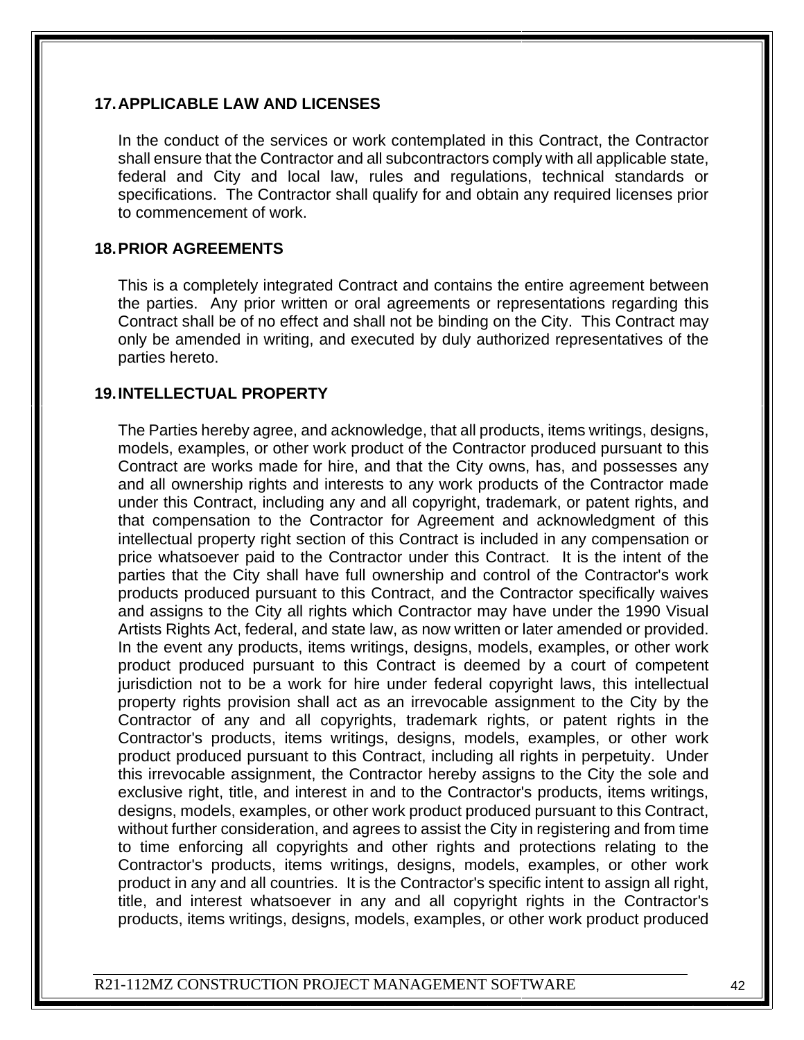## 17. APPLICABLE LAW AND LICENSES

In the conduct of the services or work contemplated in this Contract, the Contractor shall ensure that the Contractor and all subcontractors comply with all applicable state, federal and City and local law, rules and regulations, technical standards or specifications. The Contractor shall qualify for and obtain any required licenses prior to commencement of work.

## 18. PRIOR AGREEMENTS

This is a completely integrated Contract and contains the entire agreement between the parties. Any prior written or oral agreements or representations regarding this Contract shall be of no effect and shall not be binding on the City. This Contract may only be amended in writing, and executed by duly authorized representatives of the parties hereto.

## 19. INTELLECTUAL PROPERTY

The Parties hereby agree, and acknowledge, that all products, items writings, designs, models, examples, or other work product of the Contractor produced pursuant to this Contract are works made for hire, and that the City owns, has, and possesses any and all ownership rights and interests to any work products of the Contractor made under this Contract, including any and all copyright, trademark, or patent rights, and that compensation to the Contractor for Agreement and acknowledgment of this intellectual property right section of this Contract is included in any compensation or price whatsoever paid to the Contractor under this Contract. It is the intent of the parties that the City shall have full ownership and control of the Contractor's work products produced pursuant to this Contract, and the Contractor specifically waives and assigns to the City all rights which Contractor may have under the 1990 Visual Artists Rights Act, federal, and state law, as now written or later amended or provided. In the event any products, items writings, designs, models, examples, or other work product produced pursuant to this Contract is deemed by a court of competent jurisdiction not to be a work for hire under federal copyright laws, this intellectual property rights provision shall act as an irrevocable assignment to the City by the Contractor of any and all copyrights, trademark rights, or patent rights in the Contractor's products, items writings, designs, models, examples, or other work product produced pursuant to this Contract, including all rights in perpetuity. Under this irrevocable assignment, the Contractor hereby assigns to the City the sole and exclusive right, title, and interest in and to the Contractor's products, items writings, designs, models, examples, or other work product produced pursuant to this Contract, without further consideration, and agrees to assist the City in registering and from time to time enforcing all copyrights and other rights and protections relating to the Contractor's products, items writings, designs, models, examples, or other work product in any and all countries. It is the Contractor's specific intent to assign all right, title, and interest whatsoever in any and all copyright rights in the Contractor's products, items writings, designs, models, examples, or other work product produced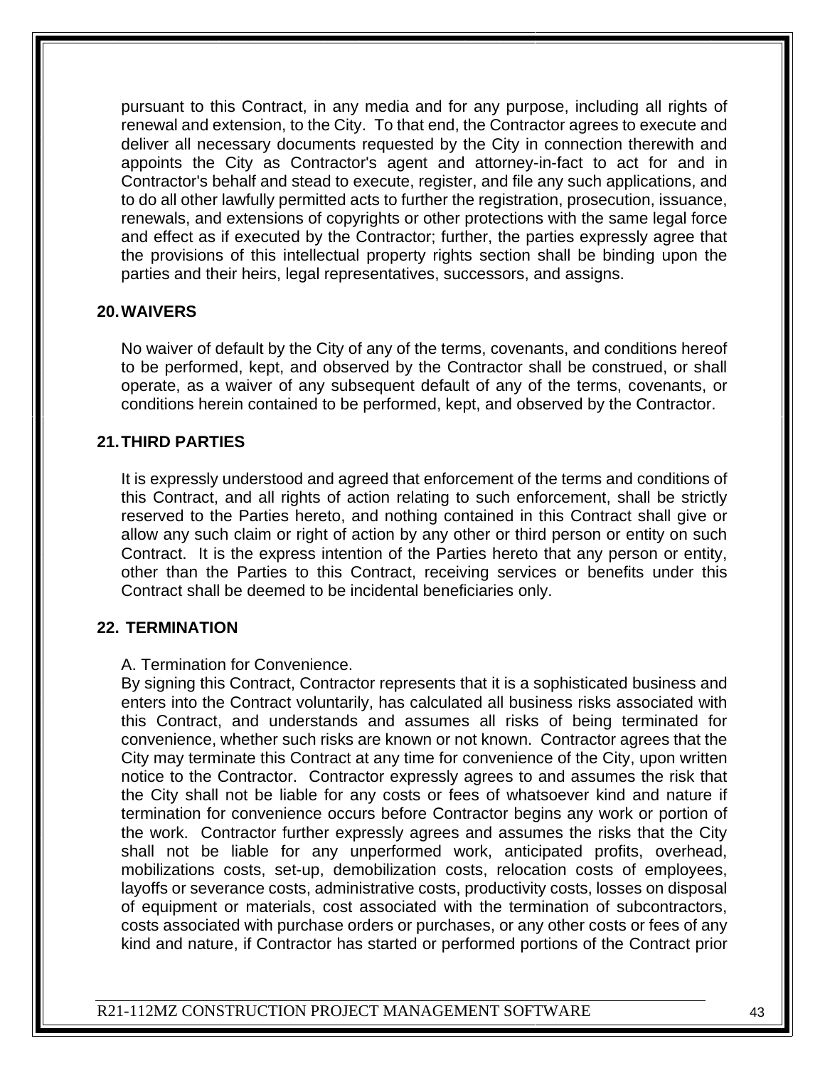pursuant to this Contract, in any media and for any purpose, including all rights of renewal and extension, to the City. To that end, the Contractor agrees to execute and deliver all necessary documents requested by the City in connection therewith and appoints the City as Contractor's agent and attorney-in-fact to act for and in Contractor's behalf and stead to execute, register, and file any such applications, and to do all other lawfully permitted acts to further the registration, prosecution, issuance, renewals, and extensions of copyrights or other protections with the same legal force and effect as if executed by the Contractor; further, the parties expressly agree that the provisions of this intellectual property rights section shall be binding upon the parties and their heirs, legal representatives, successors, and assigns.

## 20. WAIVERS

No waiver of default by the City of any of the terms, covenants, and conditions hereof to be performed, kept, and observed by the Contractor shall be construed, or shall operate, as a waiver of any subsequent default of any of the terms, covenants, or conditions herein contained to be performed, kept, and observed by the Contractor.

## 21. THIRD PARTIES

It is expressly understood and agreed that enforcement of the terms and conditions of this Contract, and all rights of action relating to such enforcement, shall be strictly reserved to the Parties hereto, and nothing contained in this Contract shall give or allow any such claim or right of action by any other or third person or entity on such Contract. It is the express intention of the Parties hereto that any person or entity, other than the Parties to this Contract, receiving services or benefits under this Contract shall be deemed to be incidental beneficiaries only.

## 22. TERMINATION

A. Termination for Convenience.

By signing this Contract, Contractor represents that it is a sophisticated business and enters into the Contract voluntarily, has calculated all business risks associated with this Contract, and understands and assumes all risks of being terminated for convenience, whether such risks are known or not known. Contractor agrees that the City may terminate this Contract at any time for convenience of the City, upon written notice to the Contractor. Contractor expressly agrees to and assumes the risk that the City shall not be liable for any costs or fees of whatsoever kind and nature if termination for convenience occurs before Contractor begins any work or portion of the work. Contractor further expressly agrees and assumes the risks that the City shall not be liable for any unperformed work, anticipated profits, overhead, mobilizations costs, set-up, demobilization costs, relocation costs of employees, layoffs or severance costs, administrative costs, productivity costs, losses on disposal of equipment or materials, cost associated with the termination of subcontractors, costs associated with purchase orders or purchases, or any other costs or fees of any kind and nature, if Contractor has started or performed portions of the Contract prior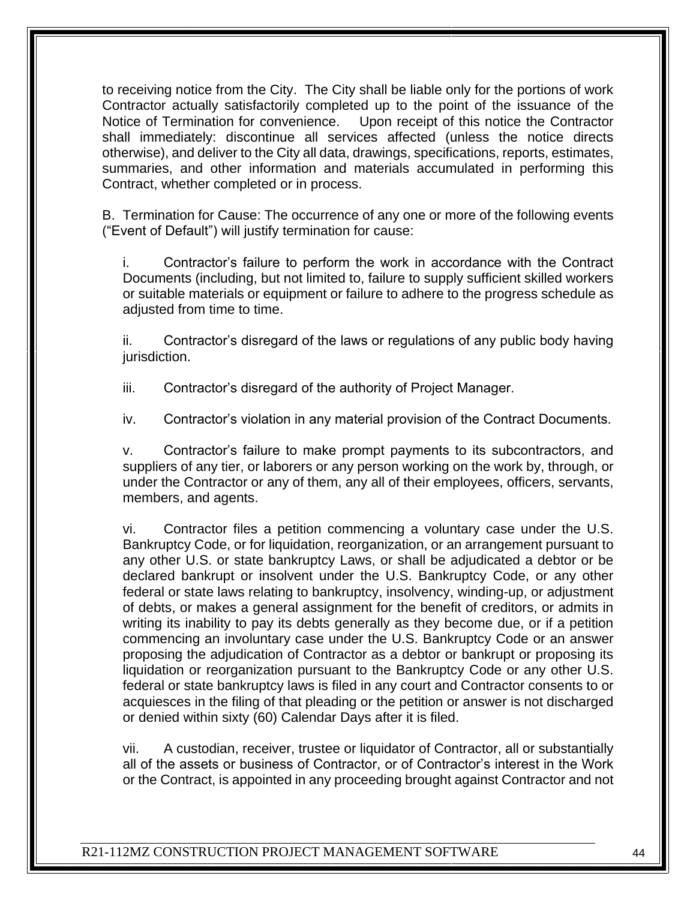to receiving notice from the City. The City shall be liable only for the portions of work Contractor actually satisfactorily completed up to the point of the issuance of the Notice of Termination for convenience. Upon receipt of this notice the Contractor shall immediately: discontinue all services affected (unless the notice directs otherwise), and deliver to the City all data, drawings, specifications, reports, estimates, summaries, and other information and materials accumulated in performing this Contract, whether completed or in process.

B. Termination for Cause: The occurrence of any one or more of the following events ("Event of Default") will justify termination for cause:

i. Contractor's failure to perform the work in accordance with the Contract Documents (including, but not limited to, failure to supply sufficient skilled workers or suitable materials or equipment or failure to adhere to the progress schedule as adjusted from time to time.

ii. Contractor's disregard of the laws or regulations of any public body having jurisdiction.

iii. Contractor's disregard of the authority of Project Manager.

iv. Contractor's violation in any material provision of the Contract Documents.

v. Contractor's failure to make prompt payments to its subcontractors, and suppliers of any tier, or laborers or any person working on the work by, through, or under the Contractor or any of them, any all of their employees, officers, servants, members, and agents.

vi. Contractor files a petition commencing a voluntary case under the U.S. Bankruptcy Code, or for liquidation, reorganization, or an arrangement pursuant to any other U.S. or state bankruptcy Laws, or shall be adjudicated a debtor or be declared bankrupt or insolvent under the U.S. Bankruptcy Code, or any other federal or state laws relating to bankruptcy, insolvency, winding-up, or adjustment of debts, or makes a general assignment for the benefit of creditors, or admits in writing its inability to pay its debts generally as they become due, or if a petition commencing an involuntary case under the U.S. Bankruptcy Code or an answer proposing the adjudication of Contractor as a debtor or bankrupt or proposing its liquidation or reorganization pursuant to the Bankruptcy Code or any other U.S. federal or state bankruptcy laws is filed in any court and Contractor consents to or acquiesces in the filing of that pleading or the petition or answer is not discharged or denied within sixty (60) Calendar Days after it is filed.

vii. A custodian, receiver, trustee or liquidator of Contractor, all or substantially all of the assets or business of Contractor, or of Contractor's interest in the Work or the Contract, is appointed in any proceeding brought against Contractor and not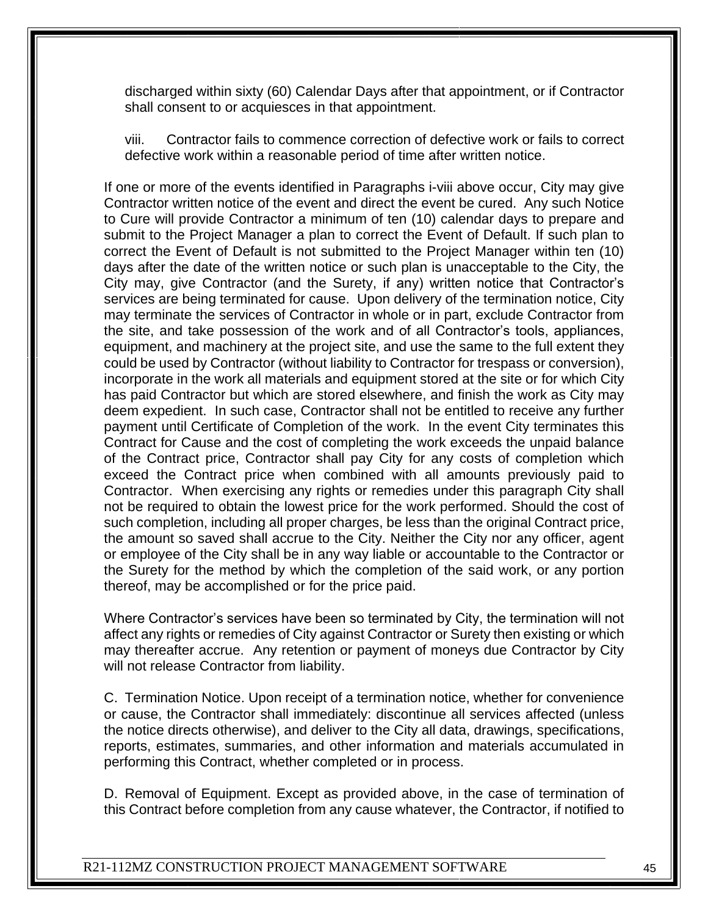discharged within sixty (60) Calendar Days after that appointment, or if Contractor shall consent to or acquiesces in that appointment.

viii. Contractor fails to commence correction of defective work or fails to correct defective work within a reasonable period of time after written notice.

If one or more of the events identified in Paragraphs i-viii above occur, City may give Contractor written notice of the event and direct the event be cured. Any such Notice to Cure will provide Contractor a minimum of ten (10) calendar days to prepare and submit to the Project Manager a plan to correct the Event of Default. If such plan to correct the Event of Default is not submitted to the Project Manager within ten (10) days after the date of the written notice or such plan is unacceptable to the City, the City may, give Contractor (and the Surety, if any) written notice that Contractor's services are being terminated for cause. Upon delivery of the termination notice, City may terminate the services of Contractor in whole or in part, exclude Contractor from the site, and take possession of the work and of all Contractor's tools, appliances, equipment, and machinery at the project site, and use the same to the full extent they could be used by Contractor (without liability to Contractor for trespass or conversion), incorporate in the work all materials and equipment stored at the site or for which City has paid Contractor but which are stored elsewhere, and finish the work as City may deem expedient. In such case, Contractor shall not be entitled to receive any further payment until Certificate of Completion of the work. In the event City terminates this Contract for Cause and the cost of completing the work exceeds the unpaid balance of the Contract price, Contractor shall pay City for any costs of completion which exceed the Contract price when combined with all amounts previously paid to Contractor. When exercising any rights or remedies under this paragraph City shall not be required to obtain the lowest price for the work performed. Should the cost of such completion, including all proper charges, be less than the original Contract price, the amount so saved shall accrue to the City. Neither the City nor any officer, agent or employee of the City shall be in any way liable or accountable to the Contractor or the Surety for the method by which the completion of the said work, or any portion thereof, may be accomplished or for the price paid.

Where Contractor's services have been so terminated by City, the termination will not affect any rights or remedies of City against Contractor or Surety then existing or which may thereafter accrue. Any retention or payment of moneys due Contractor by City will not release Contractor from liability.

C. Termination Notice. Upon receipt of a termination notice, whether for convenience or cause, the Contractor shall immediately: discontinue all services affected (unless the notice directs otherwise), and deliver to the City all data, drawings, specifications, reports, estimates, summaries, and other information and materials accumulated in performing this Contract, whether completed or in process.

D. Removal of Equipment. Except as provided above, in the case of termination of this Contract before completion from any cause whatever, the Contractor, if notified to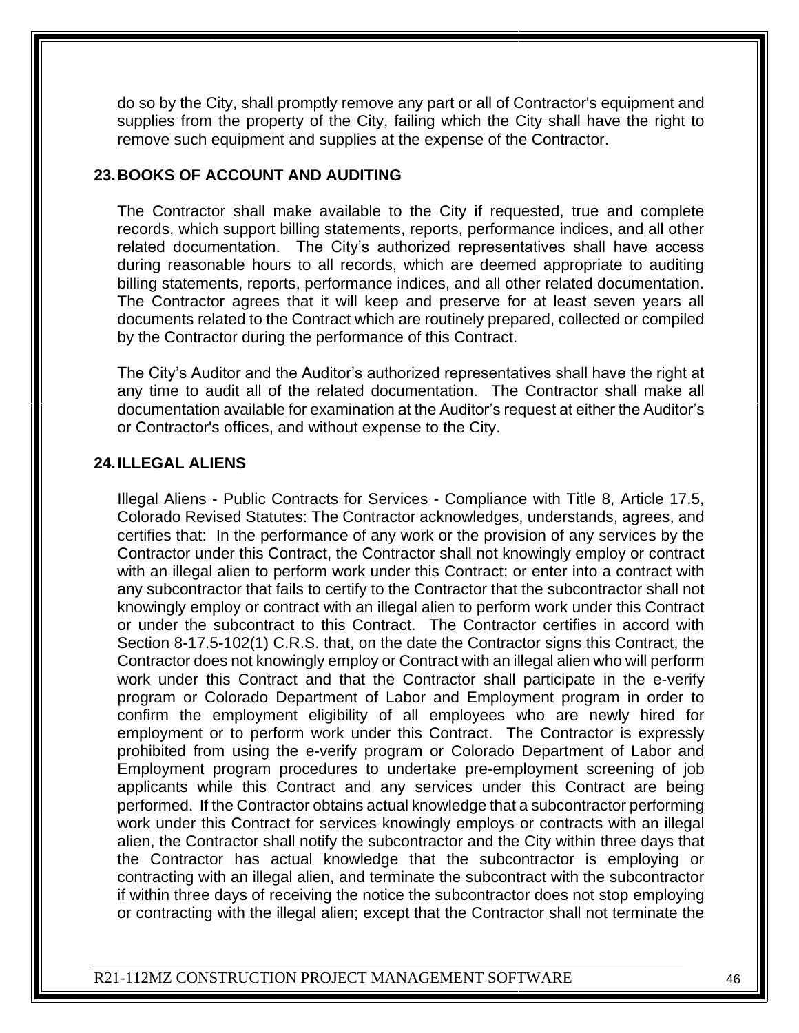do so by the City, shall promptly remove any part or all of Contractor's equipment and supplies from the property of the City, failing which the City shall have the right to remove such equipment and supplies at the expense of the Contractor.

## 23. BOOKS OF ACCOUNT AND AUDITING

The Contractor shall make available to the City if requested, true and complete records, which support billing statements, reports, performance indices, and all other related documentation. The City's authorized representatives shall have access during reasonable hours to all records, which are deemed appropriate to auditing billing statements, reports, performance indices, and all other related documentation. The Contractor agrees that it will keep and preserve for at least seven years all documents related to the Contract which are routinely prepared, collected or compiled by the Contractor during the performance of this Contract.

The City's Auditor and the Auditor's authorized representatives shall have the right at any time to audit all of the related documentation. The Contractor shall make all documentation available for examination at the Auditor's request at either the Auditor's or Contractor's offices, and without expense to the City.

## 24. ILLEGAL ALIENS

Illegal Aliens - Public Contracts for Services - Compliance with Title 8, Article 17.5, Colorado Revised Statutes: The Contractor acknowledges, understands, agrees, and certifies that: In the performance of any work or the provision of any services by the Contractor under this Contract, the Contractor shall not knowingly employ or contract with an illegal alien to perform work under this Contract; or enter into a contract with any subcontractor that fails to certify to the Contractor that the subcontractor shall not knowingly employ or contract with an illegal alien to perform work under this Contract or under the subcontract to this Contract. The Contractor certifies in accord with Section 8-17.5-102(1) C.R.S. that, on the date the Contractor signs this Contract, the Contractor does not knowingly employ or Contract with an illegal alien who will perform work under this Contract and that the Contractor shall participate in the e-verify program or Colorado Department of Labor and Employment program in order to confirm the employment eligibility of all employees who are newly hired for employment or to perform work under this Contract. The Contractor is expressly prohibited from using the e-verify program or Colorado Department of Labor and Employment program procedures to undertake pre-employment screening of job applicants while this Contract and any services under this Contract are being performed. If the Contractor obtains actual knowledge that a subcontractor performing work under this Contract for services knowingly employs or contracts with an illegal alien, the Contractor shall notify the subcontractor and the City within three days that the Contractor has actual knowledge that the subcontractor is employing or contracting with an illegal alien, and terminate the subcontract with the subcontractor if within three days of receiving the notice the subcontractor does not stop employing or contracting with the illegal alien; except that the Contractor shall not terminate the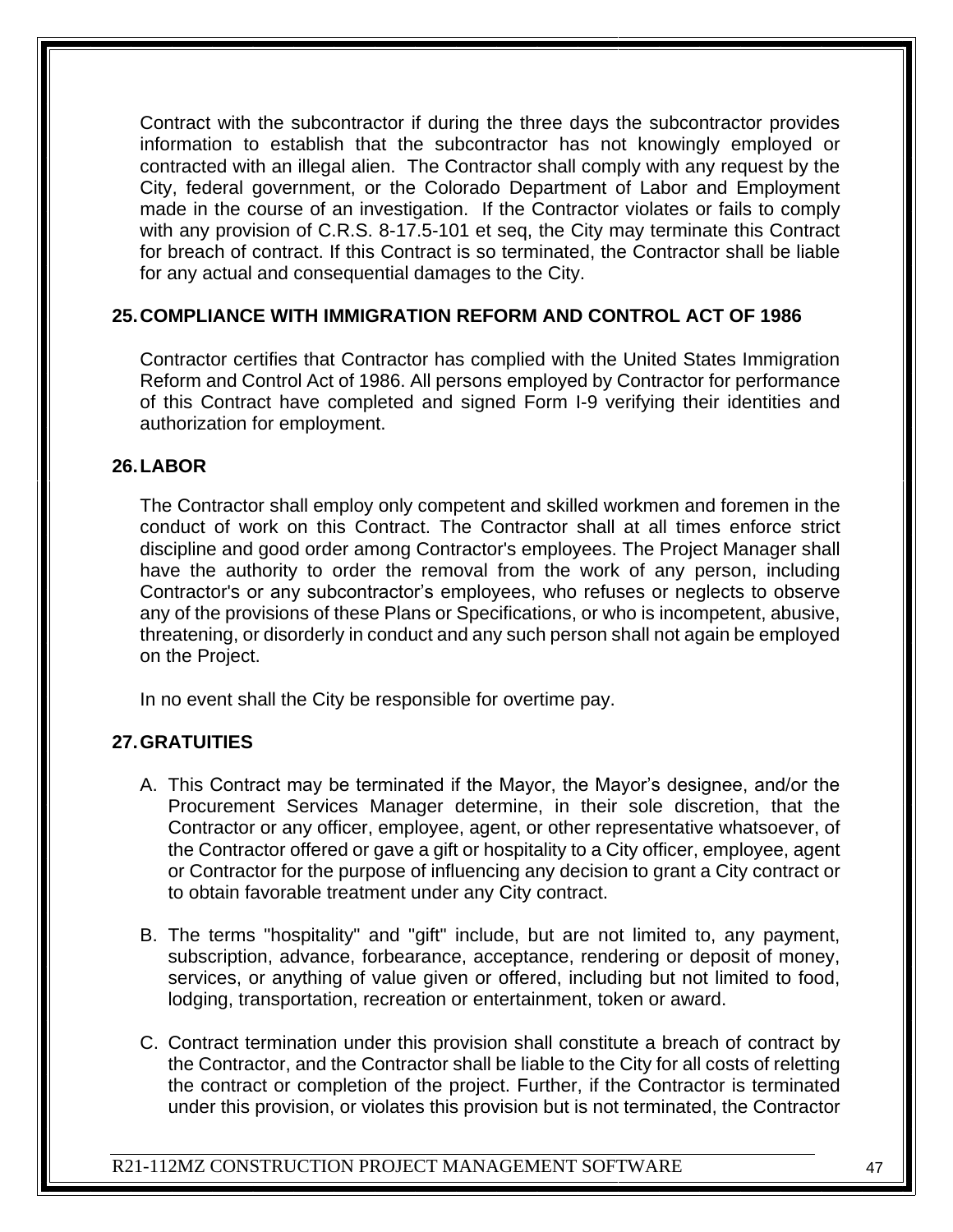Contract with the subcontractor if during the three days the subcontractor provides information to establish that the subcontractor has not knowingly employed or contracted with an illegal alien. The Contractor shall comply with any request by the City, federal government, or the Colorado Department of Labor and Employment made in the course of an investigation. If the Contractor violates or fails to comply with any provision of C.R.S. 8-17.5-101 et seq, the City may terminate this Contract for breach of contract. If this Contract is so terminated, the Contractor shall be liable for any actual and consequential damages to the City.

## 25. COMPLIANCE WITH IMMIGRATION REFORM AND CONTROL ACT OF 1986

Contractor certifies that Contractor has complied with the United States Immigration Reform and Control Act of 1986. All persons employed by Contractor for performance of this Contract have completed and signed Form I-9 verifying their identities and authorization for employment.

## 26. LABOR

The Contractor shall employ only competent and skilled workmen and foremen in the conduct of work on this Contract. The Contractor shall at all times enforce strict discipline and good order among Contractor's employees. The Project Manager shall have the authority to order the removal from the work of any person, including Contractor's or any subcontractor's employees, who refuses or neglects to observe any of the provisions of these Plans or Specifications, or who is incompetent, abusive, threatening, or disorderly in conduct and any such person shall not again be employed on the Project.

In no event shall the City be responsible for overtime pay.

## 27. GRATUITIES

A. This Contract may be terminated if the Mayor, the Mayor's designee, and/or the Procurement Services Manager determine, in their sole discretion, that the Contractor or any officer, employee, agent, or other representative whatsoever, of the Contractor offered or gave a gift or hospitality to a City officer, employee, agent or Contractor for the purpose of influencing any decision to grant a City contract or to obtain favorable treatment under any City contract.

B. The terms "hospitality" and "gift" include, but are not limited to, any payment, subscription, advance, forbearance, acceptance, rendering or deposit of money, services, or anything of value given or offered, including but not limited to food, lodging, transportation, recreation or entertainment, token or award.

C. Contract termination under this provision shall constitute a breach of contract by the Contractor, and the Contractor shall be liable to the City for all costs of reletting the contract or completion of the project. Further, if the Contractor is terminated under this provision, or violates this provision but is not terminated, the Contractor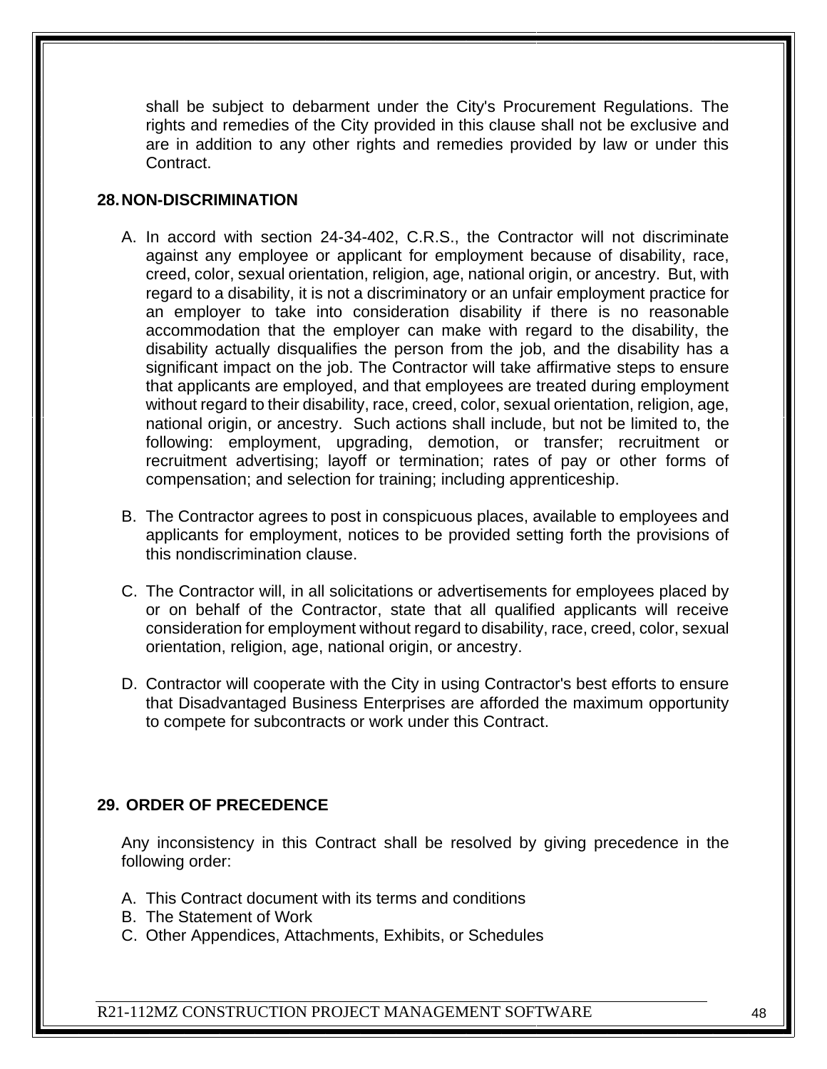shall be subject to debarment under the City's Procurement Regulations. The rights and remedies of the City provided in this clause shall not be exclusive and are in addition to any other rights and remedies provided by law or under this Contract.

## 28. NON-DISCRIMINATION

A. In accord with section 24-34-402, C.R.S., the Contractor will not discriminate against any employee or applicant for employment because of disability, race, creed, color, sexual orientation, religion, age, national origin, or ancestry. But, with regard to a disability, it is not a discriminatory or an unfair employment practice for an employer to take into consideration disability if there is no reasonable accommodation that the employer can make with regard to the disability, the disability actually disqualifies the person from the job, and the disability has a significant impact on the job. The Contractor will take affirmative steps to ensure that applicants are employed, and that employees are treated during employment without regard to their disability, race, creed, color, sexual orientation, religion, age, national origin, or ancestry. Such actions shall include, but not be limited to, the following: employment, upgrading, demotion, or transfer; recruitment or recruitment advertising; layoff or termination; rates of pay or other forms of compensation; and selection for training; including apprenticeship.

B. The Contractor agrees to post in conspicuous places, available to employees and applicants for employment, notices to be provided setting forth the provisions of this nondiscrimination clause.

C. The Contractor will, in all solicitations or advertisements for employees placed by or on behalf of the Contractor, state that all qualified applicants will receive consideration for employment without regard to disability, race, creed, color, sexual orientation, religion, age, national origin, or ancestry.

D. Contractor will cooperate with the City in using Contractor's best efforts to ensure that Disadvantaged Business Enterprises are afforded the maximum opportunity to compete for subcontracts or work under this Contract.

## 29. ORDER OF PRECEDENCE

Any inconsistency in this Contract shall be resolved by giving precedence in the following order:

A. This Contract document with its terms and conditions
B. The Statement of Work
C. Other Appendices, Attachments, Exhibits, or Schedules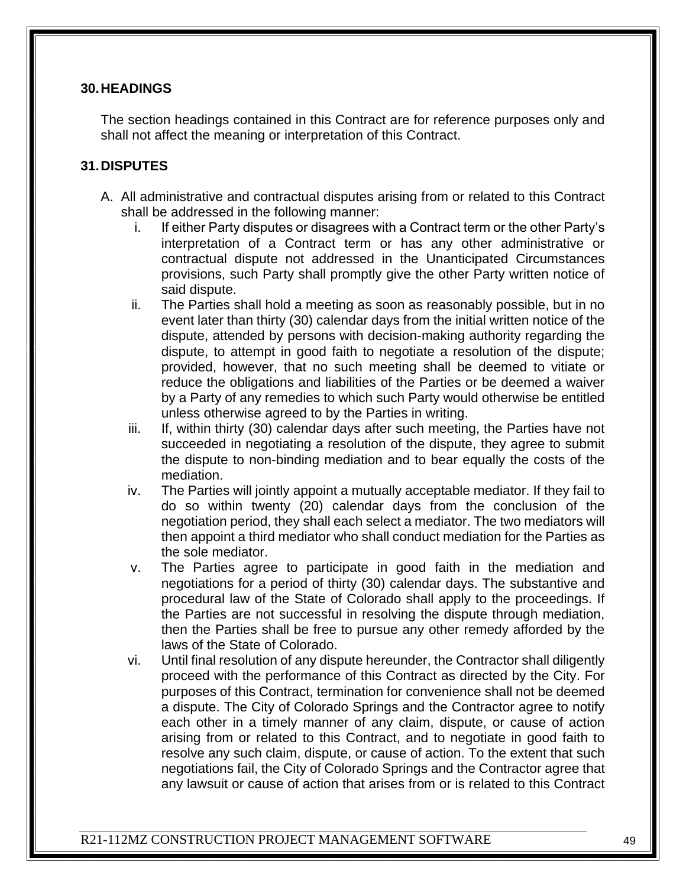## 30. HEADINGS

The section headings contained in this Contract are for reference purposes only and shall not affect the meaning or interpretation of this Contract.

## 31. DISPUTES

A. All administrative and contractual disputes arising from or related to this Contract shall be addressed in the following manner:

   i. If either Party disputes or disagrees with a Contract term or the other Party's interpretation of a Contract term or has any other administrative or contractual dispute not addressed in the Unanticipated Circumstances provisions, such Party shall promptly give the other Party written notice of said dispute.

   ii. The Parties shall hold a meeting as soon as reasonably possible, but in no event later than thirty (30) calendar days from the initial written notice of the dispute, attended by persons with decision-making authority regarding the dispute, to attempt in good faith to negotiate a resolution of the dispute; provided, however, that no such meeting shall be deemed to vitiate or reduce the obligations and liabilities of the Parties or be deemed a waiver by a Party of any remedies to which such Party would otherwise be entitled unless otherwise agreed to by the Parties in writing.

   iii. If, within thirty (30) calendar days after such meeting, the Parties have not succeeded in negotiating a resolution of the dispute, they agree to submit the dispute to non-binding mediation and to bear equally the costs of the mediation.

   iv. The Parties will jointly appoint a mutually acceptable mediator. If they fail to do so within twenty (20) calendar days from the conclusion of the negotiation period, they shall each select a mediator. The two mediators will then appoint a third mediator who shall conduct mediation for the Parties as the sole mediator.

   v. The Parties agree to participate in good faith in the mediation and negotiations for a period of thirty (30) calendar days. The substantive and procedural law of the State of Colorado shall apply to the proceedings. If the Parties are not successful in resolving the dispute through mediation, then the Parties shall be free to pursue any other remedy afforded by the laws of the State of Colorado.

   vi. Until final resolution of any dispute hereunder, the Contractor shall diligently proceed with the performance of this Contract as directed by the City. For purposes of this Contract, termination for convenience shall not be deemed a dispute. The City of Colorado Springs and the Contractor agree to notify each other in a timely manner of any claim, dispute, or cause of action arising from or related to this Contract, and to negotiate in good faith to resolve any such claim, dispute, or cause of action. To the extent that such negotiations fail, the City of Colorado Springs and the Contractor agree that any lawsuit or cause of action that arises from or is related to this Contract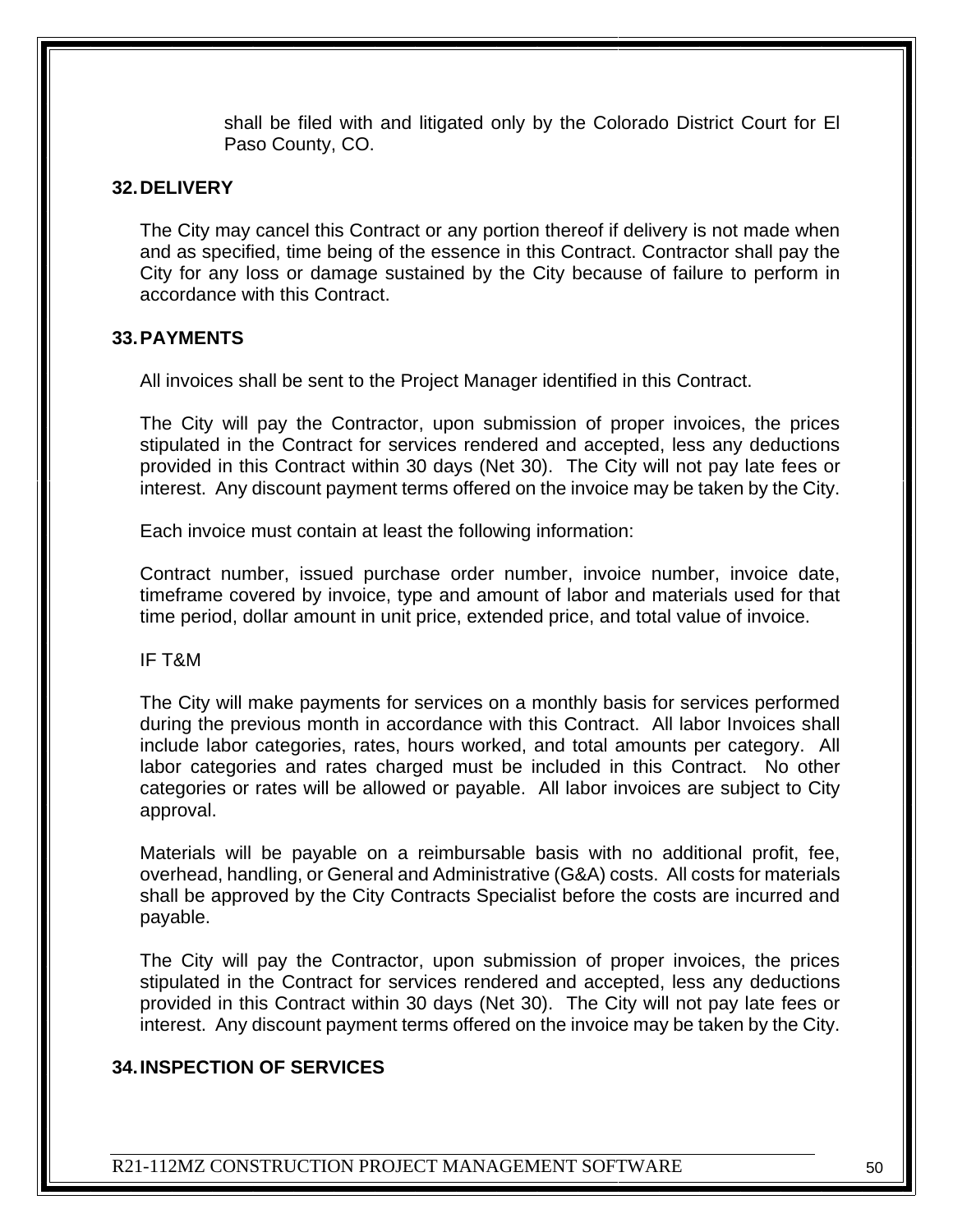shall be filed with and litigated only by the Colorado District Court for El Paso County, CO.

## 32. DELIVERY

The City may cancel this Contract or any portion thereof if delivery is not made when and as specified, time being of the essence in this Contract. Contractor shall pay the City for any loss or damage sustained by the City because of failure to perform in accordance with this Contract.

## 33. PAYMENTS

All invoices shall be sent to the Project Manager identified in this Contract.

The City will pay the Contractor, upon submission of proper invoices, the prices stipulated in the Contract for services rendered and accepted, less any deductions provided in this Contract within 30 days (Net 30). The City will not pay late fees or interest. Any discount payment terms offered on the invoice may be taken by the City.

Each invoice must contain at least the following information:

Contract number, issued purchase order number, invoice number, invoice date, timeframe covered by invoice, type and amount of labor and materials used for that time period, dollar amount in unit price, extended price, and total value of invoice.

IF T&M

The City will make payments for services on a monthly basis for services performed during the previous month in accordance with this Contract. All labor Invoices shall include labor categories, rates, hours worked, and total amounts per category. All labor categories and rates charged must be included in this Contract. No other categories or rates will be allowed or payable. All labor invoices are subject to City approval.

Materials will be payable on a reimbursable basis with no additional profit, fee, overhead, handling, or General and Administrative (G&A) costs. All costs for materials shall be approved by the City Contracts Specialist before the costs are incurred and payable.

The City will pay the Contractor, upon submission of proper invoices, the prices stipulated in the Contract for services rendered and accepted, less any deductions provided in this Contract within 30 days (Net 30). The City will not pay late fees or interest. Any discount payment terms offered on the invoice may be taken by the City.

## 34. INSPECTION OF SERVICES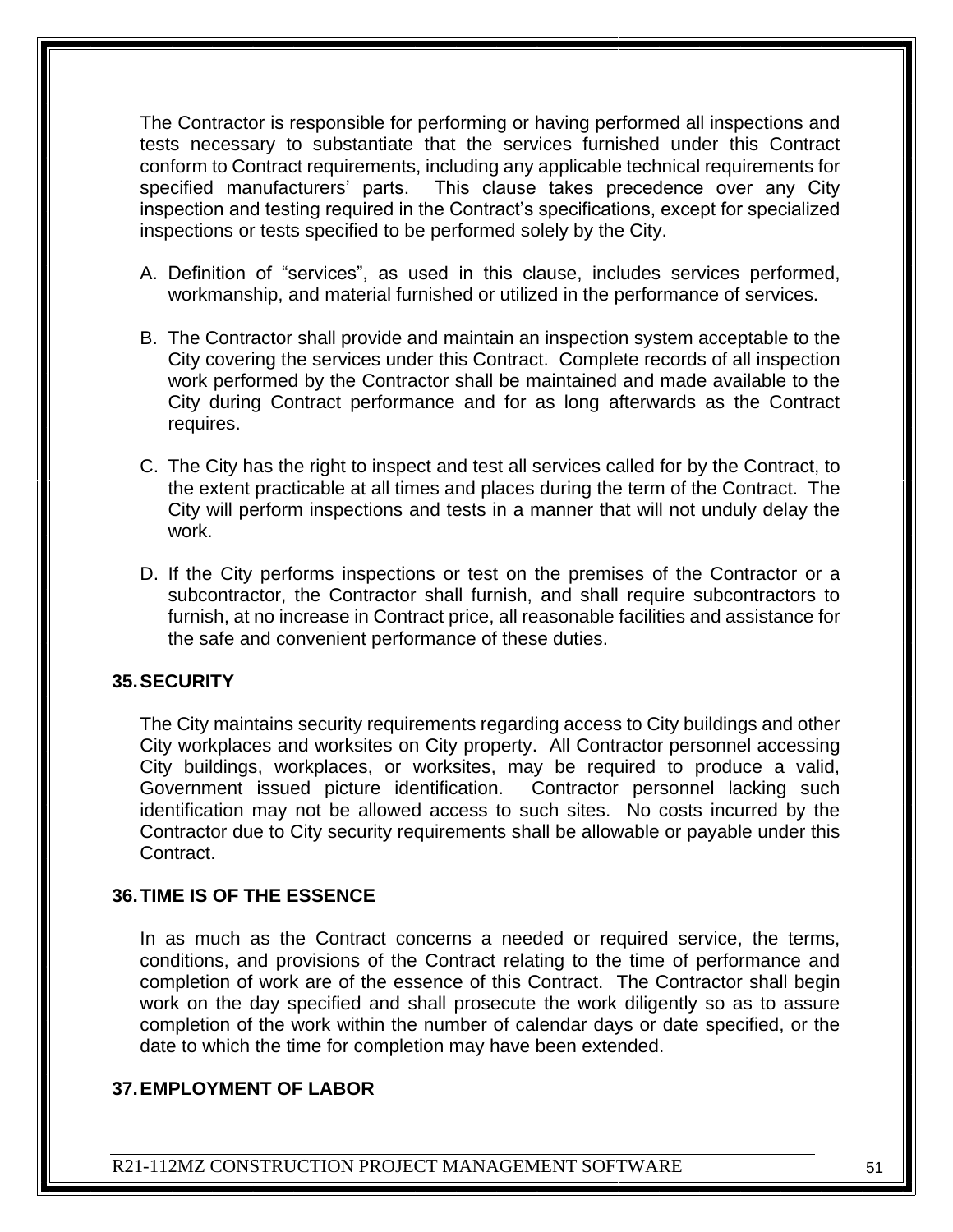The Contractor is responsible for performing or having performed all inspections and tests necessary to substantiate that the services furnished under this Contract conform to Contract requirements, including any applicable technical requirements for specified manufacturers' parts. This clause takes precedence over any City inspection and testing required in the Contract's specifications, except for specialized inspections or tests specified to be performed solely by the City.

A. Definition of "services", as used in this clause, includes services performed, workmanship, and material furnished or utilized in the performance of services.

B. The Contractor shall provide and maintain an inspection system acceptable to the City covering the services under this Contract. Complete records of all inspection work performed by the Contractor shall be maintained and made available to the City during Contract performance and for as long afterwards as the Contract requires.

C. The City has the right to inspect and test all services called for by the Contract, to the extent practicable at all times and places during the term of the Contract. The City will perform inspections and tests in a manner that will not unduly delay the work.

D. If the City performs inspections or test on the premises of the Contractor or a subcontractor, the Contractor shall furnish, and shall require subcontractors to furnish, at no increase in Contract price, all reasonable facilities and assistance for the safe and convenient performance of these duties.

## 35. SECURITY

The City maintains security requirements regarding access to City buildings and other City workplaces and worksites on City property. All Contractor personnel accessing City buildings, workplaces, or worksites, may be required to produce a valid, Government issued picture identification. Contractor personnel lacking such identification may not be allowed access to such sites. No costs incurred by the Contractor due to City security requirements shall be allowable or payable under this Contract.

## 36. TIME IS OF THE ESSENCE

In as much as the Contract concerns a needed or required service, the terms, conditions, and provisions of the Contract relating to the time of performance and completion of work are of the essence of this Contract. The Contractor shall begin work on the day specified and shall prosecute the work diligently so as to assure completion of the work within the number of calendar days or date specified, or the date to which the time for completion may have been extended.

## 37. EMPLOYMENT OF LABOR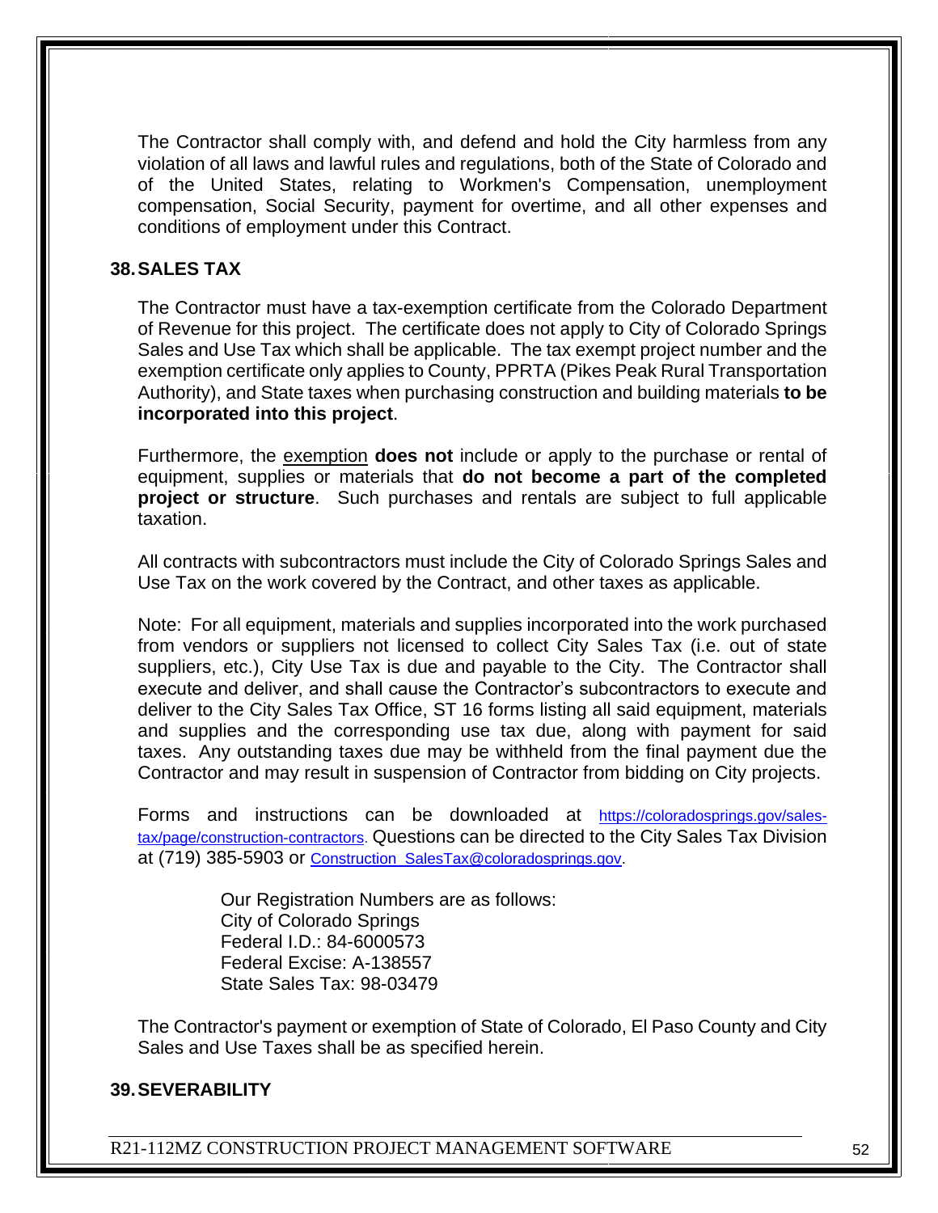The Contractor shall comply with, and defend and hold the City harmless from any violation of all laws and lawful rules and regulations, both of the State of Colorado and of the United States, relating to Workmen's Compensation, unemployment compensation, Social Security, payment for overtime, and all other expenses and conditions of employment under this Contract.

## 38. SALES TAX

The Contractor must have a tax-exemption certificate from the Colorado Department of Revenue for this project. The certificate does not apply to City of Colorado Springs Sales and Use Tax which shall be applicable. The tax exempt project number and the exemption certificate only applies to County, PPRTA (Pikes Peak Rural Transportation Authority), and State taxes when purchasing construction and building materials **to be incorporated into this project**.

Furthermore, the exemption **does not** include or apply to the purchase or rental of equipment, supplies or materials that **do not become a part of the completed project or structure**. Such purchases and rentals are subject to full applicable taxation.

All contracts with subcontractors must include the City of Colorado Springs Sales and Use Tax on the work covered by the Contract, and other taxes as applicable.

Note: For all equipment, materials and supplies incorporated into the work purchased from vendors or suppliers not licensed to collect City Sales Tax (i.e. out of state suppliers, etc.), City Use Tax is due and payable to the City. The Contractor shall execute and deliver, and shall cause the Contractor's subcontractors to execute and deliver to the City Sales Tax Office, ST 16 forms listing all said equipment, materials and supplies and the corresponding use tax due, along with payment for said taxes. Any outstanding taxes due may be withheld from the final payment due the Contractor and may result in suspension of Contractor from bidding on City projects.

Forms and instructions can be downloaded at https://coloradosprings.gov/sales-tax/page/construction-contractors. Questions can be directed to the City Sales Tax Division at (719) 385-5903 or Construction_SalesTax@coloradosprings.gov.

Our Registration Numbers are as follows:
City of Colorado Springs
Federal I.D.: 84-6000573
Federal Excise: A-138557
State Sales Tax: 98-03479

The Contractor's payment or exemption of State of Colorado, El Paso County and City Sales and Use Taxes shall be as specified herein.

## 39. SEVERABILITY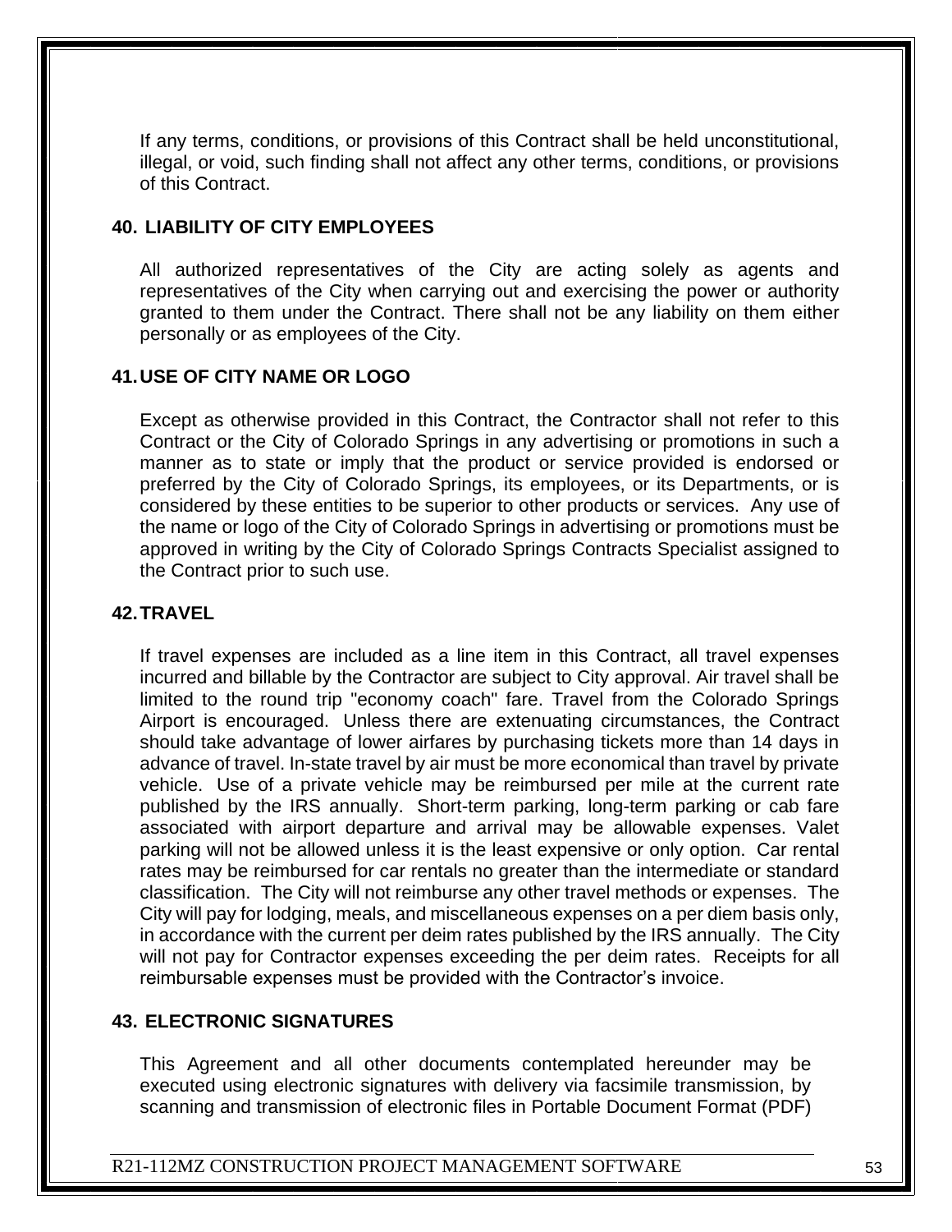If any terms, conditions, or provisions of this Contract shall be held unconstitutional, illegal, or void, such finding shall not affect any other terms, conditions, or provisions of this Contract.

## 40. LIABILITY OF CITY EMPLOYEES

All authorized representatives of the City are acting solely as agents and representatives of the City when carrying out and exercising the power or authority granted to them under the Contract. There shall not be any liability on them either personally or as employees of the City.

## 41. USE OF CITY NAME OR LOGO

Except as otherwise provided in this Contract, the Contractor shall not refer to this Contract or the City of Colorado Springs in any advertising or promotions in such a manner as to state or imply that the product or service provided is endorsed or preferred by the City of Colorado Springs, its employees, or its Departments, or is considered by these entities to be superior to other products or services. Any use of the name or logo of the City of Colorado Springs in advertising or promotions must be approved in writing by the City of Colorado Springs Contracts Specialist assigned to the Contract prior to such use.

## 42. TRAVEL

If travel expenses are included as a line item in this Contract, all travel expenses incurred and billable by the Contractor are subject to City approval. Air travel shall be limited to the round trip "economy coach" fare. Travel from the Colorado Springs Airport is encouraged. Unless there are extenuating circumstances, the Contract should take advantage of lower airfares by purchasing tickets more than 14 days in advance of travel. In-state travel by air must be more economical than travel by private vehicle. Use of a private vehicle may be reimbursed per mile at the current rate published by the IRS annually. Short-term parking, long-term parking or cab fare associated with airport departure and arrival may be allowable expenses. Valet parking will not be allowed unless it is the least expensive or only option. Car rental rates may be reimbursed for car rentals no greater than the intermediate or standard classification. The City will not reimburse any other travel methods or expenses. The City will pay for lodging, meals, and miscellaneous expenses on a per diem basis only, in accordance with the current per deim rates published by the IRS annually. The City will not pay for Contractor expenses exceeding the per deim rates. Receipts for all reimbursable expenses must be provided with the Contractor's invoice.

## 43. ELECTRONIC SIGNATURES

This Agreement and all other documents contemplated hereunder may be executed using electronic signatures with delivery via facsimile transmission, by scanning and transmission of electronic files in Portable Document Format (PDF)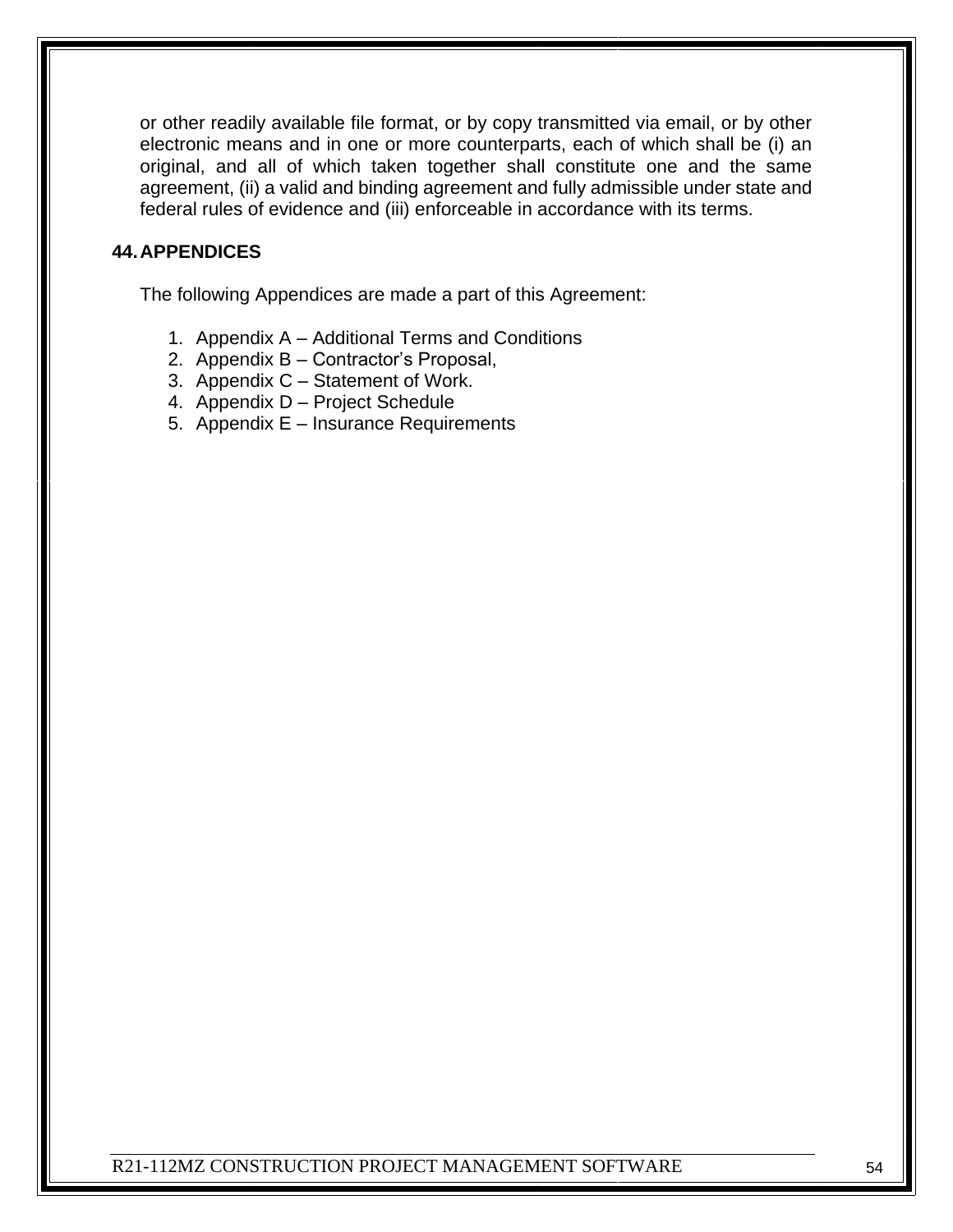or other readily available file format, or by copy transmitted via email, or by other electronic means and in one or more counterparts, each of which shall be (i) an original, and all of which taken together shall constitute one and the same agreement, (ii) a valid and binding agreement and fully admissible under state and federal rules of evidence and (iii) enforceable in accordance with its terms.

## 44. APPENDICES

The following Appendices are made a part of this Agreement:

1. Appendix A – Additional Terms and Conditions
2. Appendix B – Contractor's Proposal,
3. Appendix C – Statement of Work.
4. Appendix D – Project Schedule
5. Appendix E – Insurance Requirements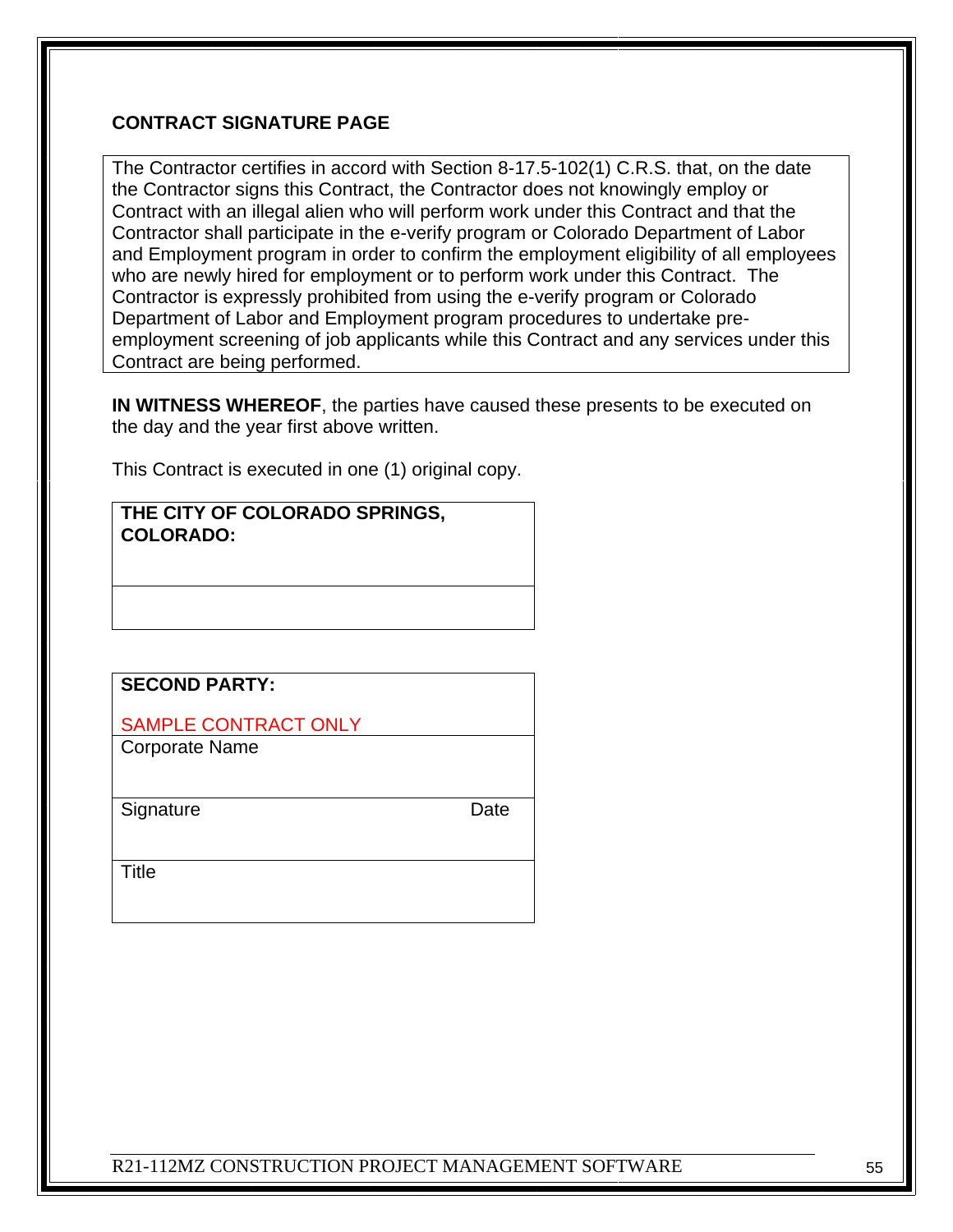**CONTRACT SIGNATURE PAGE**

The Contractor certifies in accord with Section 8-17.5-102(1) C.R.S. that, on the date the Contractor signs this Contract, the Contractor does not knowingly employ or Contract with an illegal alien who will perform work under this Contract and that the Contractor shall participate in the e-verify program or Colorado Department of Labor and Employment program in order to confirm the employment eligibility of all employees who are newly hired for employment or to perform work under this Contract. The Contractor is expressly prohibited from using the e-verify program or Colorado Department of Labor and Employment program procedures to undertake pre-employment screening of job applicants while this Contract and any services under this Contract are being performed.

**IN WITNESS WHEREOF**, the parties have caused these presents to be executed on the day and the year first above written.

This Contract is executed in one (1) original copy.

| **THE CITY OF COLORADO SPRINGS, COLORADO:** |
|---|
| |

| **SECOND PARTY:** SAMPLE CONTRACT ONLY | |
|---|---|
| Corporate Name | |
| Signature | Date |
| Title | |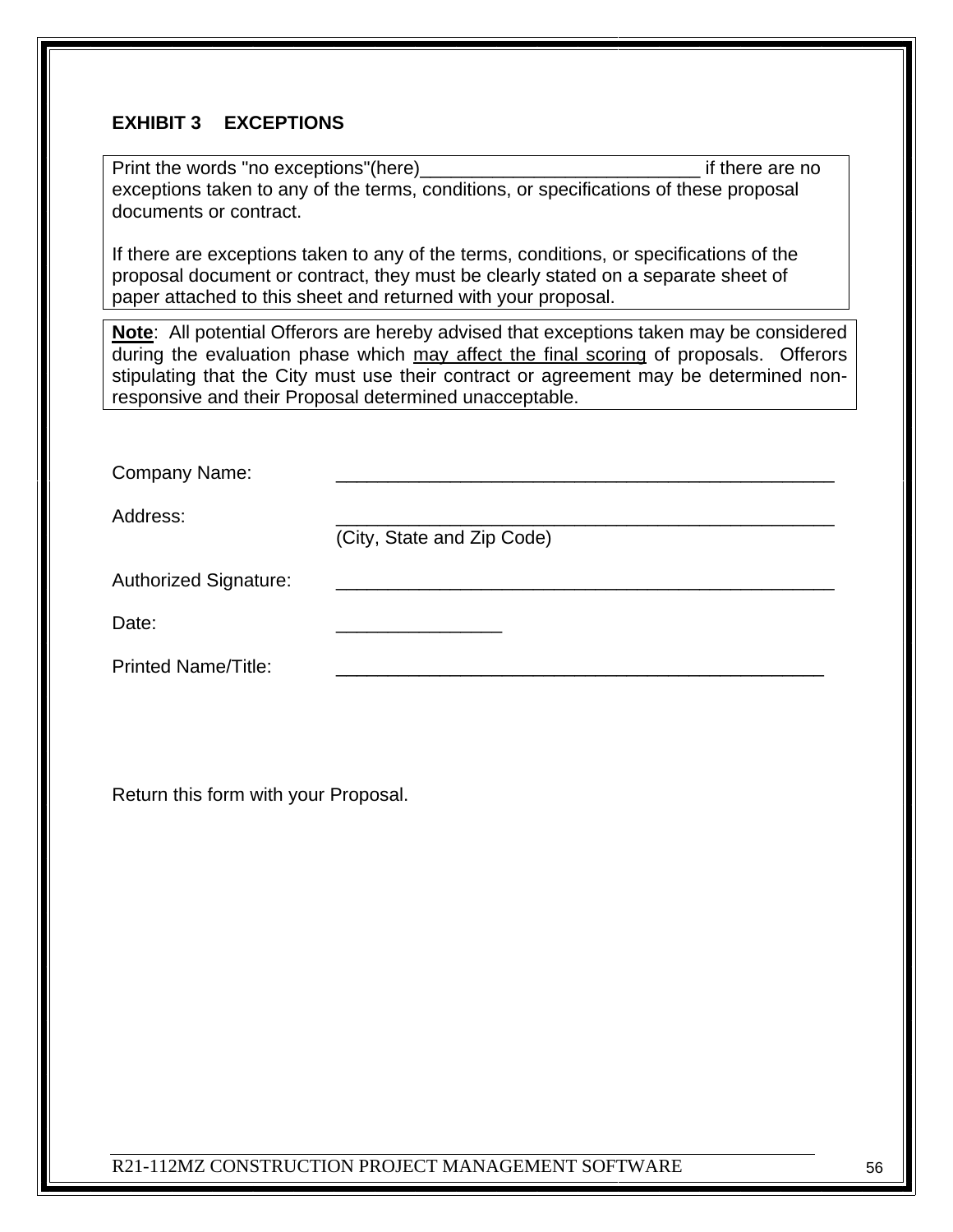## EXHIBIT 3 EXCEPTIONS

Print the words "no exceptions"(here)____________________________ if there are no exceptions taken to any of the terms, conditions, or specifications of these proposal documents or contract.

If there are exceptions taken to any of the terms, conditions, or specifications of the proposal document or contract, they must be clearly stated on a separate sheet of paper attached to this sheet and returned with your proposal.

**Note**: All potential Offerors are hereby advised that exceptions taken may be considered during the evaluation phase which <u>may affect the final scoring</u> of proposals. Offerors stipulating that the City must use their contract or agreement may be determined non-responsive and their Proposal determined unacceptable.

Company Name: ___________________________________________________

Address: ___________________________________________________
(City, State and Zip Code)

Authorized Signature: ___________________________________________________

Date: ________________

Printed Name/Title: ___________________________________________________

Return this form with your Proposal.

R21-112MZ CONSTRUCTION PROJECT MANAGEMENT SOFTWARE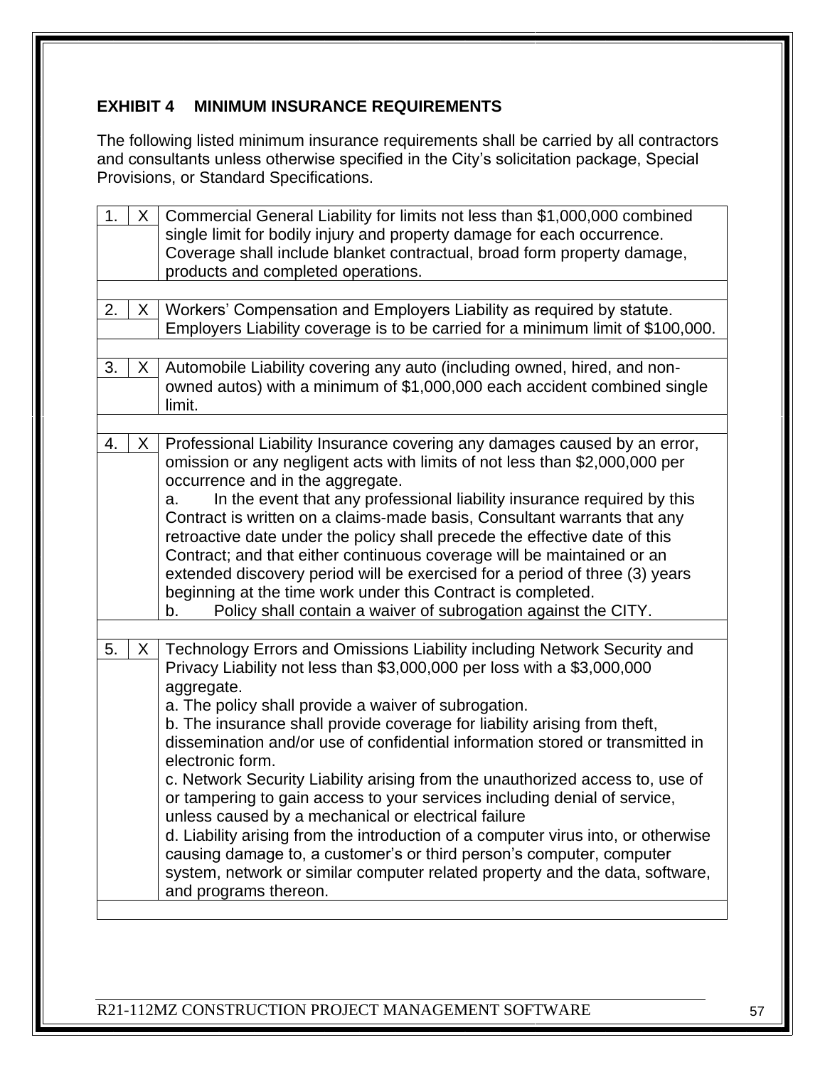## EXHIBIT 4 MINIMUM INSURANCE REQUIREMENTS

The following listed minimum insurance requirements shall be carried by all contractors and consultants unless otherwise specified in the City's solicitation package, Special Provisions, or Standard Specifications.

| | | |
|---|---|---|
| 1. | X | Commercial General Liability for limits not less than $1,000,000 combined single limit for bodily injury and property damage for each occurrence. Coverage shall include blanket contractual, broad form property damage, products and completed operations. |
| 2. | X | Workers' Compensation and Employers Liability as required by statute. Employers Liability coverage is to be carried for a minimum limit of $100,000. |
| 3. | X | Automobile Liability covering any auto (including owned, hired, and non-owned autos) with a minimum of $1,000,000 each accident combined single limit. |
| 4. | X | Professional Liability Insurance covering any damages caused by an error, omission or any negligent acts with limits of not less than $2,000,000 per occurrence and in the aggregate.<br>a. In the event that any professional liability insurance required by this Contract is written on a claims-made basis, Consultant warrants that any retroactive date under the policy shall precede the effective date of this Contract; and that either continuous coverage will be maintained or an extended discovery period will be exercised for a period of three (3) years beginning at the time work under this Contract is completed.<br>b. Policy shall contain a waiver of subrogation against the CITY. |
| 5. | X | Technology Errors and Omissions Liability including Network Security and Privacy Liability not less than $3,000,000 per loss with a $3,000,000 aggregate.<br>a. The policy shall provide a waiver of subrogation.<br>b. The insurance shall provide coverage for liability arising from theft, dissemination and/or use of confidential information stored or transmitted in electronic form.<br>c. Network Security Liability arising from the unauthorized access to, use of or tampering to gain access to your services including denial of service, unless caused by a mechanical or electrical failure<br>d. Liability arising from the introduction of a computer virus into, or otherwise causing damage to, a customer's or third person's computer, computer system, network or similar computer related property and the data, software, and programs thereon. |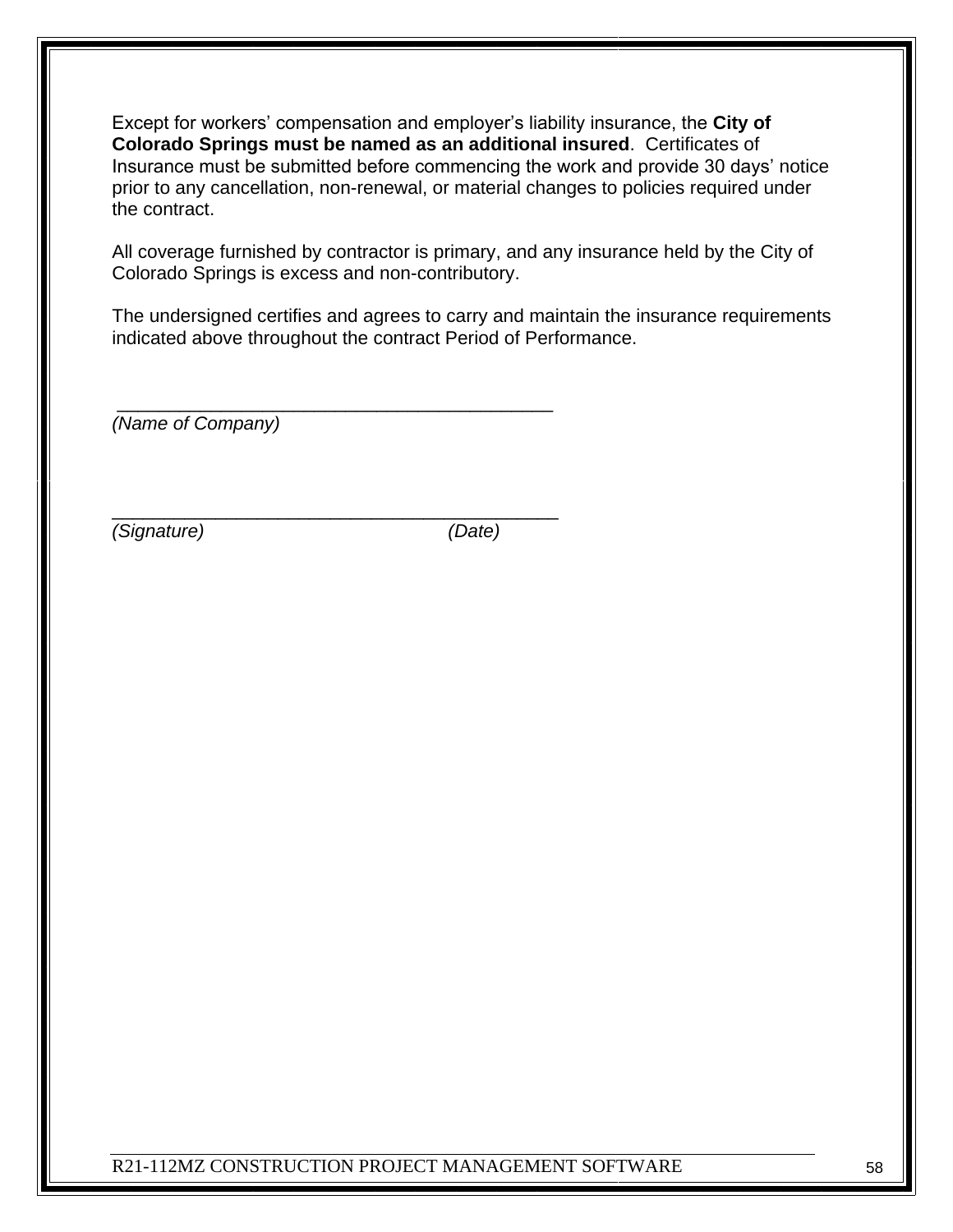Except for workers' compensation and employer's liability insurance, the **City of Colorado Springs must be named as an additional insured**. Certificates of Insurance must be submitted before commencing the work and provide 30 days' notice prior to any cancellation, non-renewal, or material changes to policies required under the contract.

All coverage furnished by contractor is primary, and any insurance held by the City of Colorado Springs is excess and non-contributory.

The undersigned certifies and agrees to carry and maintain the insurance requirements indicated above throughout the contract Period of Performance.

____________________________________________
*(Name of Company)*

____________________________________________
*(Signature)* *(Date)*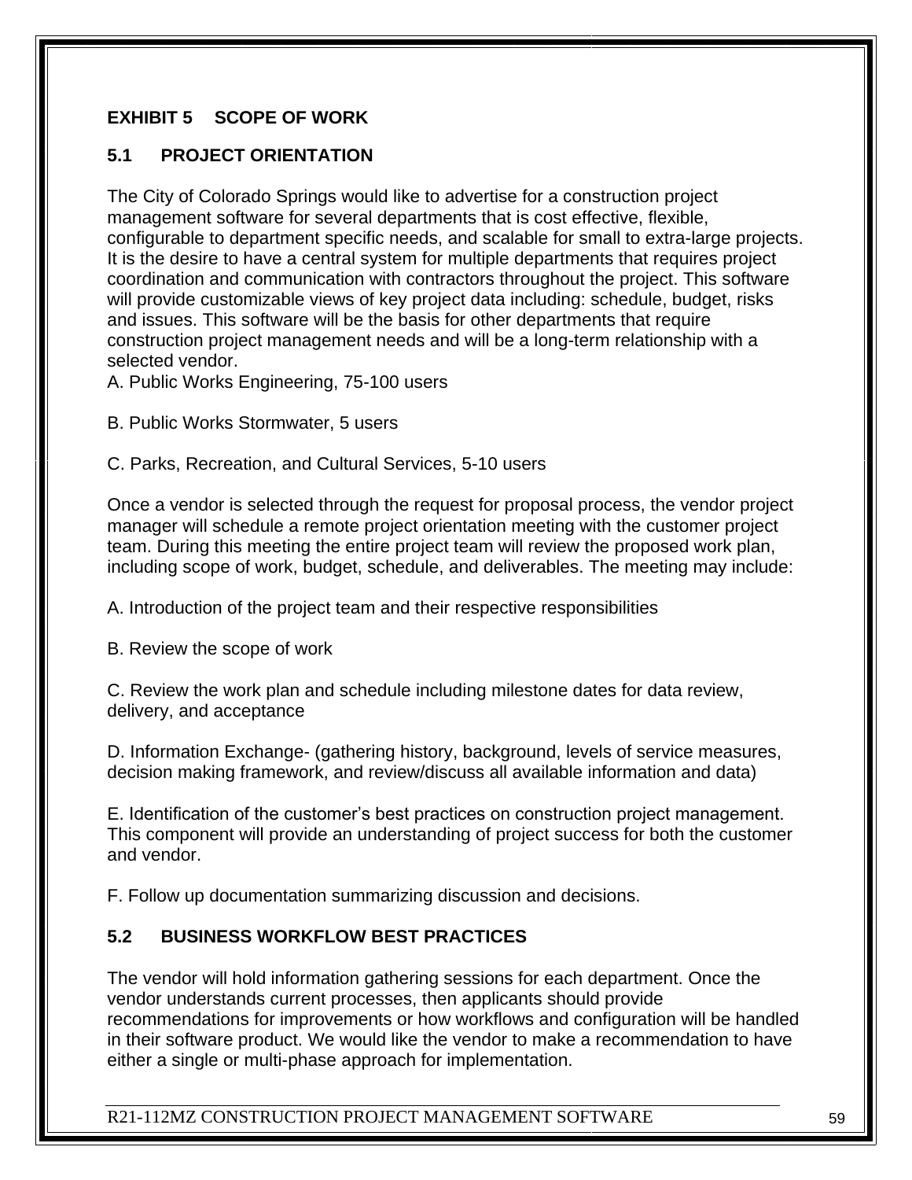## EXHIBIT 5 SCOPE OF WORK

### 5.1 PROJECT ORIENTATION

The City of Colorado Springs would like to advertise for a construction project management software for several departments that is cost effective, flexible, configurable to department specific needs, and scalable for small to extra-large projects. It is the desire to have a central system for multiple departments that requires project coordination and communication with contractors throughout the project. This software will provide customizable views of key project data including: schedule, budget, risks and issues. This software will be the basis for other departments that require construction project management needs and will be a long-term relationship with a selected vendor.

A. Public Works Engineering, 75-100 users

B. Public Works Stormwater, 5 users

C. Parks, Recreation, and Cultural Services, 5-10 users

Once a vendor is selected through the request for proposal process, the vendor project manager will schedule a remote project orientation meeting with the customer project team. During this meeting the entire project team will review the proposed work plan, including scope of work, budget, schedule, and deliverables. The meeting may include:

A. Introduction of the project team and their respective responsibilities

B. Review the scope of work

C. Review the work plan and schedule including milestone dates for data review, delivery, and acceptance

D. Information Exchange- (gathering history, background, levels of service measures, decision making framework, and review/discuss all available information and data)

E. Identification of the customer's best practices on construction project management. This component will provide an understanding of project success for both the customer and vendor.

F. Follow up documentation summarizing discussion and decisions.

### 5.2 BUSINESS WORKFLOW BEST PRACTICES

The vendor will hold information gathering sessions for each department. Once the vendor understands current processes, then applicants should provide recommendations for improvements or how workflows and configuration will be handled in their software product. We would like the vendor to make a recommendation to have either a single or multi-phase approach for implementation.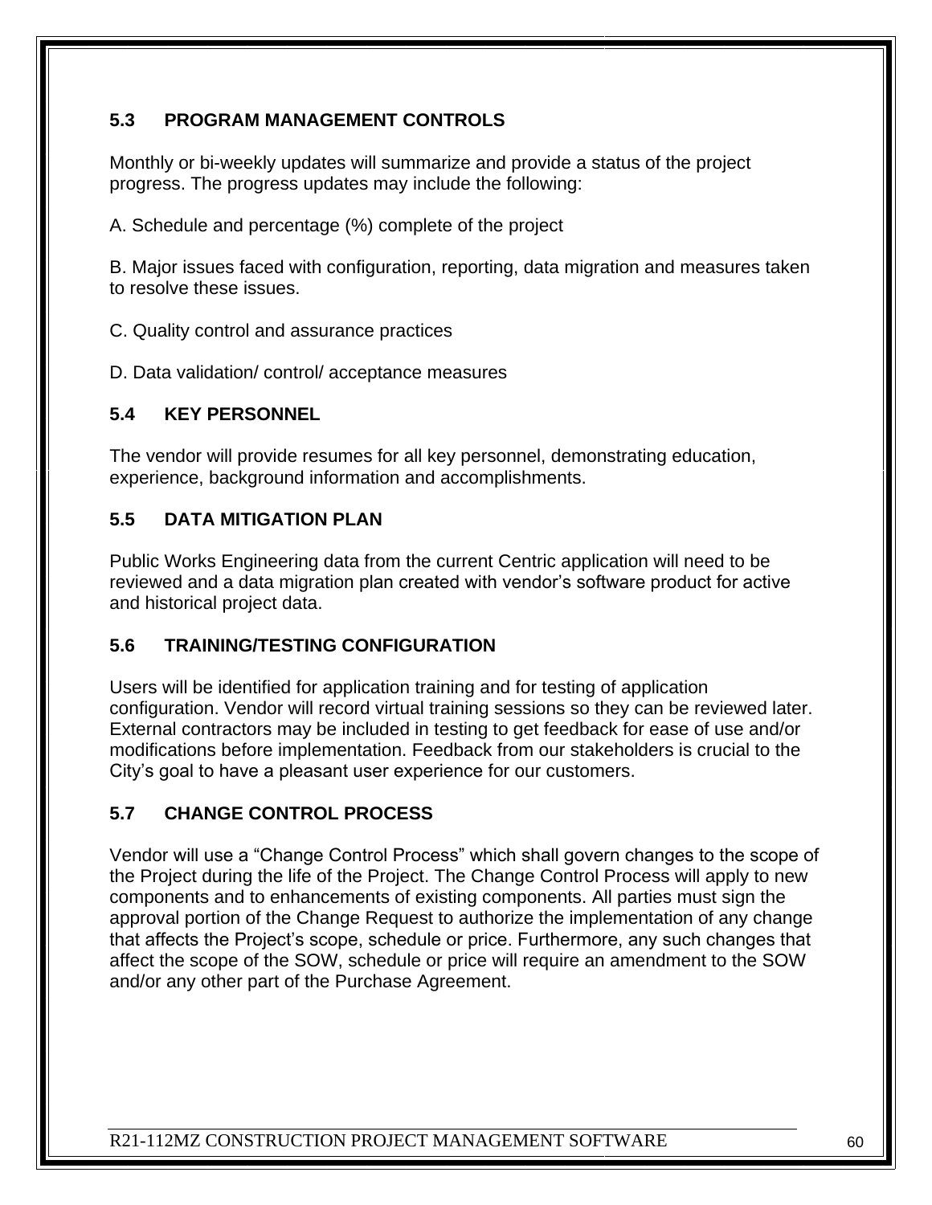### 5.3 PROGRAM MANAGEMENT CONTROLS

Monthly or bi-weekly updates will summarize and provide a status of the project progress. The progress updates may include the following:

A. Schedule and percentage (%) complete of the project

B. Major issues faced with configuration, reporting, data migration and measures taken to resolve these issues.

C. Quality control and assurance practices

D. Data validation/ control/ acceptance measures

### 5.4 KEY PERSONNEL

The vendor will provide resumes for all key personnel, demonstrating education, experience, background information and accomplishments.

### 5.5 DATA MITIGATION PLAN

Public Works Engineering data from the current Centric application will need to be reviewed and a data migration plan created with vendor's software product for active and historical project data.

### 5.6 TRAINING/TESTING CONFIGURATION

Users will be identified for application training and for testing of application configuration. Vendor will record virtual training sessions so they can be reviewed later. External contractors may be included in testing to get feedback for ease of use and/or modifications before implementation. Feedback from our stakeholders is crucial to the City's goal to have a pleasant user experience for our customers.

### 5.7 CHANGE CONTROL PROCESS

Vendor will use a "Change Control Process" which shall govern changes to the scope of the Project during the life of the Project. The Change Control Process will apply to new components and to enhancements of existing components. All parties must sign the approval portion of the Change Request to authorize the implementation of any change that affects the Project's scope, schedule or price. Furthermore, any such changes that affect the scope of the SOW, schedule or price will require an amendment to the SOW and/or any other part of the Purchase Agreement.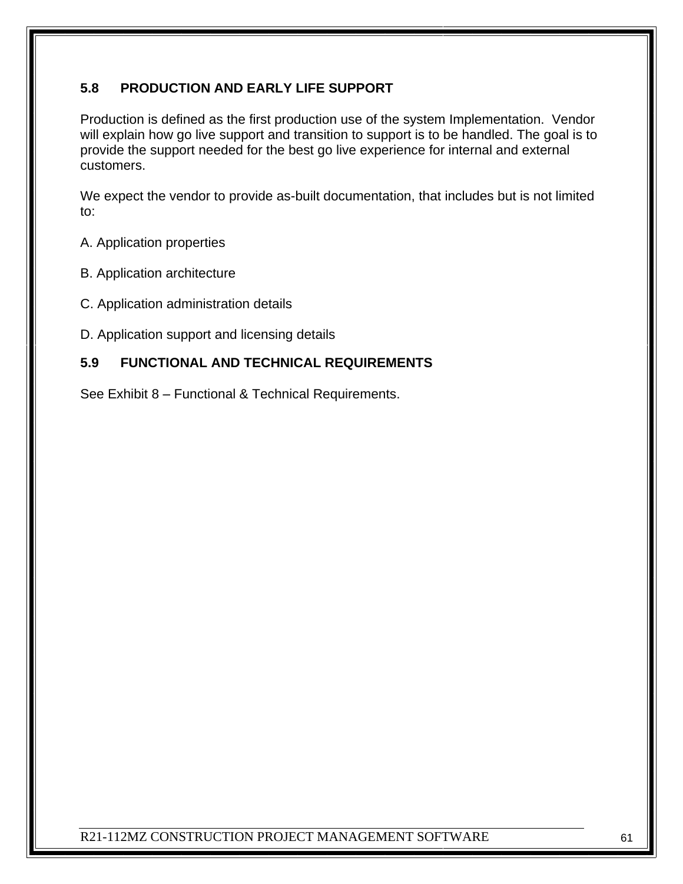### 5.8 PRODUCTION AND EARLY LIFE SUPPORT

Production is defined as the first production use of the system Implementation. Vendor will explain how go live support and transition to support is to be handled. The goal is to provide the support needed for the best go live experience for internal and external customers.

We expect the vendor to provide as-built documentation, that includes but is not limited to:

A. Application properties

B. Application architecture

C. Application administration details

D. Application support and licensing details

### 5.9 FUNCTIONAL AND TECHNICAL REQUIREMENTS

See Exhibit 8 – Functional & Technical Requirements.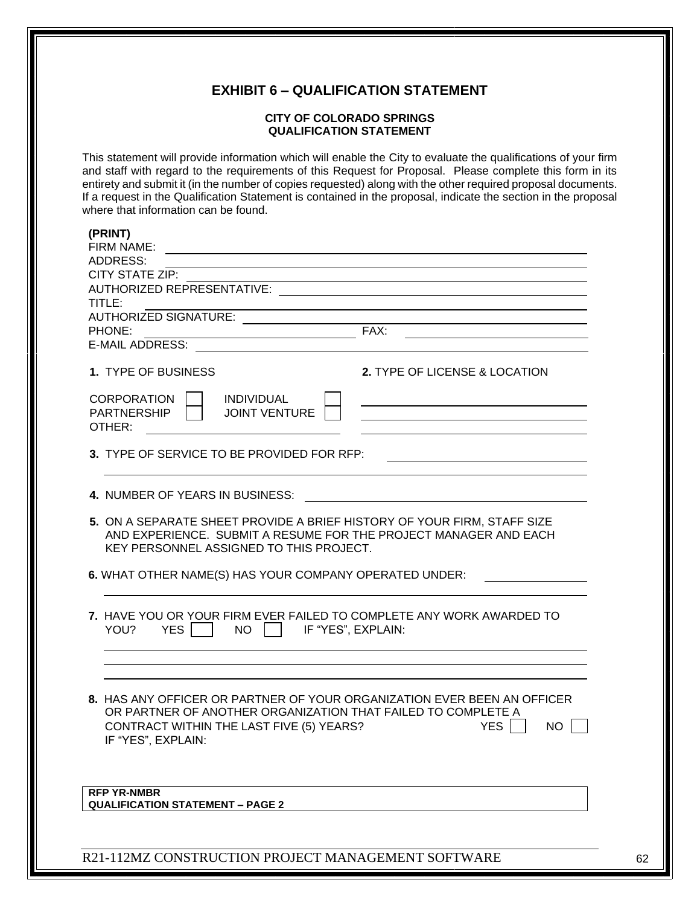# EXHIBIT 6 – QUALIFICATION STATEMENT

**CITY OF COLORADO SPRINGS**
**QUALIFICATION STATEMENT**

This statement will provide information which will enable the City to evaluate the qualifications of your firm and staff with regard to the requirements of this Request for Proposal. Please complete this form in its entirety and submit it (in the number of copies requested) along with the other required proposal documents. If a request in the Qualification Statement is contained in the proposal, indicate the section in the proposal where that information can be found.

**(PRINT)**

FIRM NAME: ______________________________

ADDRESS: ______________________________

CITY STATE ZIP: ______________________________

AUTHORIZED REPRESENTATIVE: ______________________________

TITLE: ______________________________

AUTHORIZED SIGNATURE: ______________________________

PHONE: ____________________ FAX: ____________________

E-MAIL ADDRESS: ______________________________

**1.** TYPE OF BUSINESS

CORPORATION ☐ INDIVIDUAL ☐
PARTNERSHIP ☐ JOINT VENTURE ☐
OTHER: ____________________

**2.** TYPE OF LICENSE & LOCATION

______________________________
______________________________
______________________________

**3.** TYPE OF SERVICE TO BE PROVIDED FOR RFP: ______________________________

______________________________

**4.** NUMBER OF YEARS IN BUSINESS: ______________________________

**5.** ON A SEPARATE SHEET PROVIDE A BRIEF HISTORY OF YOUR FIRM, STAFF SIZE AND EXPERIENCE. SUBMIT A RESUME FOR THE PROJECT MANAGER AND EACH KEY PERSONNEL ASSIGNED TO THIS PROJECT.

**6.** WHAT OTHER NAME(S) HAS YOUR COMPANY OPERATED UNDER: ____________________

______________________________

**7.** HAVE YOU OR YOUR FIRM EVER FAILED TO COMPLETE ANY WORK AWARDED TO YOU? YES ☐ NO ☐ IF "YES", EXPLAIN:

______________________________
______________________________
______________________________

**8.** HAS ANY OFFICER OR PARTNER OF YOUR ORGANIZATION EVER BEEN AN OFFICER OR PARTNER OF ANOTHER ORGANIZATION THAT FAILED TO COMPLETE A CONTRACT WITHIN THE LAST FIVE (5) YEARS? YES ☐ NO ☐
IF "YES", EXPLAIN:

**RFP YR-NMBR**
**QUALIFICATION STATEMENT – PAGE 2**

R21-112MZ CONSTRUCTION PROJECT MANAGEMENT SOFTWARE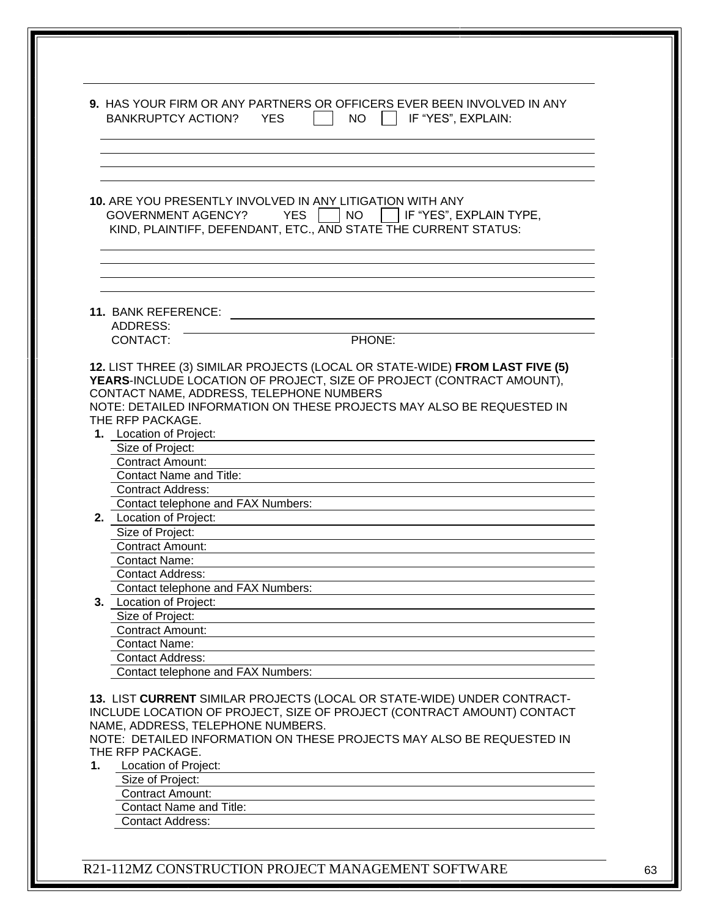**9.** HAS YOUR FIRM OR ANY PARTNERS OR OFFICERS EVER BEEN INVOLVED IN ANY BANKRUPTCY ACTION? YES ☐ NO ☐ IF "YES", EXPLAIN:

\_\_\_\_\_\_\_\_\_\_\_\_\_\_\_\_\_\_\_\_\_\_\_\_\_\_\_\_\_\_\_\_\_\_\_\_\_\_\_\_\_\_\_\_\_\_\_\_\_\_\_\_\_\_\_\_\_\_\_\_

\_\_\_\_\_\_\_\_\_\_\_\_\_\_\_\_\_\_\_\_\_\_\_\_\_\_\_\_\_\_\_\_\_\_\_\_\_\_\_\_\_\_\_\_\_\_\_\_\_\_\_\_\_\_\_\_\_\_\_\_

\_\_\_\_\_\_\_\_\_\_\_\_\_\_\_\_\_\_\_\_\_\_\_\_\_\_\_\_\_\_\_\_\_\_\_\_\_\_\_\_\_\_\_\_\_\_\_\_\_\_\_\_\_\_\_\_\_\_\_\_

\_\_\_\_\_\_\_\_\_\_\_\_\_\_\_\_\_\_\_\_\_\_\_\_\_\_\_\_\_\_\_\_\_\_\_\_\_\_\_\_\_\_\_\_\_\_\_\_\_\_\_\_\_\_\_\_\_\_\_\_

**10.** ARE YOU PRESENTLY INVOLVED IN ANY LITIGATION WITH ANY GOVERNMENT AGENCY? YES ☐ NO ☐ IF "YES", EXPLAIN TYPE, KIND, PLAINTIFF, DEFENDANT, ETC., AND STATE THE CURRENT STATUS:

\_\_\_\_\_\_\_\_\_\_\_\_\_\_\_\_\_\_\_\_\_\_\_\_\_\_\_\_\_\_\_\_\_\_\_\_\_\_\_\_\_\_\_\_\_\_\_\_\_\_\_\_\_\_\_\_\_\_\_\_

\_\_\_\_\_\_\_\_\_\_\_\_\_\_\_\_\_\_\_\_\_\_\_\_\_\_\_\_\_\_\_\_\_\_\_\_\_\_\_\_\_\_\_\_\_\_\_\_\_\_\_\_\_\_\_\_\_\_\_\_

\_\_\_\_\_\_\_\_\_\_\_\_\_\_\_\_\_\_\_\_\_\_\_\_\_\_\_\_\_\_\_\_\_\_\_\_\_\_\_\_\_\_\_\_\_\_\_\_\_\_\_\_\_\_\_\_\_\_\_\_

\_\_\_\_\_\_\_\_\_\_\_\_\_\_\_\_\_\_\_\_\_\_\_\_\_\_\_\_\_\_\_\_\_\_\_\_\_\_\_\_\_\_\_\_\_\_\_\_\_\_\_\_\_\_\_\_\_\_\_\_

**11.** BANK REFERENCE: \_\_\_\_\_\_\_\_\_\_\_\_\_\_\_\_\_\_\_\_\_\_\_\_\_\_\_\_\_\_\_\_\_\_\_\_\_\_\_\_

ADDRESS: \_\_\_\_\_\_\_\_\_\_\_\_\_\_\_\_\_\_\_\_\_\_\_\_\_\_\_\_\_\_\_\_\_\_\_\_\_\_\_\_\_\_\_\_\_\_\_\_\_\_

CONTACT: PHONE:

**12.** LIST THREE (3) SIMILAR PROJECTS (LOCAL OR STATE-WIDE) **FROM LAST FIVE (5) YEARS**-INCLUDE LOCATION OF PROJECT, SIZE OF PROJECT (CONTRACT AMOUNT), CONTACT NAME, ADDRESS, TELEPHONE NUMBERS

NOTE: DETAILED INFORMATION ON THESE PROJECTS MAY ALSO BE REQUESTED IN THE RFP PACKAGE.

**1.** Location of Project: \_\_\_\_\_\_\_\_\_\_\_\_\_\_\_\_\_\_\_\_
Size of Project: \_\_\_\_\_\_\_\_\_\_\_\_\_\_\_\_\_\_\_\_
Contract Amount: \_\_\_\_\_\_\_\_\_\_\_\_\_\_\_\_\_\_\_\_
Contact Name and Title: \_\_\_\_\_\_\_\_\_\_\_\_\_\_\_\_\_\_\_\_
Contract Address: \_\_\_\_\_\_\_\_\_\_\_\_\_\_\_\_\_\_\_\_
Contact telephone and FAX Numbers: \_\_\_\_\_\_\_\_\_\_\_\_\_\_\_\_\_\_\_\_

**2.** Location of Project: \_\_\_\_\_\_\_\_\_\_\_\_\_\_\_\_\_\_\_\_
Size of Project: \_\_\_\_\_\_\_\_\_\_\_\_\_\_\_\_\_\_\_\_
Contract Amount: \_\_\_\_\_\_\_\_\_\_\_\_\_\_\_\_\_\_\_\_
Contact Name: \_\_\_\_\_\_\_\_\_\_\_\_\_\_\_\_\_\_\_\_
Contact Address: \_\_\_\_\_\_\_\_\_\_\_\_\_\_\_\_\_\_\_\_
Contact telephone and FAX Numbers: \_\_\_\_\_\_\_\_\_\_\_\_\_\_\_\_\_\_\_\_

**3.** Location of Project: \_\_\_\_\_\_\_\_\_\_\_\_\_\_\_\_\_\_\_\_
Size of Project: \_\_\_\_\_\_\_\_\_\_\_\_\_\_\_\_\_\_\_\_
Contract Amount: \_\_\_\_\_\_\_\_\_\_\_\_\_\_\_\_\_\_\_\_
Contact Name: \_\_\_\_\_\_\_\_\_\_\_\_\_\_\_\_\_\_\_\_
Contact Address: \_\_\_\_\_\_\_\_\_\_\_\_\_\_\_\_\_\_\_\_
Contact telephone and FAX Numbers: \_\_\_\_\_\_\_\_\_\_\_\_\_\_\_\_\_\_\_\_

**13.** LIST **CURRENT** SIMILAR PROJECTS (LOCAL OR STATE-WIDE) UNDER CONTRACT-INCLUDE LOCATION OF PROJECT, SIZE OF PROJECT (CONTRACT AMOUNT) CONTACT NAME, ADDRESS, TELEPHONE NUMBERS.

NOTE: DETAILED INFORMATION ON THESE PROJECTS MAY ALSO BE REQUESTED IN THE RFP PACKAGE.

**1.** Location of Project: \_\_\_\_\_\_\_\_\_\_\_\_\_\_\_\_\_\_\_\_
Size of Project: \_\_\_\_\_\_\_\_\_\_\_\_\_\_\_\_\_\_\_\_
Contract Amount: \_\_\_\_\_\_\_\_\_\_\_\_\_\_\_\_\_\_\_\_
Contact Name and Title: \_\_\_\_\_\_\_\_\_\_\_\_\_\_\_\_\_\_\_\_
Contact Address: \_\_\_\_\_\_\_\_\_\_\_\_\_\_\_\_\_\_\_\_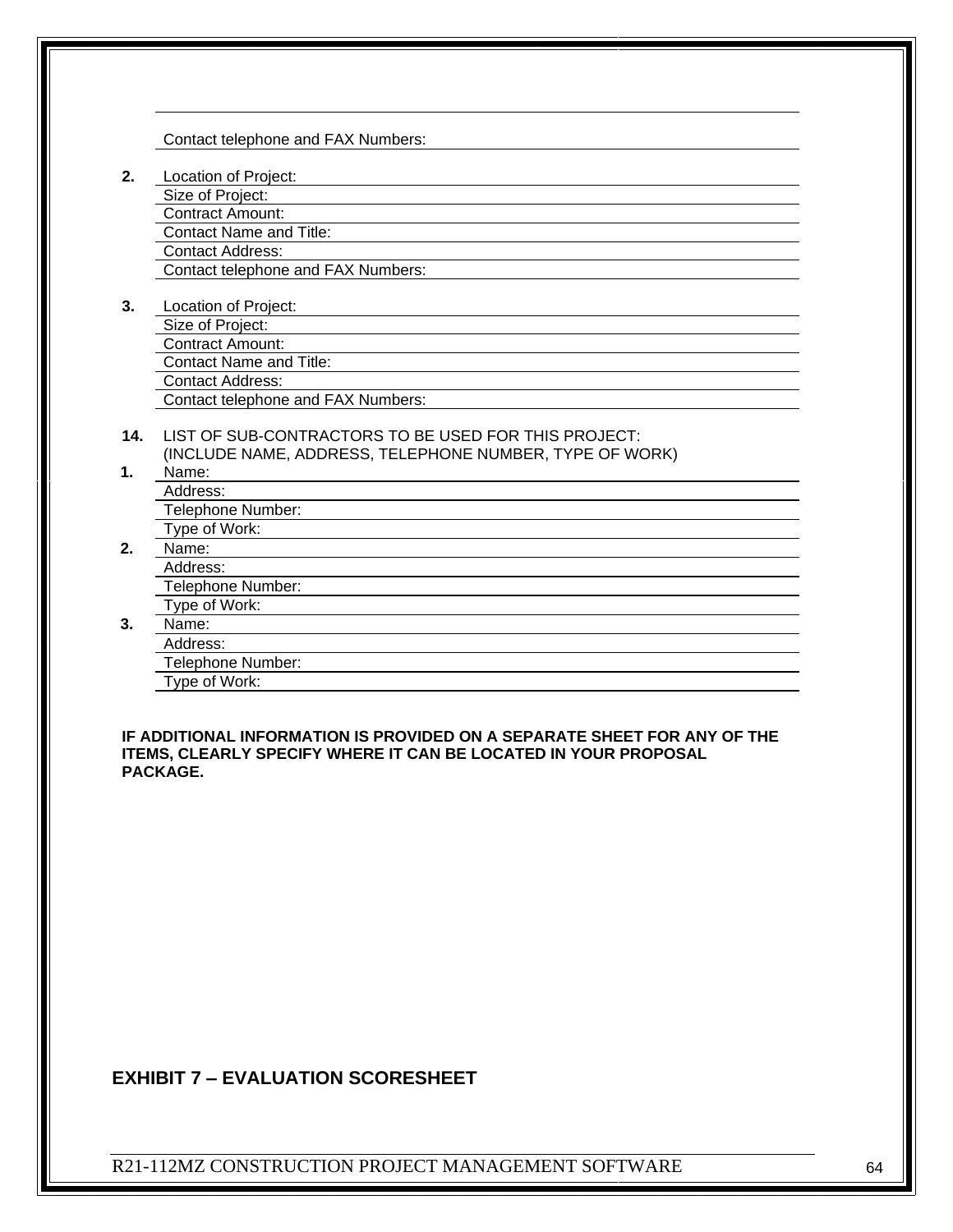Contact telephone and FAX Numbers:

**2.** Location of Project:
Size of Project:
Contract Amount:
Contact Name and Title:
Contact Address:
Contact telephone and FAX Numbers:

**3.** Location of Project:
Size of Project:
Contract Amount:
Contact Name and Title:
Contact Address:
Contact telephone and FAX Numbers:

**14.** LIST OF SUB-CONTRACTORS TO BE USED FOR THIS PROJECT:
(INCLUDE NAME, ADDRESS, TELEPHONE NUMBER, TYPE OF WORK)

**1.** Name:
Address:
Telephone Number:
Type of Work:

**2.** Name:
Address:
Telephone Number:
Type of Work:

**3.** Name:
Address:
Telephone Number:
Type of Work:

**IF ADDITIONAL INFORMATION IS PROVIDED ON A SEPARATE SHEET FOR ANY OF THE ITEMS, CLEARLY SPECIFY WHERE IT CAN BE LOCATED IN YOUR PROPOSAL PACKAGE.**

## EXHIBIT 7 – EVALUATION SCORESHEET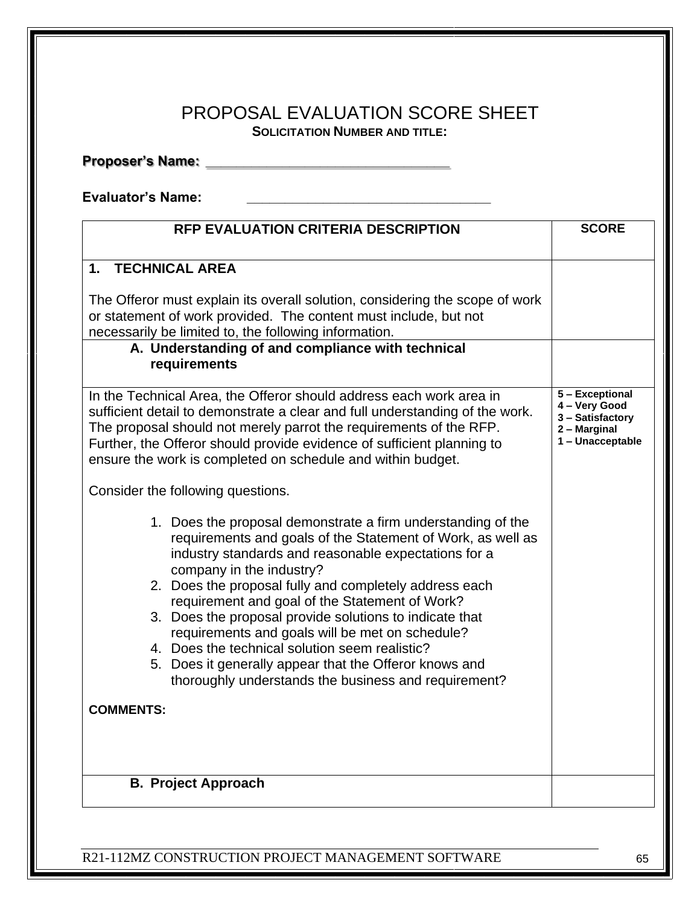# PROPOSAL EVALUATION SCORE SHEET

**SOLICITATION NUMBER AND TITLE:**

**Proposer's Name:** ________________________________

**Evaluator's Name:** ________________________________

| RFP EVALUATION CRITERIA DESCRIPTION | SCORE |
|---|---|
| **1. TECHNICAL AREA**<br><br>The Offeror must explain its overall solution, considering the scope of work or statement of work provided. The content must include, but not necessarily be limited to, the following information. | |
| **A. Understanding of and compliance with technical requirements** | |
| In the Technical Area, the Offeror should address each work area in sufficient detail to demonstrate a clear and full understanding of the work. The proposal should not merely parrot the requirements of the RFP. Further, the Offeror should provide evidence of sufficient planning to ensure the work is completed on schedule and within budget.<br><br>Consider the following questions.<br><br>1. Does the proposal demonstrate a firm understanding of the requirements and goals of the Statement of Work, as well as industry standards and reasonable expectations for a company in the industry?<br>2. Does the proposal fully and completely address each requirement and goal of the Statement of Work?<br>3. Does the proposal provide solutions to indicate that requirements and goals will be met on schedule?<br>4. Does the technical solution seem realistic?<br>5. Does it generally appear that the Offeror knows and thoroughly understands the business and requirement?<br><br>**COMMENTS:** | **5 – Exceptional**<br>**4 – Very Good**<br>**3 – Satisfactory**<br>**2 – Marginal**<br>**1 – Unacceptable** |
| **B. Project Approach** | |

R21-112MZ CONSTRUCTION PROJECT MANAGEMENT SOFTWARE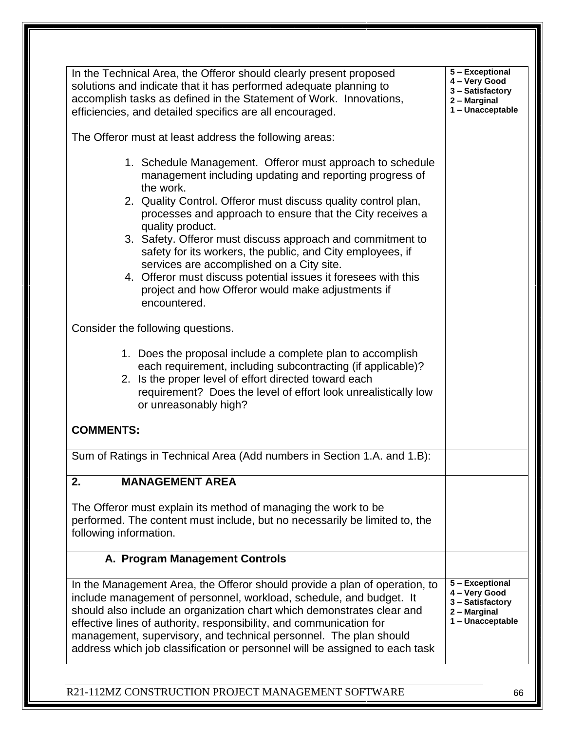| | |
|---|---|
| In the Technical Area, the Offeror should clearly present proposed solutions and indicate that it has performed adequate planning to accomplish tasks as defined in the Statement of Work. Innovations, efficiencies, and detailed specifics are all encouraged.<br><br>The Offeror must at least address the following areas:<br><br>1. Schedule Management. Offeror must approach to schedule management including updating and reporting progress of the work.<br>2. Quality Control. Offeror must discuss quality control plan, processes and approach to ensure that the City receives a quality product.<br>3. Safety. Offeror must discuss approach and commitment to safety for its workers, the public, and City employees, if services are accomplished on a City site.<br>4. Offeror must discuss potential issues it foresees with this project and how Offeror would make adjustments if encountered.<br><br>Consider the following questions.<br><br>1. Does the proposal include a complete plan to accomplish each requirement, including subcontracting (if applicable)?<br>2. Is the proper level of effort directed toward each requirement? Does the level of effort look unrealistically low or unreasonably high?<br><br>**COMMENTS:** | **5 – Exceptional**<br>**4 – Very Good**<br>**3 – Satisfactory**<br>**2 – Marginal**<br>**1 – Unacceptable** |
| Sum of Ratings in Technical Area (Add numbers in Section 1.A. and 1.B): | |
| **2. MANAGEMENT AREA**<br><br>The Offeror must explain its method of managing the work to be performed. The content must include, but no necessarily be limited to, the following information. | |
| **A. Program Management Controls** | |
| In the Management Area, the Offeror should provide a plan of operation, to include management of personnel, workload, schedule, and budget. It should also include an organization chart which demonstrates clear and effective lines of authority, responsibility, and communication for management, supervisory, and technical personnel. The plan should address which job classification or personnel will be assigned to each task | **5 – Exceptional**<br>**4 – Very Good**<br>**3 – Satisfactory**<br>**2 – Marginal**<br>**1 – Unacceptable** |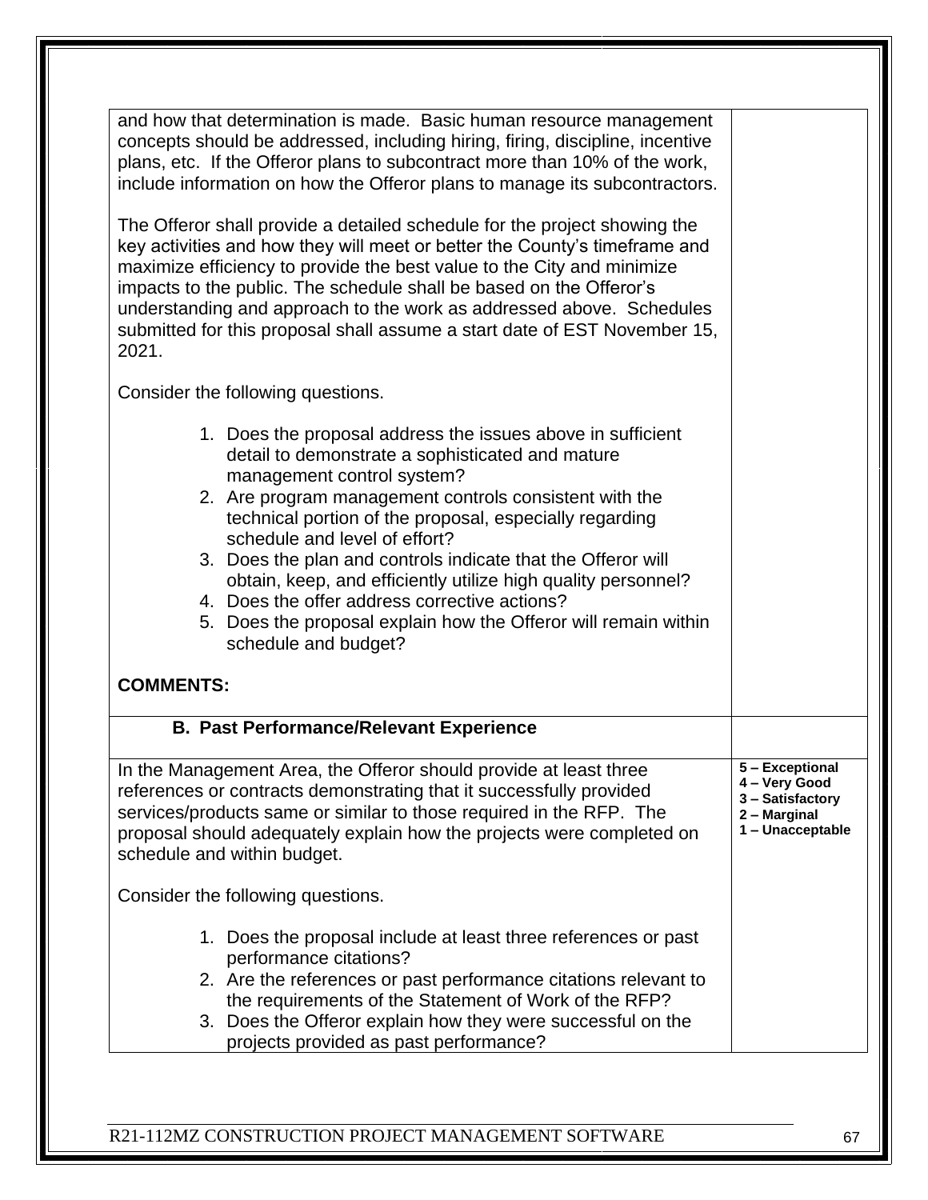| | |
|---|---|
| and how that determination is made. Basic human resource management concepts should be addressed, including hiring, firing, discipline, incentive plans, etc. If the Offeror plans to subcontract more than 10% of the work, include information on how the Offeror plans to manage its subcontractors.<br><br>The Offeror shall provide a detailed schedule for the project showing the key activities and how they will meet or better the County's timeframe and maximize efficiency to provide the best value to the City and minimize impacts to the public. The schedule shall be based on the Offeror's understanding and approach to the work as addressed above. Schedules submitted for this proposal shall assume a start date of EST November 15, 2021.<br><br>Consider the following questions.<br><br>1. Does the proposal address the issues above in sufficient detail to demonstrate a sophisticated and mature management control system?<br>2. Are program management controls consistent with the technical portion of the proposal, especially regarding schedule and level of effort?<br>3. Does the plan and controls indicate that the Offeror will obtain, keep, and efficiently utilize high quality personnel?<br>4. Does the offer address corrective actions?<br>5. Does the proposal explain how the Offeror will remain within schedule and budget?<br><br>**COMMENTS:** | |
| **B. Past Performance/Relevant Experience** | |
| In the Management Area, the Offeror should provide at least three references or contracts demonstrating that it successfully provided services/products same or similar to those required in the RFP. The proposal should adequately explain how the projects were completed on schedule and within budget.<br><br>Consider the following questions.<br><br>1. Does the proposal include at least three references or past performance citations?<br>2. Are the references or past performance citations relevant to the requirements of the Statement of Work of the RFP?<br>3. Does the Offeror explain how they were successful on the projects provided as past performance? | **5 – Exceptional**<br>**4 – Very Good**<br>**3 – Satisfactory**<br>**2 – Marginal**<br>**1 – Unacceptable** |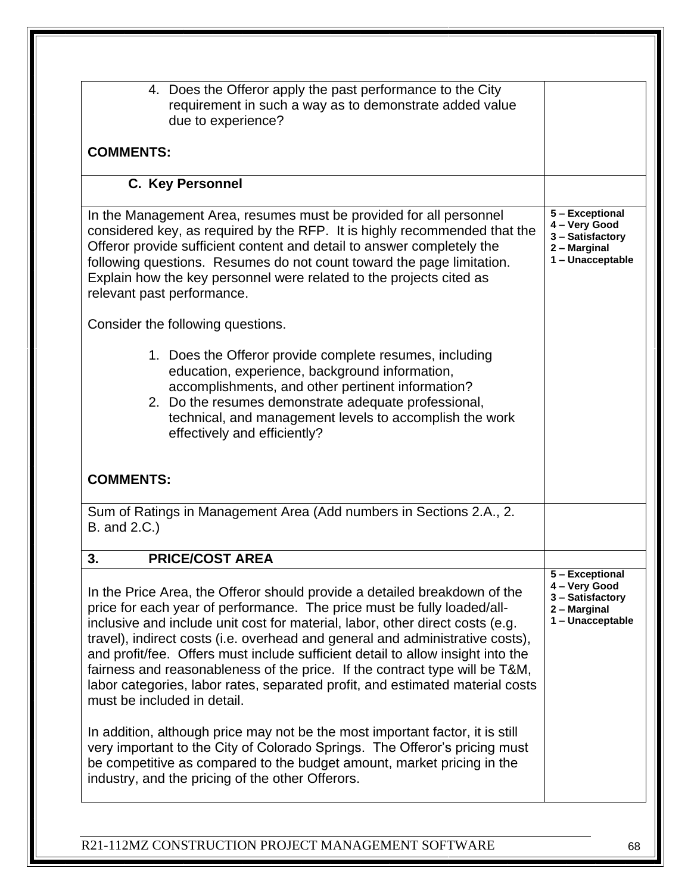| | |
|---|---|
| 4. Does the Offeror apply the past performance to the City requirement in such a way as to demonstrate added value due to experience?<br><br>**COMMENTS:** | |
| **C. Key Personnel** | |
| In the Management Area, resumes must be provided for all personnel considered key, as required by the RFP. It is highly recommended that the Offeror provide sufficient content and detail to answer completely the following questions. Resumes do not count toward the page limitation. Explain how the key personnel were related to the projects cited as relevant past performance.<br><br>Consider the following questions.<br><br>1. Does the Offeror provide complete resumes, including education, experience, background information, accomplishments, and other pertinent information?<br>2. Do the resumes demonstrate adequate professional, technical, and management levels to accomplish the work effectively and efficiently?<br><br>**COMMENTS:** | **5 – Exceptional**<br>**4 – Very Good**<br>**3 – Satisfactory**<br>**2 – Marginal**<br>**1 – Unacceptable** |
| Sum of Ratings in Management Area (Add numbers in Sections 2.A., 2. B. and 2.C.) | |
| **3. PRICE/COST AREA** | |
| In the Price Area, the Offeror should provide a detailed breakdown of the price for each year of performance. The price must be fully loaded/all-inclusive and include unit cost for material, labor, other direct costs (e.g. travel), indirect costs (i.e. overhead and general and administrative costs), and profit/fee. Offers must include sufficient detail to allow insight into the fairness and reasonableness of the price. If the contract type will be T&M, labor categories, labor rates, separated profit, and estimated material costs must be included in detail.<br><br>In addition, although price may not be the most important factor, it is still very important to the City of Colorado Springs. The Offeror's pricing must be competitive as compared to the budget amount, market pricing in the industry, and the pricing of the other Offerors. | **5 – Exceptional**<br>**4 – Very Good**<br>**3 – Satisfactory**<br>**2 – Marginal**<br>**1 – Unacceptable** |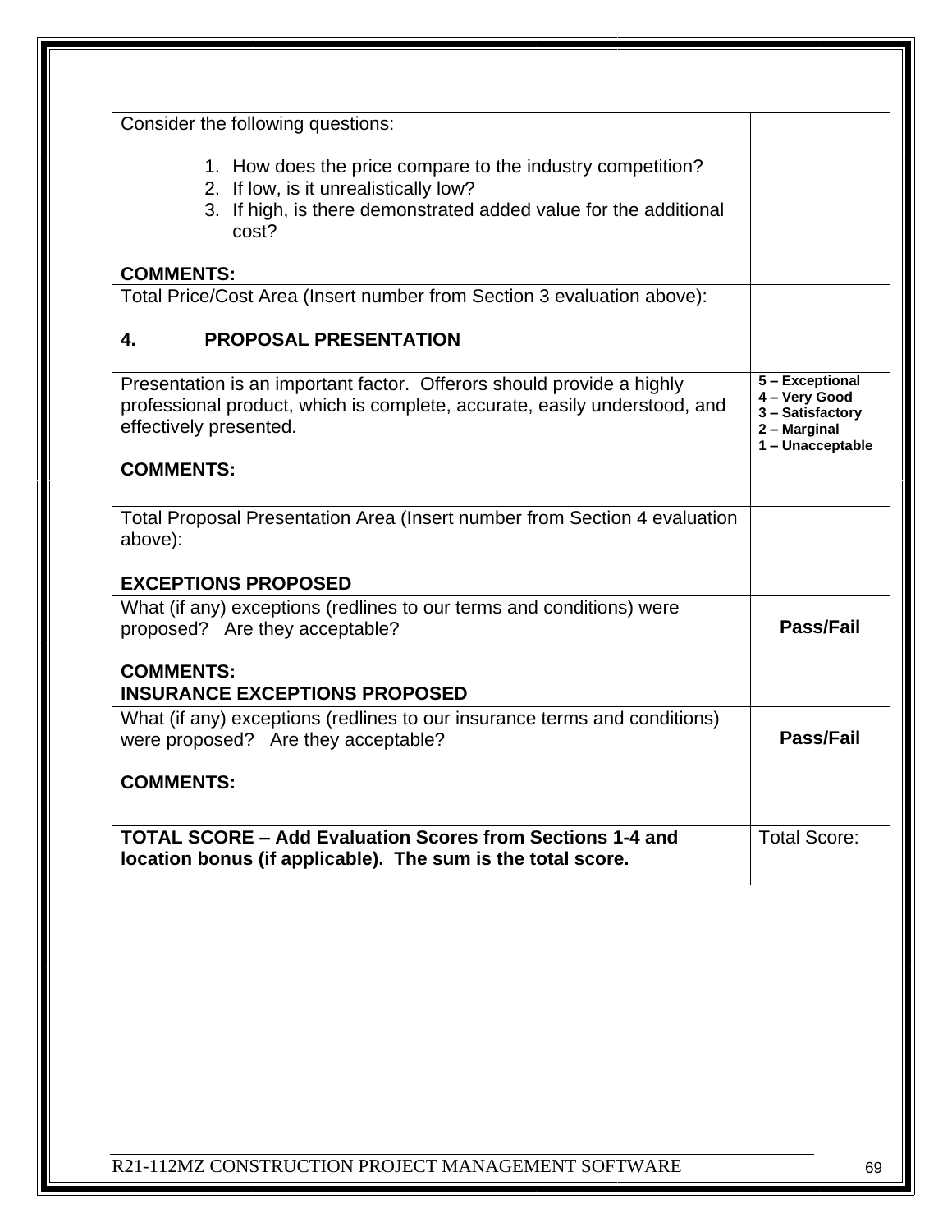| Consider the following questions:<br><br>1. How does the price compare to the industry competition?<br>2. If low, is it unrealistically low?<br>3. If high, is there demonstrated added value for the additional cost?<br><br>**COMMENTS:** | |
|---|---|
| Total Price/Cost Area (Insert number from Section 3 evaluation above): | |
| **4. PROPOSAL PRESENTATION** | |
| Presentation is an important factor. Offerors should provide a highly professional product, which is complete, accurate, easily understood, and effectively presented.<br><br>**COMMENTS:** | **5 – Exceptional**<br>**4 – Very Good**<br>**3 – Satisfactory**<br>**2 – Marginal**<br>**1 – Unacceptable** |
| Total Proposal Presentation Area (Insert number from Section 4 evaluation above): | |
| **EXCEPTIONS PROPOSED** | |
| What (if any) exceptions (redlines to our terms and conditions) were proposed? Are they acceptable?<br><br>**COMMENTS:** | **Pass/Fail** |
| **INSURANCE EXCEPTIONS PROPOSED** | |
| What (if any) exceptions (redlines to our insurance terms and conditions) were proposed? Are they acceptable?<br><br>**COMMENTS:** | **Pass/Fail** |
| **TOTAL SCORE – Add Evaluation Scores from Sections 1-4 and location bonus (if applicable). The sum is the total score.** | Total Score: |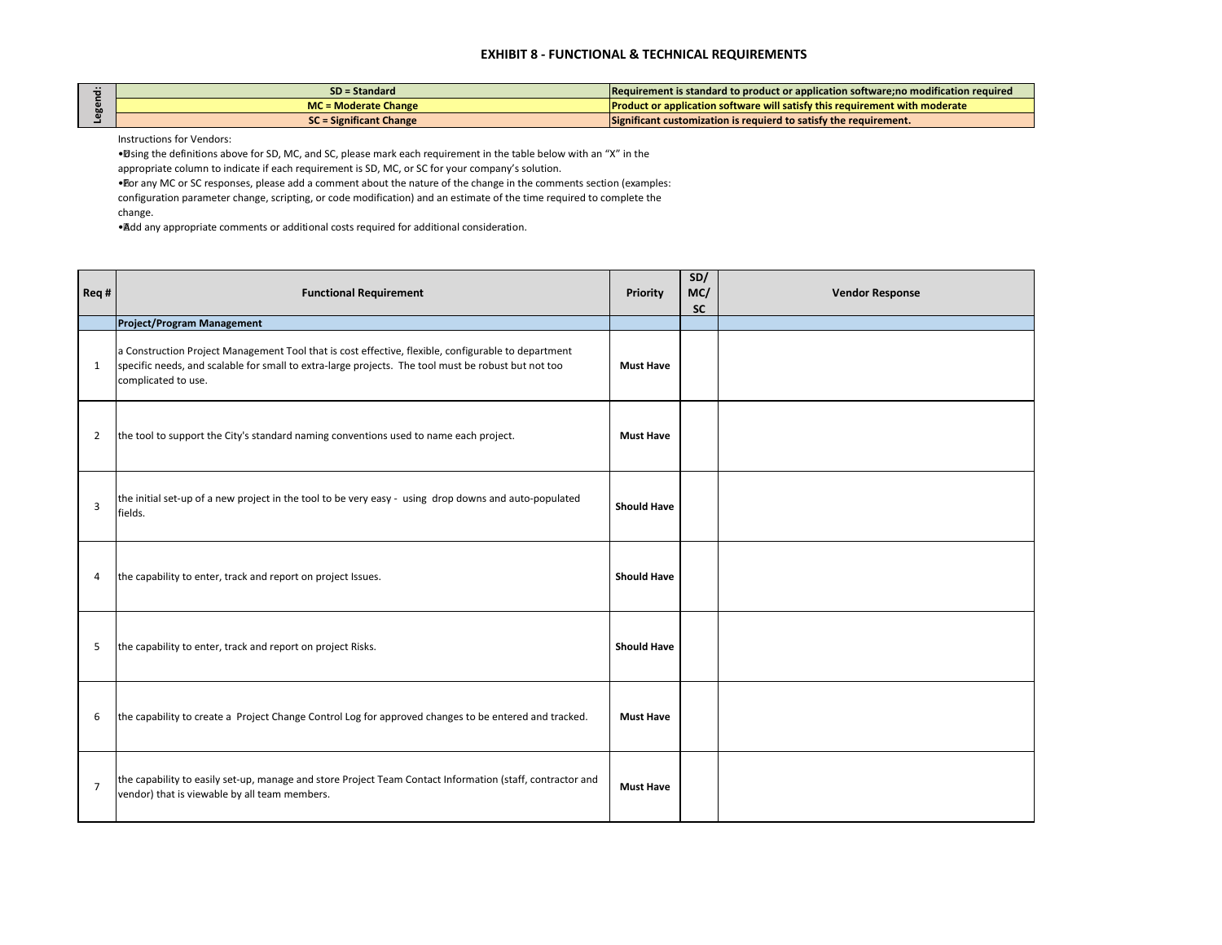# EXHIBIT 8 - FUNCTIONAL & TECHNICAL REQUIREMENTS

| Legend: | | |
|---|---|---|
| | **SD = Standard** | **Requirement is standard to product or application software;no modification required** |
| | **MC = Moderate Change** | **Product or application software will satisfy this requirement with moderate** |
| | **SC = Significant Change** | **Significant customization is requierd to satisfy the requirement.** |

Instructions for Vendors:

- Using the definitions above for SD, MC, and SC, please mark each requirement in the table below with an "X" in the appropriate column to indicate if each requirement is SD, MC, or SC for your company's solution.
- For any MC or SC responses, please add a comment about the nature of the change in the comments section (examples: configuration parameter change, scripting, or code modification) and an estimate of the time required to complete the change.
- Add any appropriate comments or additional costs required for additional consideration.

| Req # | Functional Requirement | Priority | SD/ MC/ SC | Vendor Response |
|---|---|---|---|---|
| | **Project/Program Management** | | | |
| 1 | a Construction Project Management Tool that is cost effective, flexible, configurable to department specific needs, and scalable for small to extra-large projects. The tool must be robust but not too complicated to use. | **Must Have** | | |
| 2 | the tool to support the City's standard naming conventions used to name each project. | **Must Have** | | |
| 3 | the initial set-up of a new project in the tool to be very easy - using drop downs and auto-populated fields. | **Should Have** | | |
| 4 | the capability to enter, track and report on project Issues. | **Should Have** | | |
| 5 | the capability to enter, track and report on project Risks. | **Should Have** | | |
| 6 | the capability to create a Project Change Control Log for approved changes to be entered and tracked. | **Must Have** | | |
| 7 | the capability to easily set-up, manage and store Project Team Contact Information (staff, contractor and vendor) that is viewable by all team members. | **Must Have** | | |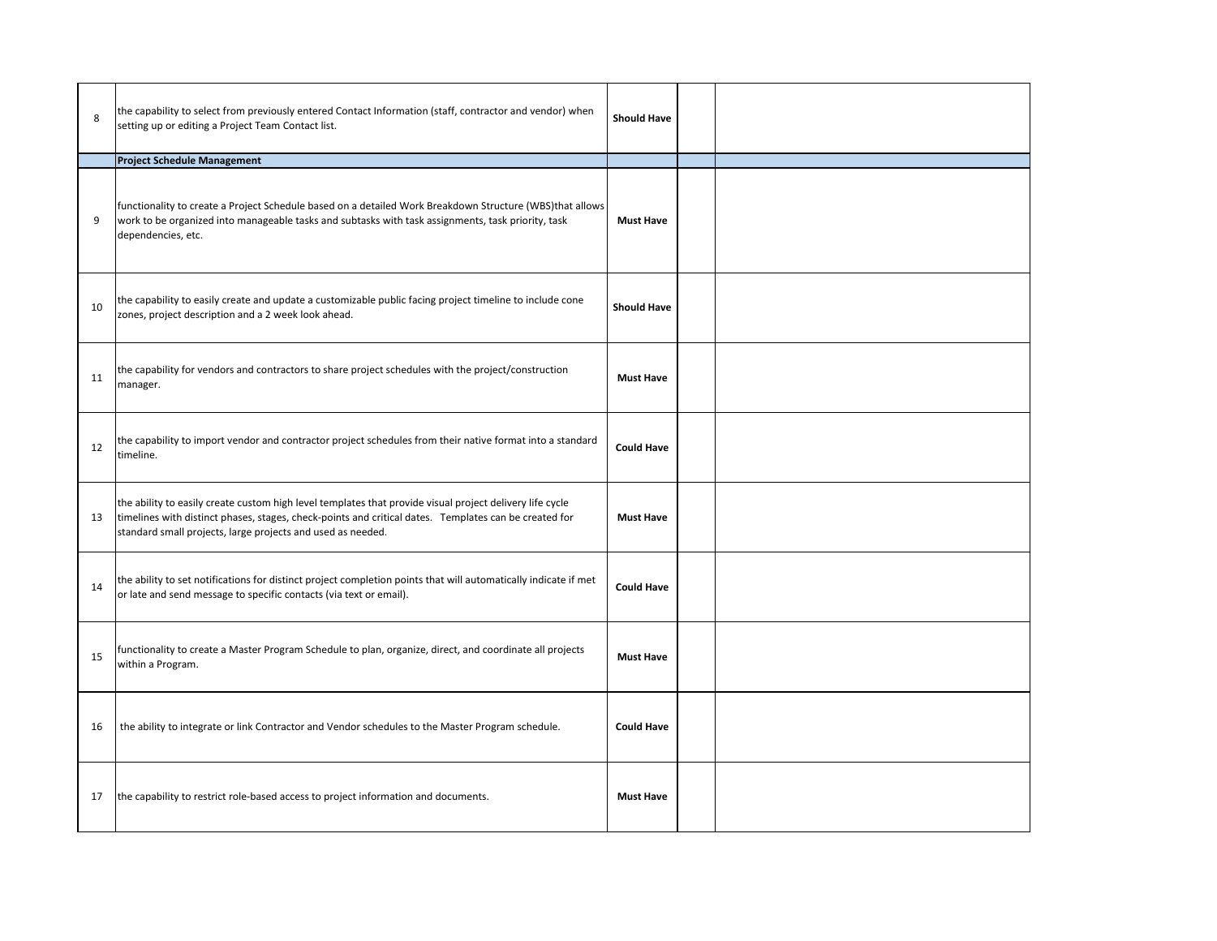| | | | | |
|---|---|---|---|---|
| 8 | the capability to select from previously entered Contact Information (staff, contractor and vendor) when setting up or editing a Project Team Contact list. | **Should Have** | | |
| | **Project Schedule Management** | | | |
| 9 | functionality to create a Project Schedule based on a detailed Work Breakdown Structure (WBS)that allows work to be organized into manageable tasks and subtasks with task assignments, task priority, task dependencies, etc. | **Must Have** | | |
| 10 | the capability to easily create and update a customizable public facing project timeline to include cone zones, project description and a 2 week look ahead. | **Should Have** | | |
| 11 | the capability for vendors and contractors to share project schedules with the project/construction manager. | **Must Have** | | |
| 12 | the capability to import vendor and contractor project schedules from their native format into a standard timeline. | **Could Have** | | |
| 13 | the ability to easily create custom high level templates that provide visual project delivery life cycle timelines with distinct phases, stages, check-points and critical dates. Templates can be created for standard small projects, large projects and used as needed. | **Must Have** | | |
| 14 | the ability to set notifications for distinct project completion points that will automatically indicate if met or late and send message to specific contacts (via text or email). | **Could Have** | | |
| 15 | functionality to create a Master Program Schedule to plan, organize, direct, and coordinate all projects within a Program. | **Must Have** | | |
| 16 | the ability to integrate or link Contractor and Vendor schedules to the Master Program schedule. | **Could Have** | | |
| 17 | the capability to restrict role-based access to project information and documents. | **Must Have** | | |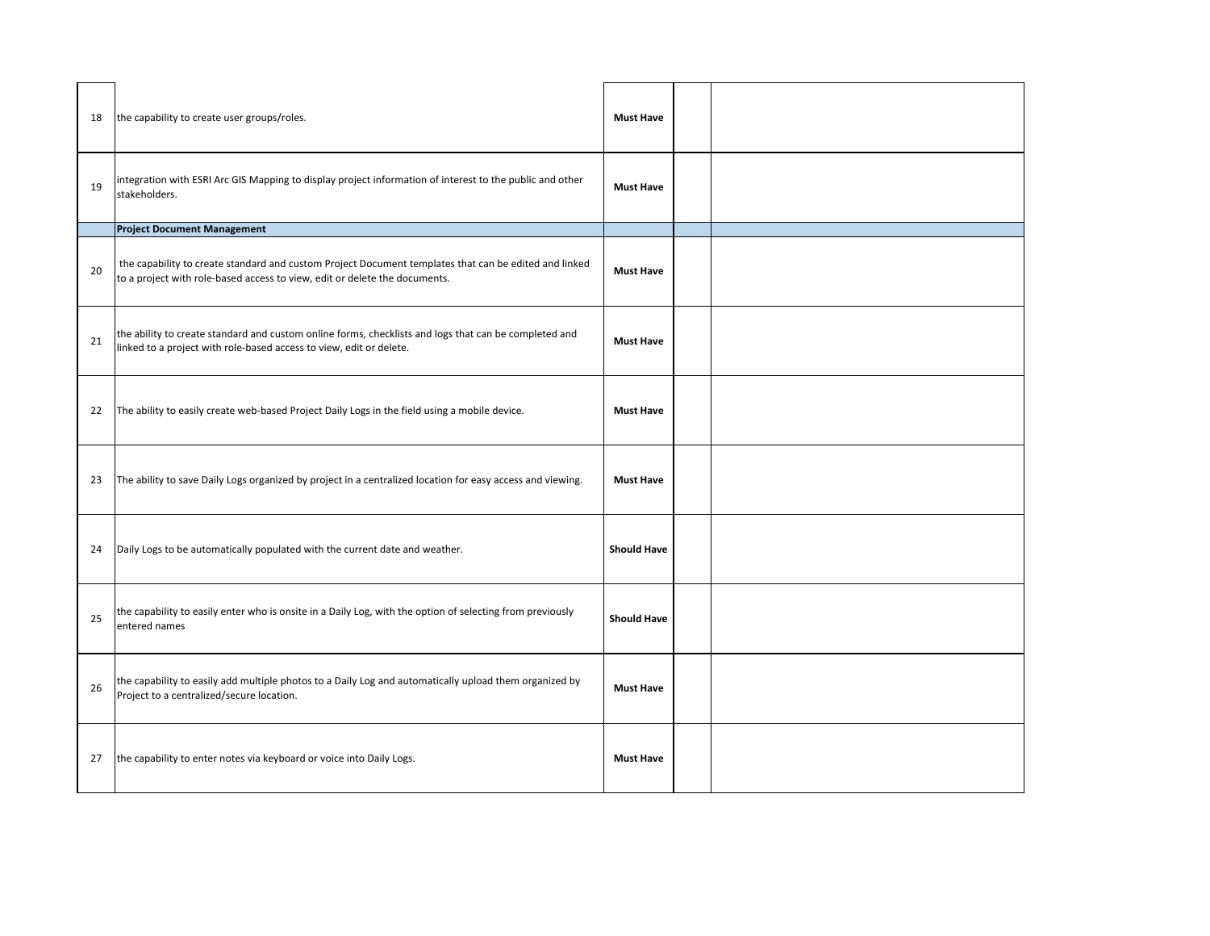| | | | | |
|---|---|---|---|---|
| 18 | the capability to create user groups/roles. | **Must Have** | | |
| 19 | integration with ESRI Arc GIS Mapping to display project information of interest to the public and other stakeholders. | **Must Have** | | |
| | **Project Document Management** | | | |
| 20 | the capability to create standard and custom Project Document templates that can be edited and linked to a project with role-based access to view, edit or delete the documents. | **Must Have** | | |
| 21 | the ability to create standard and custom online forms, checklists and logs that can be completed and linked to a project with role-based access to view, edit or delete. | **Must Have** | | |
| 22 | The ability to easily create web-based Project Daily Logs in the field using a mobile device. | **Must Have** | | |
| 23 | The ability to save Daily Logs organized by project in a centralized location for easy access and viewing. | **Must Have** | | |
| 24 | Daily Logs to be automatically populated with the current date and weather. | **Should Have** | | |
| 25 | the capability to easily enter who is onsite in a Daily Log, with the option of selecting from previously entered names | **Should Have** | | |
| 26 | the capability to easily add multiple photos to a Daily Log and automatically upload them organized by Project to a centralized/secure location. | **Must Have** | | |
| 27 | the capability to enter notes via keyboard or voice into Daily Logs. | **Must Have** | | |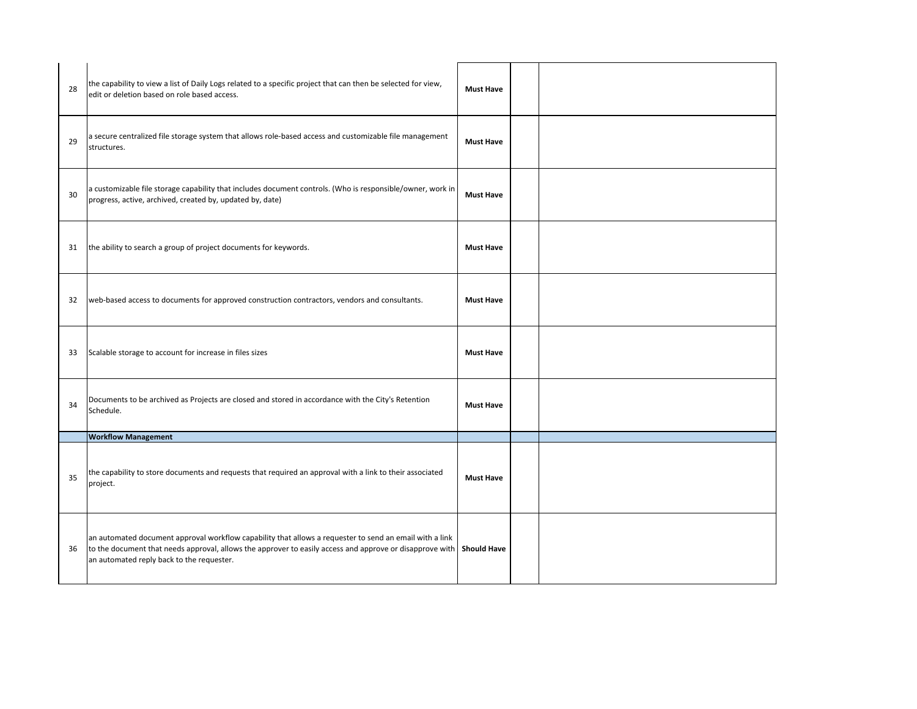| | | | | |
|---|---|---|---|---|
| 28 | the capability to view a list of Daily Logs related to a specific project that can then be selected for view, edit or deletion based on role based access. | **Must Have** | | |
| 29 | a secure centralized file storage system that allows role-based access and customizable file management structures. | **Must Have** | | |
| 30 | a customizable file storage capability that includes document controls. (Who is responsible/owner, work in progress, active, archived, created by, updated by, date) | **Must Have** | | |
| 31 | the ability to search a group of project documents for keywords. | **Must Have** | | |
| 32 | web-based access to documents for approved construction contractors, vendors and consultants. | **Must Have** | | |
| 33 | Scalable storage to account for increase in files sizes | **Must Have** | | |
| 34 | Documents to be archived as Projects are closed and stored in accordance with the City's Retention Schedule. | **Must Have** | | |
| | **Workflow Management** | | | |
| 35 | the capability to store documents and requests that required an approval with a link to their associated project. | **Must Have** | | |
| 36 | an automated document approval workflow capability that allows a requester to send an email with a link to the document that needs approval, allows the approver to easily access and approve or disapprove with an automated reply back to the requester. | **Should Have** | | |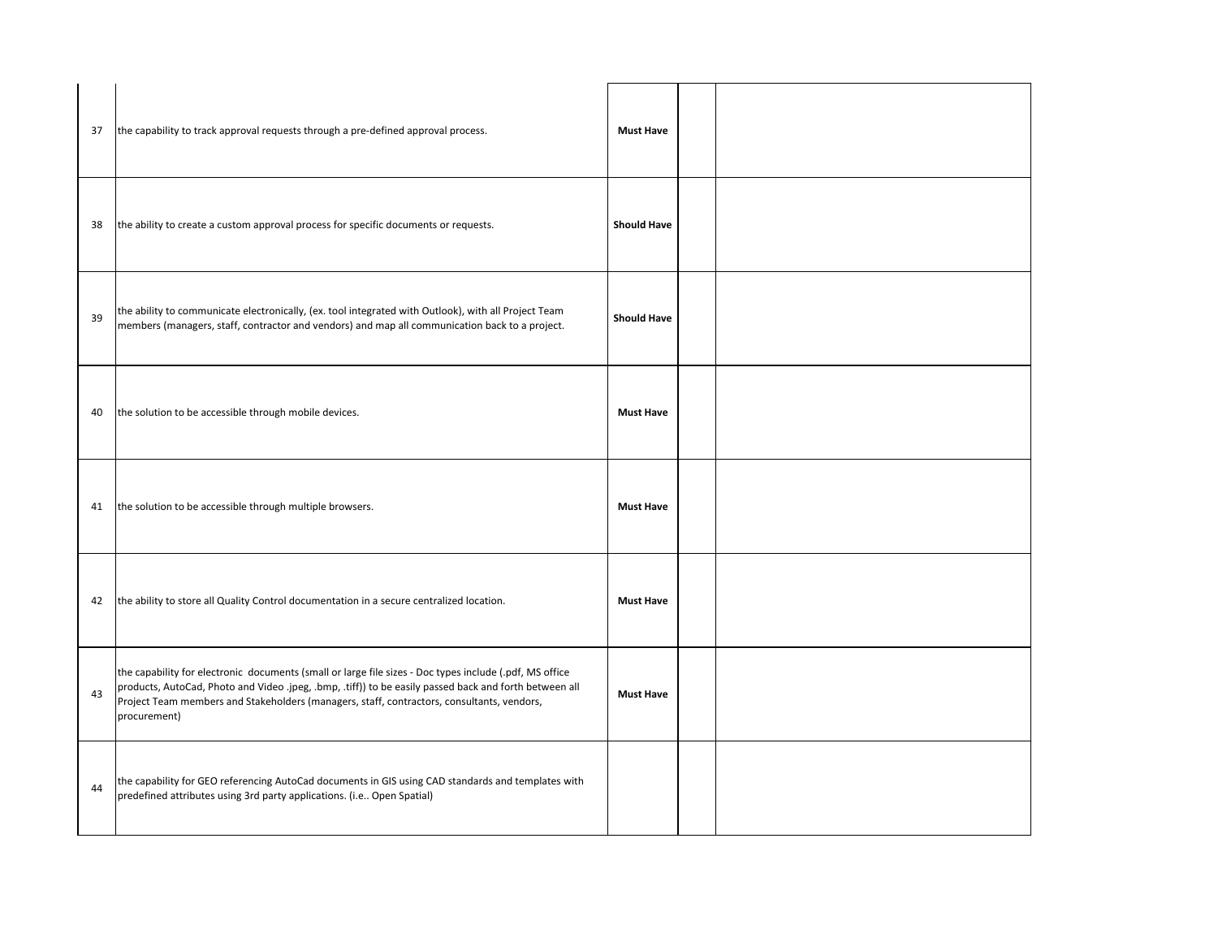| | | | | |
|---|---|---|---|---|
| 37 | the capability to track approval requests through a pre-defined approval process. | **Must Have** | | |
| 38 | the ability to create a custom approval process for specific documents or requests. | **Should Have** | | |
| 39 | the ability to communicate electronically, (ex. tool integrated with Outlook), with all Project Team members (managers, staff, contractor and vendors) and map all communication back to a project. | **Should Have** | | |
| 40 | the solution to be accessible through mobile devices. | **Must Have** | | |
| 41 | the solution to be accessible through multiple browsers. | **Must Have** | | |
| 42 | the ability to store all Quality Control documentation in a secure centralized location. | **Must Have** | | |
| 43 | the capability for electronic documents (small or large file sizes - Doc types include (.pdf, MS office products, AutoCad, Photo and Video .jpeg, .bmp, .tiff)) to be easily passed back and forth between all Project Team members and Stakeholders (managers, staff, contractors, consultants, vendors, procurement) | **Must Have** | | |
| 44 | the capability for GEO referencing AutoCad documents in GIS using CAD standards and templates with predefined attributes using 3rd party applications. (i.e.. Open Spatial) | | | |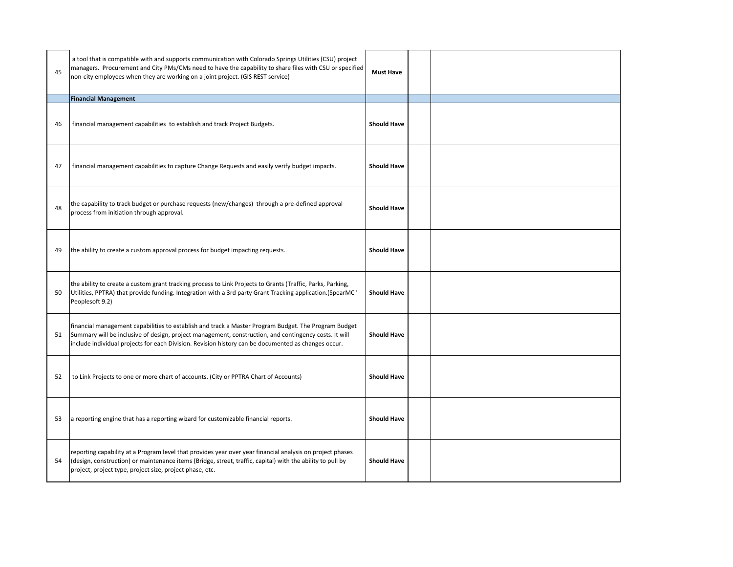| | | | | |
|---|---|---|---|---|
| 45 | a tool that is compatible with and supports communication with Colorado Springs Utilities (CSU) project managers. Procurement and City PMs/CMs need to have the capability to share files with CSU or specified non-city employees when they are working on a joint project. (GIS REST service) | **Must Have** | | |
| | **Financial Management** | | | |
| 46 | financial management capabilities to establish and track Project Budgets. | **Should Have** | | |
| 47 | financial management capabilities to capture Change Requests and easily verify budget impacts. | **Should Have** | | |
| 48 | the capability to track budget or purchase requests (new/changes) through a pre-defined approval process from initiation through approval. | **Should Have** | | |
| 49 | the ability to create a custom approval process for budget impacting requests. | **Should Have** | | |
| 50 | the ability to create a custom grant tracking process to Link Projects to Grants (Traffic, Parks, Parking, Utilities, PPTRA) that provide funding. Integration with a 3rd party Grant Tracking application.(SpearMC ' Peoplesoft 9.2) | **Should Have** | | |
| 51 | financial management capabilities to establish and track a Master Program Budget. The Program Budget Summary will be inclusive of design, project management, construction, and contingency costs. It will include individual projects for each Division. Revision history can be documented as changes occur. | **Should Have** | | |
| 52 | to Link Projects to one or more chart of accounts. (City or PPTRA Chart of Accounts) | **Should Have** | | |
| 53 | a reporting engine that has a reporting wizard for customizable financial reports. | **Should Have** | | |
| 54 | reporting capability at a Program level that provides year over year financial analysis on project phases (design, construction) or maintenance items (Bridge, street, traffic, capital) with the ability to pull by project, project type, project size, project phase, etc. | **Should Have** | | |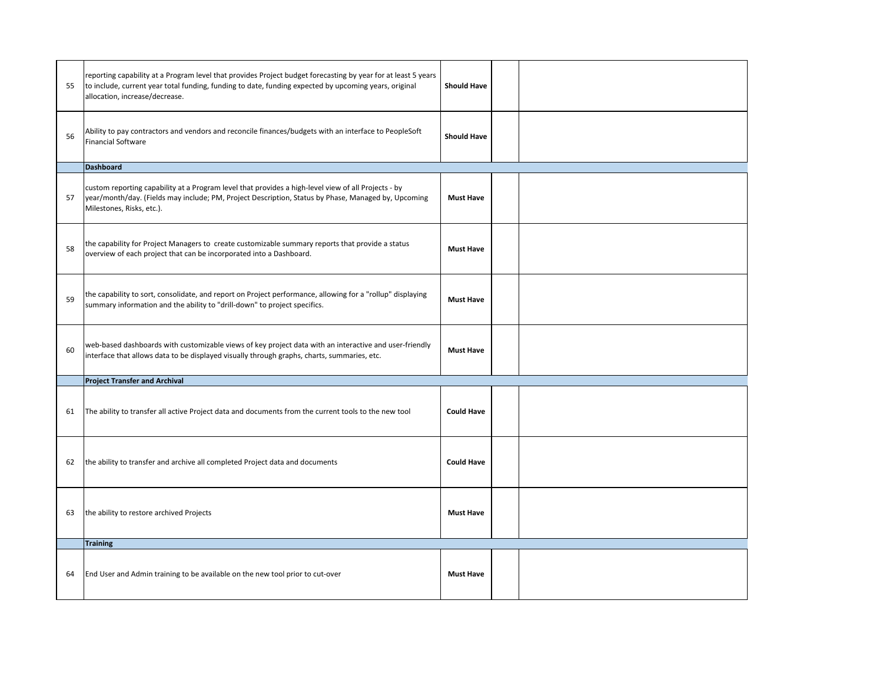| | | | | |
|---|---|---|---|---|
| 55 | reporting capability at a Program level that provides Project budget forecasting by year for at least 5 years to include, current year total funding, funding to date, funding expected by upcoming years, original allocation, increase/decrease. | **Should Have** | | |
| 56 | Ability to pay contractors and vendors and reconcile finances/budgets with an interface to PeopleSoft Financial Software | **Should Have** | | |
| | **Dashboard** | | | |
| 57 | custom reporting capability at a Program level that provides a high-level view of all Projects - by year/month/day. (Fields may include; PM, Project Description, Status by Phase, Managed by, Upcoming Milestones, Risks, etc.). | **Must Have** | | |
| 58 | the capability for Project Managers to create customizable summary reports that provide a status overview of each project that can be incorporated into a Dashboard. | **Must Have** | | |
| 59 | the capability to sort, consolidate, and report on Project performance, allowing for a "rollup" displaying summary information and the ability to "drill-down" to project specifics. | **Must Have** | | |
| 60 | web-based dashboards with customizable views of key project data with an interactive and user-friendly interface that allows data to be displayed visually through graphs, charts, summaries, etc. | **Must Have** | | |
| | **Project Transfer and Archival** | | | |
| 61 | The ability to transfer all active Project data and documents from the current tools to the new tool | **Could Have** | | |
| 62 | the ability to transfer and archive all completed Project data and documents | **Could Have** | | |
| 63 | the ability to restore archived Projects | **Must Have** | | |
| | **Training** | | | |
| 64 | End User and Admin training to be available on the new tool prior to cut-over | **Must Have** | | |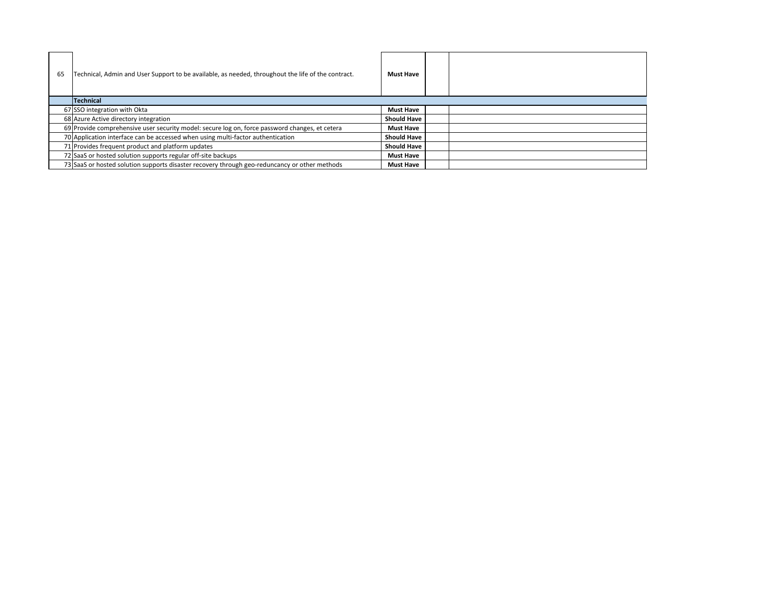| | | | | |
|---|---|---|---|---|
| 65 | Technical, Admin and User Support to be available, as needed, throughout the life of the contract. | **Must Have** | | |
| | **Technical** | | | |
| 67 | SSO integration with Okta | **Must Have** | | |
| 68 | Azure Active directory integration | **Should Have** | | |
| 69 | Provide comprehensive user security model: secure log on, force password changes, et cetera | **Must Have** | | |
| 70 | Application interface can be accessed when using multi-factor authentication | **Should Have** | | |
| 71 | Provides frequent product and platform updates | **Should Have** | | |
| 72 | SaaS or hosted solution supports regular off-site backups | **Must Have** | | |
| 73 | SaaS or hosted solution supports disaster recovery through geo-reduncancy or other methods | **Must Have** | | |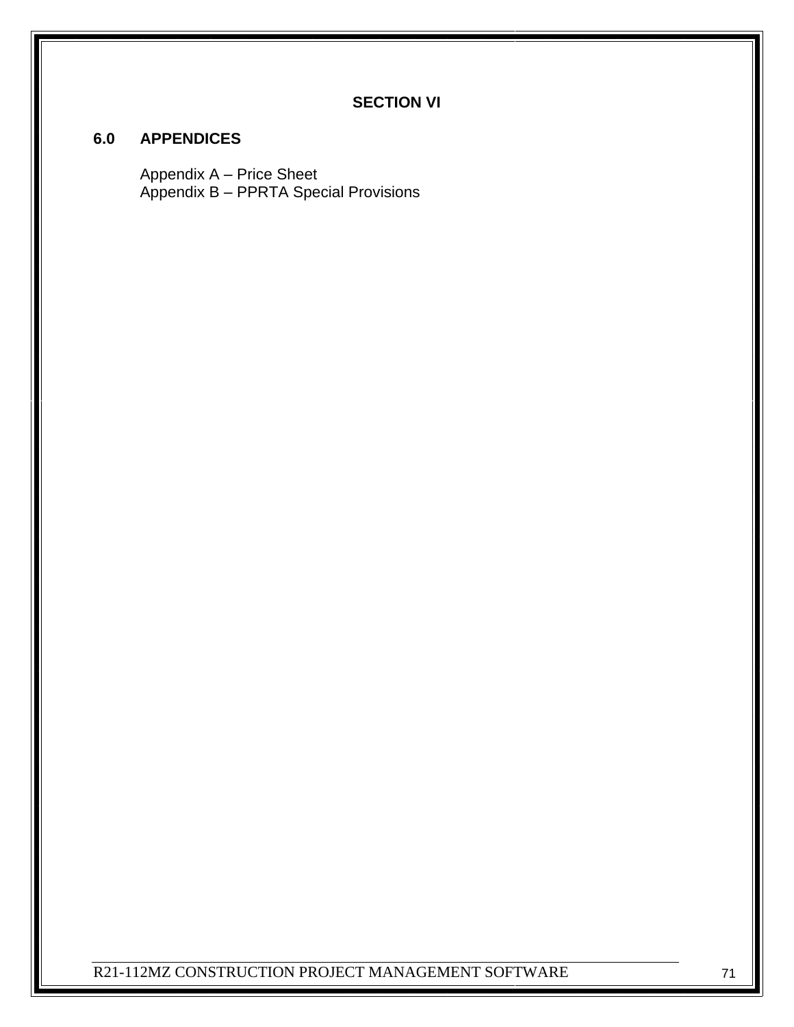# SECTION VI

## 6.0 APPENDICES

Appendix A – Price Sheet
Appendix B – PPRTA Special Provisions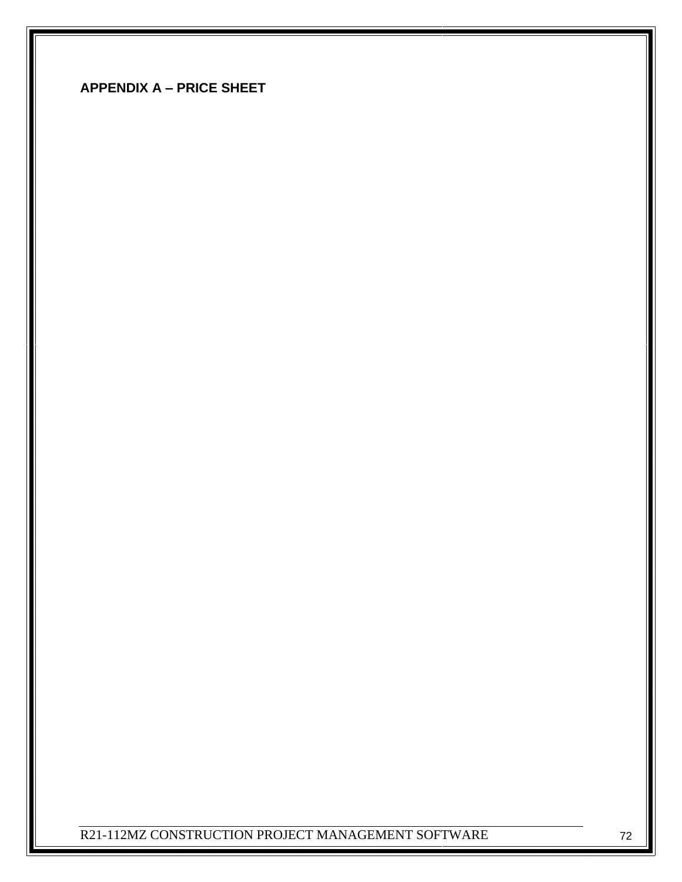## APPENDIX A – PRICE SHEET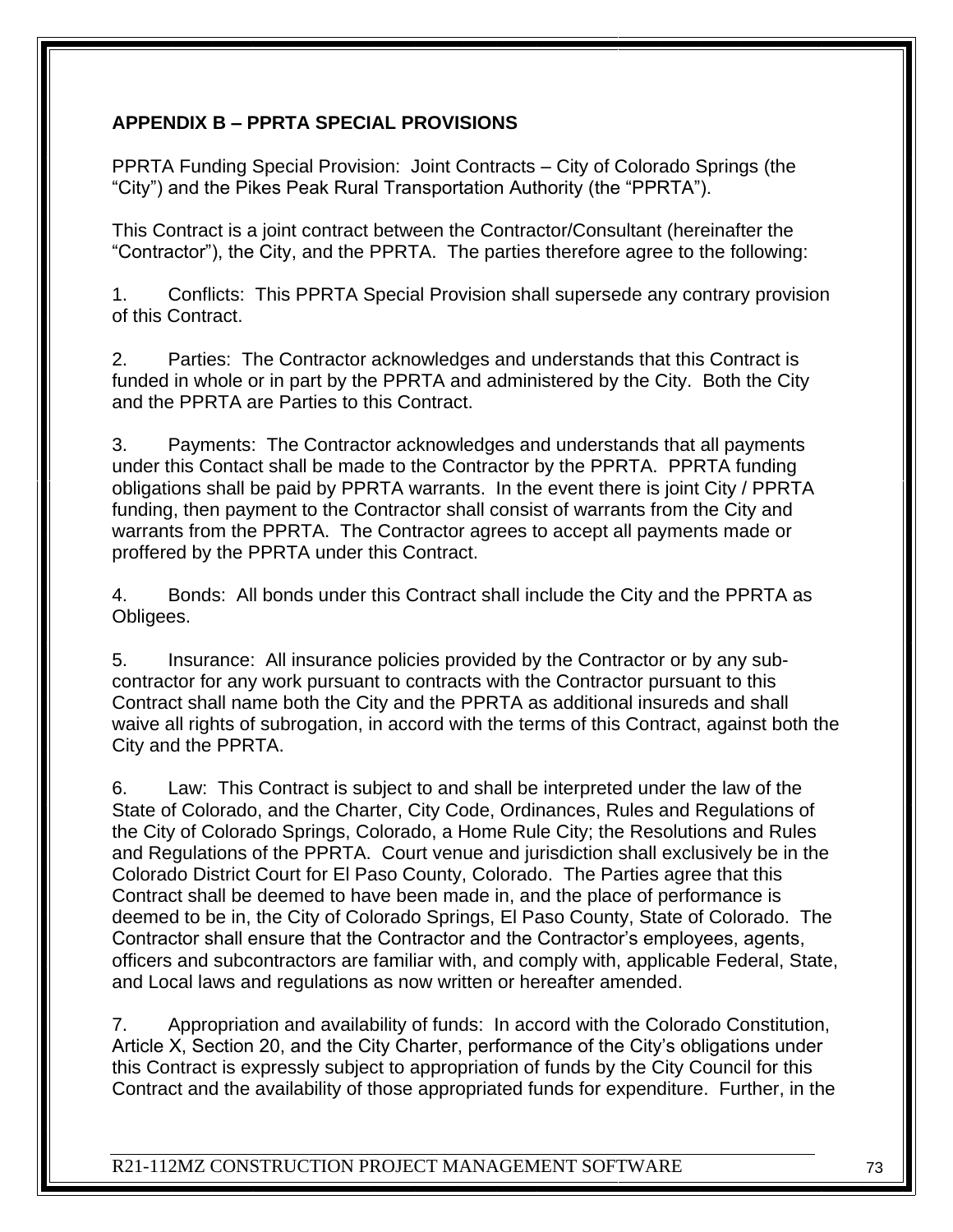## APPENDIX B – PPRTA SPECIAL PROVISIONS

PPRTA Funding Special Provision: Joint Contracts – City of Colorado Springs (the "City") and the Pikes Peak Rural Transportation Authority (the "PPRTA").

This Contract is a joint contract between the Contractor/Consultant (hereinafter the "Contractor"), the City, and the PPRTA. The parties therefore agree to the following:

1. Conflicts: This PPRTA Special Provision shall supersede any contrary provision of this Contract.

2. Parties: The Contractor acknowledges and understands that this Contract is funded in whole or in part by the PPRTA and administered by the City. Both the City and the PPRTA are Parties to this Contract.

3. Payments: The Contractor acknowledges and understands that all payments under this Contact shall be made to the Contractor by the PPRTA. PPRTA funding obligations shall be paid by PPRTA warrants. In the event there is joint City / PPRTA funding, then payment to the Contractor shall consist of warrants from the City and warrants from the PPRTA. The Contractor agrees to accept all payments made or proffered by the PPRTA under this Contract.

4. Bonds: All bonds under this Contract shall include the City and the PPRTA as Obligees.

5. Insurance: All insurance policies provided by the Contractor or by any sub-contractor for any work pursuant to contracts with the Contractor pursuant to this Contract shall name both the City and the PPRTA as additional insureds and shall waive all rights of subrogation, in accord with the terms of this Contract, against both the City and the PPRTA.

6. Law: This Contract is subject to and shall be interpreted under the law of the State of Colorado, and the Charter, City Code, Ordinances, Rules and Regulations of the City of Colorado Springs, Colorado, a Home Rule City; the Resolutions and Rules and Regulations of the PPRTA. Court venue and jurisdiction shall exclusively be in the Colorado District Court for El Paso County, Colorado. The Parties agree that this Contract shall be deemed to have been made in, and the place of performance is deemed to be in, the City of Colorado Springs, El Paso County, State of Colorado. The Contractor shall ensure that the Contractor and the Contractor's employees, agents, officers and subcontractors are familiar with, and comply with, applicable Federal, State, and Local laws and regulations as now written or hereafter amended.

7. Appropriation and availability of funds: In accord with the Colorado Constitution, Article X, Section 20, and the City Charter, performance of the City's obligations under this Contract is expressly subject to appropriation of funds by the City Council for this Contract and the availability of those appropriated funds for expenditure. Further, in the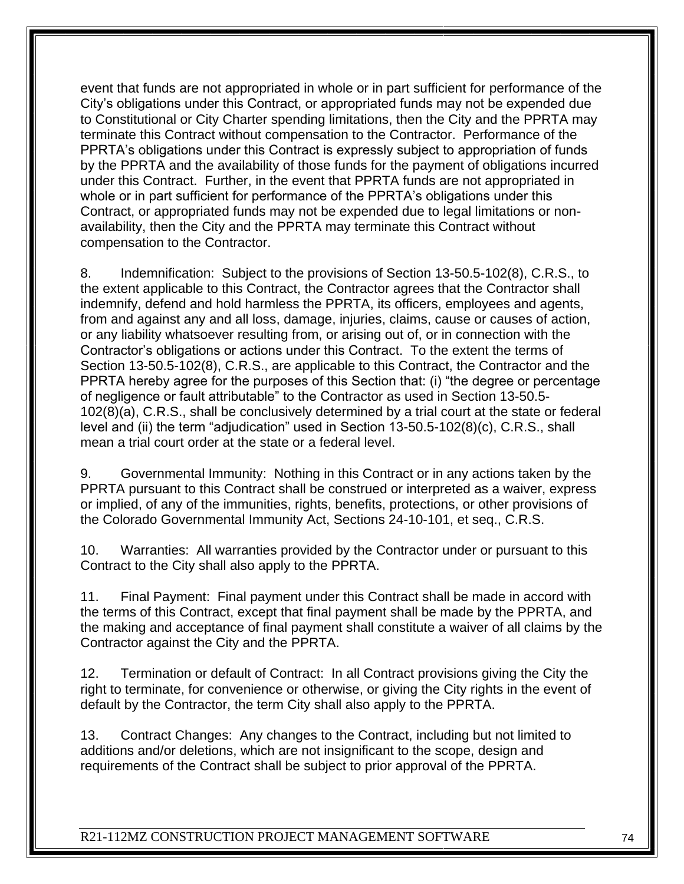event that funds are not appropriated in whole or in part sufficient for performance of the City's obligations under this Contract, or appropriated funds may not be expended due to Constitutional or City Charter spending limitations, then the City and the PPRTA may terminate this Contract without compensation to the Contractor. Performance of the PPRTA's obligations under this Contract is expressly subject to appropriation of funds by the PPRTA and the availability of those funds for the payment of obligations incurred under this Contract. Further, in the event that PPRTA funds are not appropriated in whole or in part sufficient for performance of the PPRTA's obligations under this Contract, or appropriated funds may not be expended due to legal limitations or non-availability, then the City and the PPRTA may terminate this Contract without compensation to the Contractor.

8. Indemnification: Subject to the provisions of Section 13-50.5-102(8), C.R.S., to the extent applicable to this Contract, the Contractor agrees that the Contractor shall indemnify, defend and hold harmless the PPRTA, its officers, employees and agents, from and against any and all loss, damage, injuries, claims, cause or causes of action, or any liability whatsoever resulting from, or arising out of, or in connection with the Contractor's obligations or actions under this Contract. To the extent the terms of Section 13-50.5-102(8), C.R.S., are applicable to this Contract, the Contractor and the PPRTA hereby agree for the purposes of this Section that: (i) "the degree or percentage of negligence or fault attributable" to the Contractor as used in Section 13-50.5-102(8)(a), C.R.S., shall be conclusively determined by a trial court at the state or federal level and (ii) the term "adjudication" used in Section 13-50.5-102(8)(c), C.R.S., shall mean a trial court order at the state or a federal level.

9. Governmental Immunity: Nothing in this Contract or in any actions taken by the PPRTA pursuant to this Contract shall be construed or interpreted as a waiver, express or implied, of any of the immunities, rights, benefits, protections, or other provisions of the Colorado Governmental Immunity Act, Sections 24-10-101, et seq., C.R.S.

10. Warranties: All warranties provided by the Contractor under or pursuant to this Contract to the City shall also apply to the PPRTA.

11. Final Payment: Final payment under this Contract shall be made in accord with the terms of this Contract, except that final payment shall be made by the PPRTA, and the making and acceptance of final payment shall constitute a waiver of all claims by the Contractor against the City and the PPRTA.

12. Termination or default of Contract: In all Contract provisions giving the City the right to terminate, for convenience or otherwise, or giving the City rights in the event of default by the Contractor, the term City shall also apply to the PPRTA.

13. Contract Changes: Any changes to the Contract, including but not limited to additions and/or deletions, which are not insignificant to the scope, design and requirements of the Contract shall be subject to prior approval of the PPRTA.